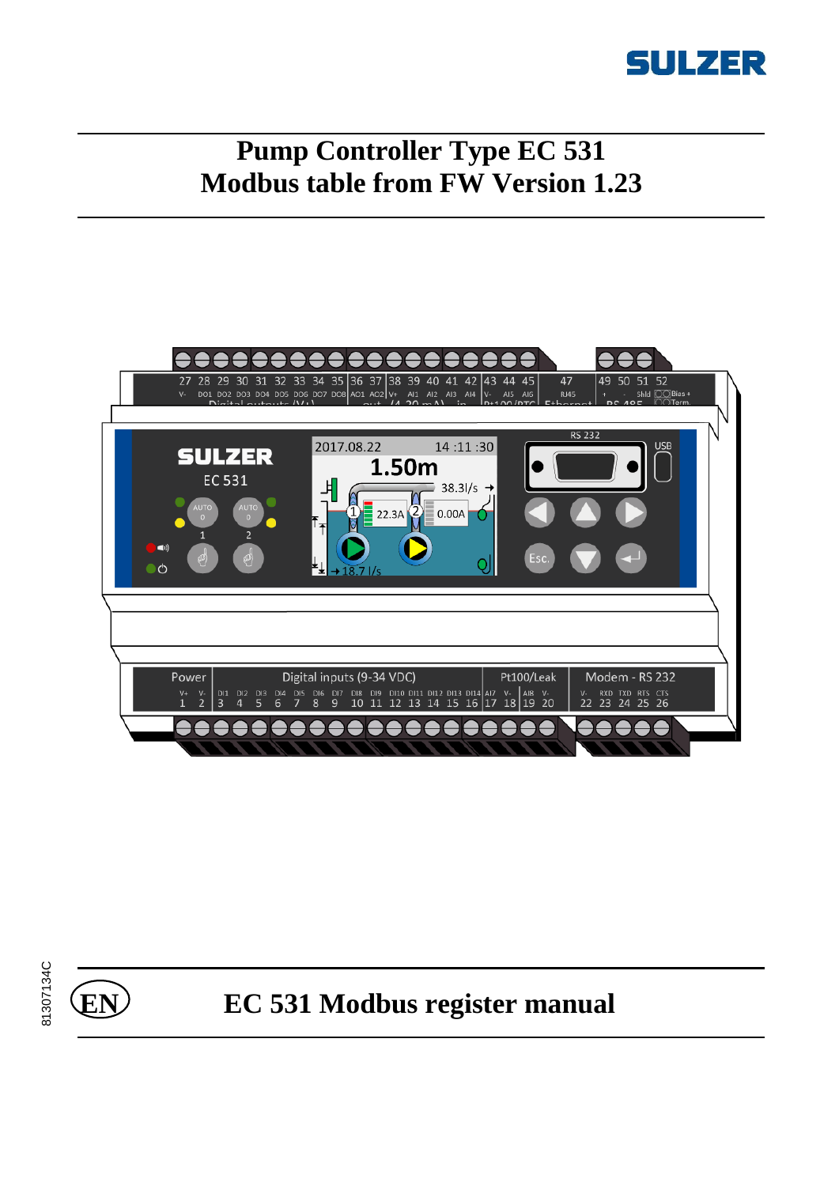SULZER

# Pump Controller Type EC 531
# Modbus table from FW Version 1.23

81307134C

EN

# EC 531 Modbus register manual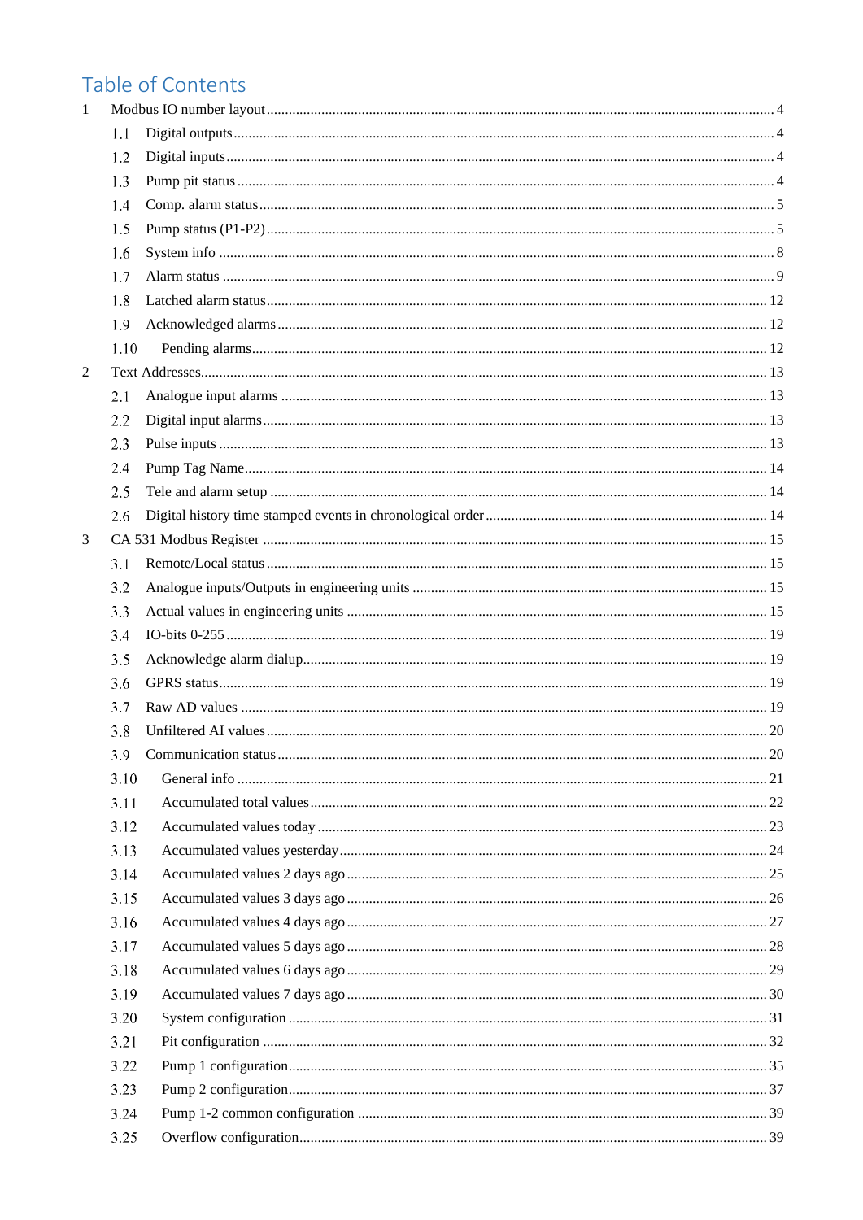# Table of Contents

1 Modbus IO number layout ........ 4
- 1.1 Digital outputs ........ 4
- 1.2 Digital inputs ........ 4
- 1.3 Pump pit status ........ 4
- 1.4 Comp. alarm status ........ 5
- 1.5 Pump status (P1-P2) ........ 5
- 1.6 System info ........ 8
- 1.7 Alarm status ........ 9
- 1.8 Latched alarm status ........ 12
- 1.9 Acknowledged alarms ........ 12
- 1.10 Pending alarms ........ 12

2 Text Addresses ........ 13
- 2.1 Analogue input alarms ........ 13
- 2.2 Digital input alarms ........ 13
- 2.3 Pulse inputs ........ 13
- 2.4 Pump Tag Name ........ 14
- 2.5 Tele and alarm setup ........ 14
- 2.6 Digital history time stamped events in chronological order ........ 14

3 CA 531 Modbus Register ........ 15
- 3.1 Remote/Local status ........ 15
- 3.2 Analogue inputs/Outputs in engineering units ........ 15
- 3.3 Actual values in engineering units ........ 15
- 3.4 IO-bits 0-255 ........ 19
- 3.5 Acknowledge alarm dialup ........ 19
- 3.6 GPRS status ........ 19
- 3.7 Raw AD values ........ 19
- 3.8 Unfiltered AI values ........ 20
- 3.9 Communication status ........ 20
- 3.10 General info ........ 21
- 3.11 Accumulated total values ........ 22
- 3.12 Accumulated values today ........ 23
- 3.13 Accumulated values yesterday ........ 24
- 3.14 Accumulated values 2 days ago ........ 25
- 3.15 Accumulated values 3 days ago ........ 26
- 3.16 Accumulated values 4 days ago ........ 27
- 3.17 Accumulated values 5 days ago ........ 28
- 3.18 Accumulated values 6 days ago ........ 29
- 3.19 Accumulated values 7 days ago ........ 30
- 3.20 System configuration ........ 31
- 3.21 Pit configuration ........ 32
- 3.22 Pump 1 configuration ........ 35
- 3.23 Pump 2 configuration ........ 37
- 3.24 Pump 1-2 common configuration ........ 39
- 3.25 Overflow configuration ........ 39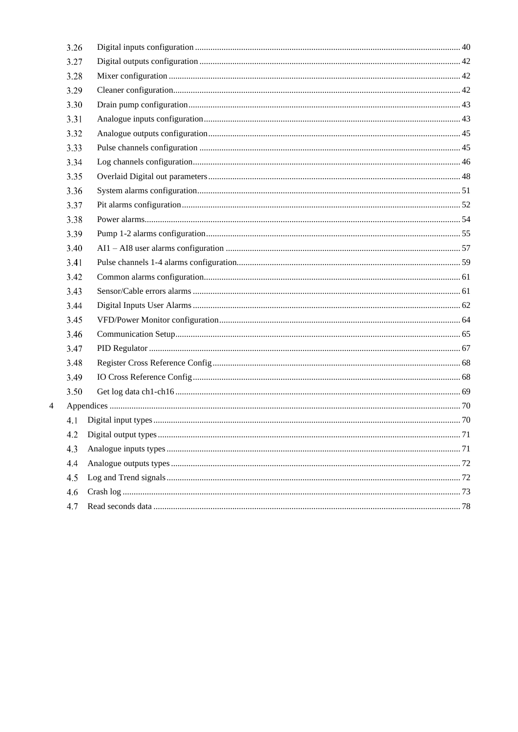3.26 Digital inputs configuration ... 40
3.27 Digital outputs configuration ... 42
3.28 Mixer configuration ... 42
3.29 Cleaner configuration ... 42
3.30 Drain pump configuration ... 43
3.31 Analogue inputs configuration ... 43
3.32 Analogue outputs configuration ... 45
3.33 Pulse channels configuration ... 45
3.34 Log channels configuration ... 46
3.35 Overlaid Digital out parameters ... 48
3.36 System alarms configuration ... 51
3.37 Pit alarms configuration ... 52
3.38 Power alarms ... 54
3.39 Pump 1-2 alarms configuration ... 55
3.40 AI1 – AI8 user alarms configuration ... 57
3.41 Pulse channels 1-4 alarms configuration ... 59
3.42 Common alarms configuration ... 61
3.43 Sensor/Cable errors alarms ... 61
3.44 Digital Inputs User Alarms ... 62
3.45 VFD/Power Monitor configuration ... 64
3.46 Communication Setup ... 65
3.47 PID Regulator ... 67
3.48 Register Cross Reference Config ... 68
3.49 IO Cross Reference Config ... 68
3.50 Get log data ch1-ch16 ... 69

4 Appendices ... 70

4.1 Digital input types ... 70
4.2 Digital output types ... 71
4.3 Analogue inputs types ... 71
4.4 Analogue outputs types ... 72
4.5 Log and Trend signals ... 72
4.6 Crash log ... 73
4.7 Read seconds data ... 78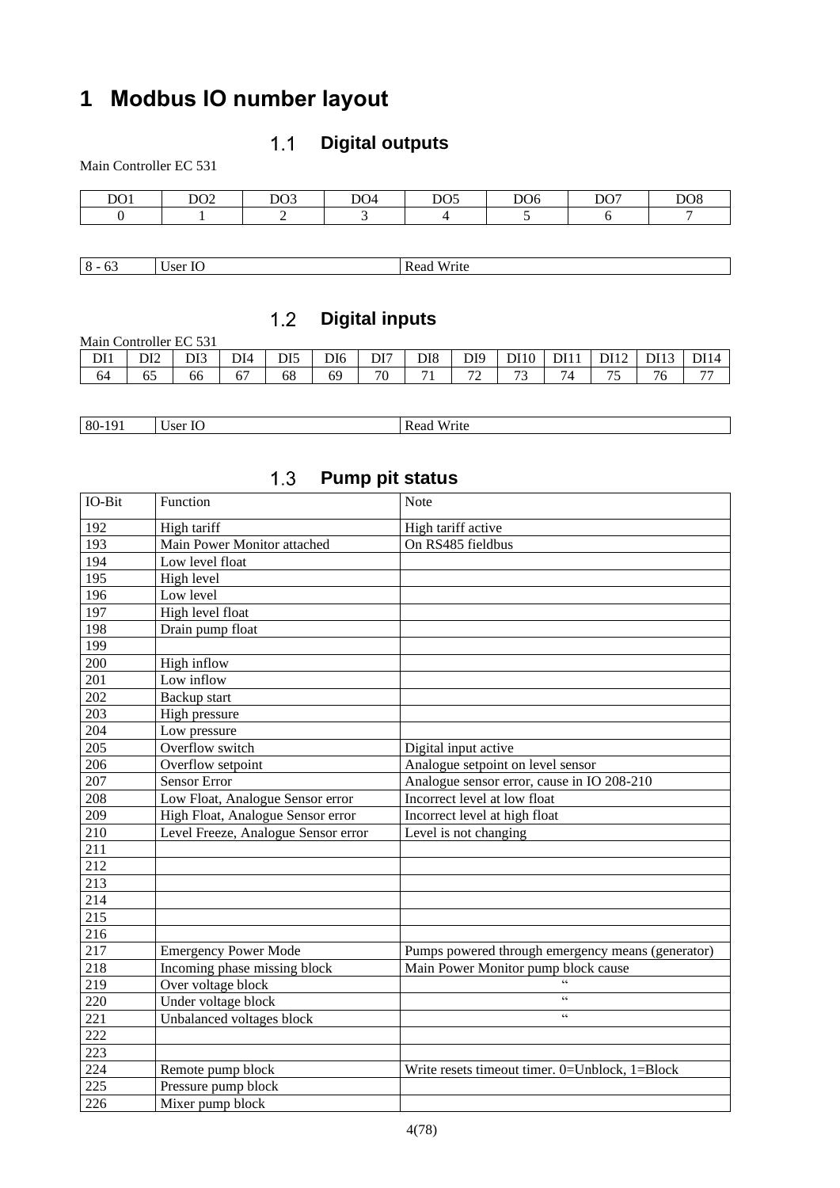# 1 Modbus IO number layout

## 1.1 Digital outputs

Main Controller EC 531

| DO1 | DO2 | DO3 | DO4 | DO5 | DO6 | DO7 | DO8 |
|---|---|---|---|---|---|---|---|
| 0 | 1 | 2 | 3 | 4 | 5 | 6 | 7 |

| 8 - 63 | User IO | Read Write |
|---|---|---|

## 1.2 Digital inputs

Main Controller EC 531

| DI1 | DI2 | DI3 | DI4 | DI5 | DI6 | DI7 | DI8 | DI9 | DI10 | DI11 | DI12 | DI13 | DI14 |
|---|---|---|---|---|---|---|---|---|---|---|---|---|---|
| 64 | 65 | 66 | 67 | 68 | 69 | 70 | 71 | 72 | 73 | 74 | 75 | 76 | 77 |

| 80-191 | User IO | Read Write |
|---|---|---|

## 1.3 Pump pit status

| IO-Bit | Function | Note |
|---|---|---|
| 192 | High tariff | High tariff active |
| 193 | Main Power Monitor attached | On RS485 fieldbus |
| 194 | Low level float | |
| 195 | High level | |
| 196 | Low level | |
| 197 | High level float | |
| 198 | Drain pump float | |
| 199 | | |
| 200 | High inflow | |
| 201 | Low inflow | |
| 202 | Backup start | |
| 203 | High pressure | |
| 204 | Low pressure | |
| 205 | Overflow switch | Digital input active |
| 206 | Overflow setpoint | Analogue setpoint on level sensor |
| 207 | Sensor Error | Analogue sensor error, cause in IO 208-210 |
| 208 | Low Float, Analogue Sensor error | Incorrect level at low float |
| 209 | High Float, Analogue Sensor error | Incorrect level at high float |
| 210 | Level Freeze, Analogue Sensor error | Level is not changing |
| 211 | | |
| 212 | | |
| 213 | | |
| 214 | | |
| 215 | | |
| 216 | | |
| 217 | Emergency Power Mode | Pumps powered through emergency means (generator) |
| 218 | Incoming phase missing block | Main Power Monitor pump block cause |
| 219 | Over voltage block | “ |
| 220 | Under voltage block | “ |
| 221 | Unbalanced voltages block | “ |
| 222 | | |
| 223 | | |
| 224 | Remote pump block | Write resets timeout timer. 0=Unblock, 1=Block |
| 225 | Pressure pump block | |
| 226 | Mixer pump block | |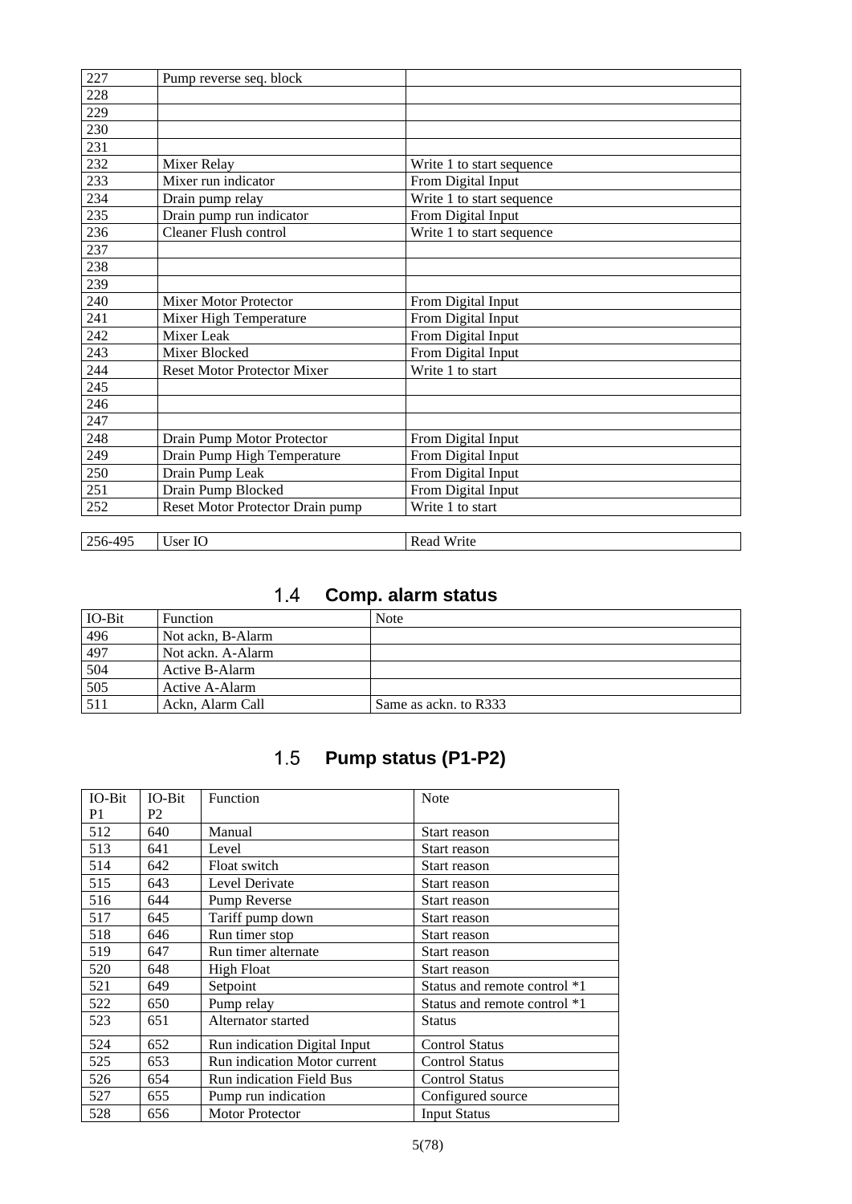| | | |
|---|---|---|
| 227 | Pump reverse seq. block | |
| 228 | | |
| 229 | | |
| 230 | | |
| 231 | | |
| 232 | Mixer Relay | Write 1 to start sequence |
| 233 | Mixer run indicator | From Digital Input |
| 234 | Drain pump relay | Write 1 to start sequence |
| 235 | Drain pump run indicator | From Digital Input |
| 236 | Cleaner Flush control | Write 1 to start sequence |
| 237 | | |
| 238 | | |
| 239 | | |
| 240 | Mixer Motor Protector | From Digital Input |
| 241 | Mixer High Temperature | From Digital Input |
| 242 | Mixer Leak | From Digital Input |
| 243 | Mixer Blocked | From Digital Input |
| 244 | Reset Motor Protector Mixer | Write 1 to start |
| 245 | | |
| 246 | | |
| 247 | | |
| 248 | Drain Pump Motor Protector | From Digital Input |
| 249 | Drain Pump High Temperature | From Digital Input |
| 250 | Drain Pump Leak | From Digital Input |
| 251 | Drain Pump Blocked | From Digital Input |
| 252 | Reset Motor Protector Drain pump | Write 1 to start |

| | | |
|---|---|---|
| 256-495 | User IO | Read Write |

## 1.4 Comp. alarm status

| IO-Bit | Function | Note |
|---|---|---|
| 496 | Not ackn, B-Alarm | |
| 497 | Not ackn. A-Alarm | |
| 504 | Active B-Alarm | |
| 505 | Active A-Alarm | |
| 511 | Ackn, Alarm Call | Same as ackn. to R333 |

## 1.5 Pump status (P1-P2)

| IO-Bit P1 | IO-Bit P2 | Function | Note |
|---|---|---|---|
| 512 | 640 | Manual | Start reason |
| 513 | 641 | Level | Start reason |
| 514 | 642 | Float switch | Start reason |
| 515 | 643 | Level Derivate | Start reason |
| 516 | 644 | Pump Reverse | Start reason |
| 517 | 645 | Tariff pump down | Start reason |
| 518 | 646 | Run timer stop | Start reason |
| 519 | 647 | Run timer alternate | Start reason |
| 520 | 648 | High Float | Start reason |
| 521 | 649 | Setpoint | Status and remote control *1 |
| 522 | 650 | Pump relay | Status and remote control *1 |
| 523 | 651 | Alternator started | Status |
| 524 | 652 | Run indication Digital Input | Control Status |
| 525 | 653 | Run indication Motor current | Control Status |
| 526 | 654 | Run indication Field Bus | Control Status |
| 527 | 655 | Pump run indication | Configured source |
| 528 | 656 | Motor Protector | Input Status |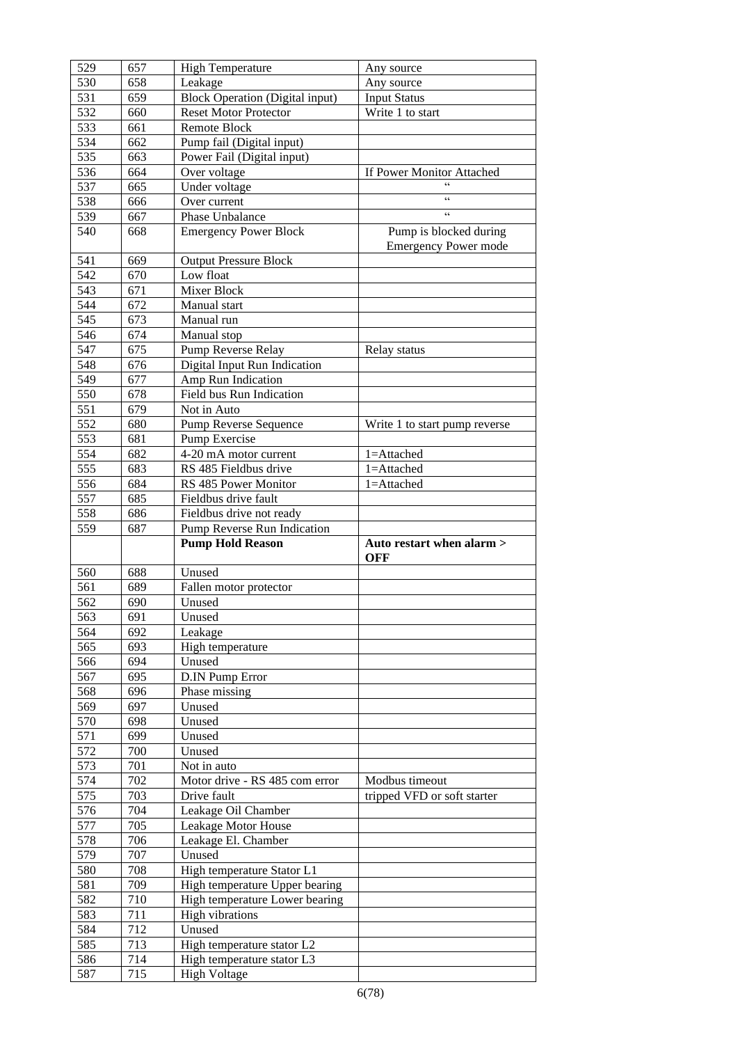| 529 | 657 | High Temperature | Any source |
|---|---|---|---|
| 530 | 658 | Leakage | Any source |
| 531 | 659 | Block Operation (Digital input) | Input Status |
| 532 | 660 | Reset Motor Protector | Write 1 to start |
| 533 | 661 | Remote Block | |
| 534 | 662 | Pump fail (Digital input) | |
| 535 | 663 | Power Fail (Digital input) | |
| 536 | 664 | Over voltage | If Power Monitor Attached |
| 537 | 665 | Under voltage | “ |
| 538 | 666 | Over current | “ |
| 539 | 667 | Phase Unbalance | “ |
| 540 | 668 | Emergency Power Block | Pump is blocked during Emergency Power mode |
| 541 | 669 | Output Pressure Block | |
| 542 | 670 | Low float | |
| 543 | 671 | Mixer Block | |
| 544 | 672 | Manual start | |
| 545 | 673 | Manual run | |
| 546 | 674 | Manual stop | |
| 547 | 675 | Pump Reverse Relay | Relay status |
| 548 | 676 | Digital Input Run Indication | |
| 549 | 677 | Amp Run Indication | |
| 550 | 678 | Field bus Run Indication | |
| 551 | 679 | Not in Auto | |
| 552 | 680 | Pump Reverse Sequence | Write 1 to start pump reverse |
| 553 | 681 | Pump Exercise | |
| 554 | 682 | 4-20 mA motor current | 1=Attached |
| 555 | 683 | RS 485 Fieldbus drive | 1=Attached |
| 556 | 684 | RS 485 Power Monitor | 1=Attached |
| 557 | 685 | Fieldbus drive fault | |
| 558 | 686 | Fieldbus drive not ready | |
| 559 | 687 | Pump Reverse Run Indication | |
| | | **Pump Hold Reason** | **Auto restart when alarm > OFF** |
| 560 | 688 | Unused | |
| 561 | 689 | Fallen motor protector | |
| 562 | 690 | Unused | |
| 563 | 691 | Unused | |
| 564 | 692 | Leakage | |
| 565 | 693 | High temperature | |
| 566 | 694 | Unused | |
| 567 | 695 | D.IN Pump Error | |
| 568 | 696 | Phase missing | |
| 569 | 697 | Unused | |
| 570 | 698 | Unused | |
| 571 | 699 | Unused | |
| 572 | 700 | Unused | |
| 573 | 701 | Not in auto | |
| 574 | 702 | Motor drive - RS 485 com error | Modbus timeout |
| 575 | 703 | Drive fault | tripped VFD or soft starter |
| 576 | 704 | Leakage Oil Chamber | |
| 577 | 705 | Leakage Motor House | |
| 578 | 706 | Leakage El. Chamber | |
| 579 | 707 | Unused | |
| 580 | 708 | High temperature Stator L1 | |
| 581 | 709 | High temperature Upper bearing | |
| 582 | 710 | High temperature Lower bearing | |
| 583 | 711 | High vibrations | |
| 584 | 712 | Unused | |
| 585 | 713 | High temperature stator L2 | |
| 586 | 714 | High temperature stator L3 | |
| 587 | 715 | High Voltage | |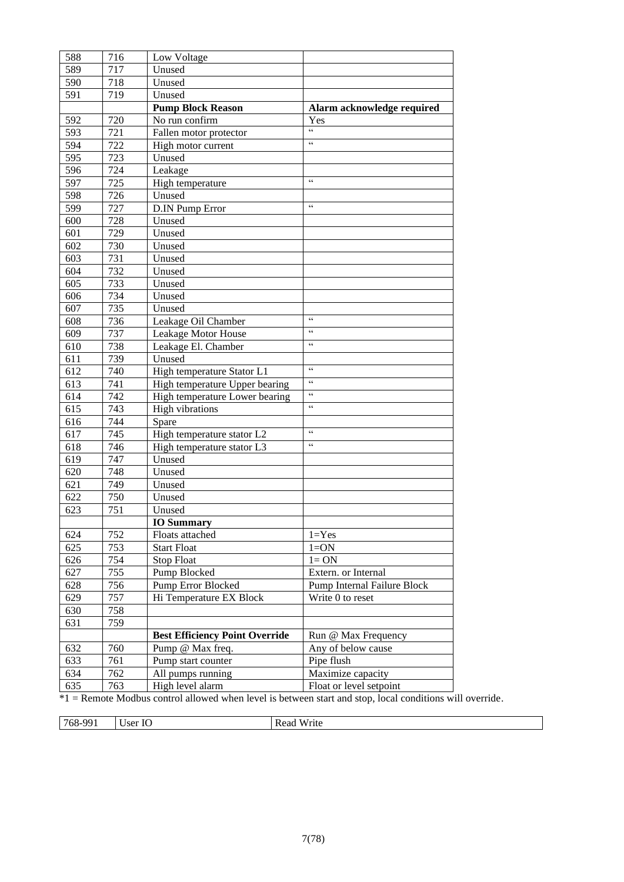| | | | |
|---|---|---|---|
| 588 | 716 | Low Voltage | |
| 589 | 717 | Unused | |
| 590 | 718 | Unused | |
| 591 | 719 | Unused | |
| | | **Pump Block Reason** | **Alarm acknowledge required** |
| 592 | 720 | No run confirm | Yes |
| 593 | 721 | Fallen motor protector | " |
| 594 | 722 | High motor current | " |
| 595 | 723 | Unused | |
| 596 | 724 | Leakage | |
| 597 | 725 | High temperature | " |
| 598 | 726 | Unused | |
| 599 | 727 | D.IN Pump Error | " |
| 600 | 728 | Unused | |
| 601 | 729 | Unused | |
| 602 | 730 | Unused | |
| 603 | 731 | Unused | |
| 604 | 732 | Unused | |
| 605 | 733 | Unused | |
| 606 | 734 | Unused | |
| 607 | 735 | Unused | |
| 608 | 736 | Leakage Oil Chamber | " |
| 609 | 737 | Leakage Motor House | " |
| 610 | 738 | Leakage El. Chamber | " |
| 611 | 739 | Unused | |
| 612 | 740 | High temperature Stator L1 | " |
| 613 | 741 | High temperature Upper bearing | " |
| 614 | 742 | High temperature Lower bearing | " |
| 615 | 743 | High vibrations | " |
| 616 | 744 | Spare | |
| 617 | 745 | High temperature stator L2 | " |
| 618 | 746 | High temperature stator L3 | " |
| 619 | 747 | Unused | |
| 620 | 748 | Unused | |
| 621 | 749 | Unused | |
| 622 | 750 | Unused | |
| 623 | 751 | Unused | |
| | | **IO Summary** | |
| 624 | 752 | Floats attached | 1=Yes |
| 625 | 753 | Start Float | 1=ON |
| 626 | 754 | Stop Float | 1= ON |
| 627 | 755 | Pump Blocked | Extern. or Internal |
| 628 | 756 | Pump Error Blocked | Pump Internal Failure Block |
| 629 | 757 | Hi Temperature EX Block | Write 0 to reset |
| 630 | 758 | | |
| 631 | 759 | | |
| | | **Best Efficiency Point Override** | Run @ Max Frequency |
| 632 | 760 | Pump @ Max freq. | Any of below cause |
| 633 | 761 | Pump start counter | Pipe flush |
| 634 | 762 | All pumps running | Maximize capacity |
| 635 | 763 | High level alarm | Float or level setpoint |

*1 = Remote Modbus control allowed when level is between start and stop, local conditions will override.

| | | |
|---|---|---|
| 768-991 | User IO | Read Write |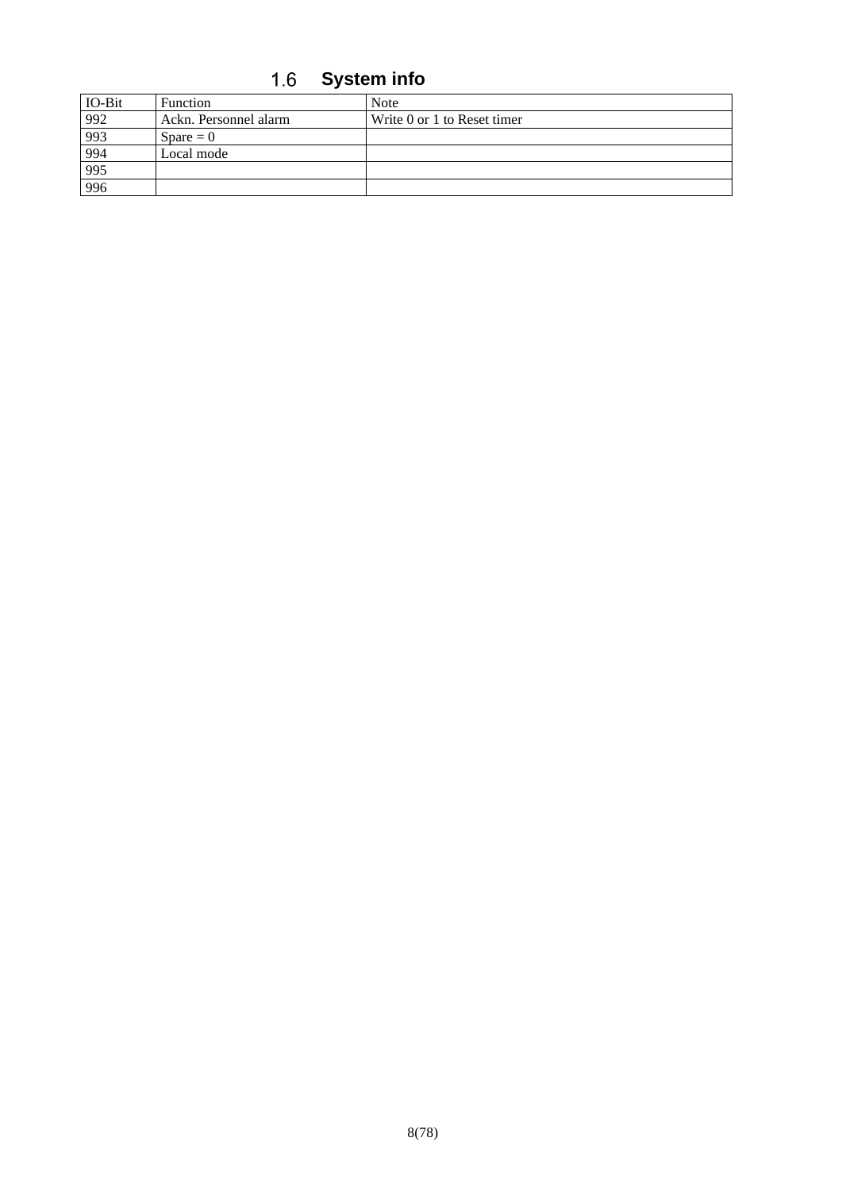## 1.6 System info

| IO-Bit | Function | Note |
| --- | --- | --- |
| 992 | Ackn. Personnel alarm | Write 0 or 1 to Reset timer |
| 993 | Spare = 0 | |
| 994 | Local mode | |
| 995 | | |
| 996 | | |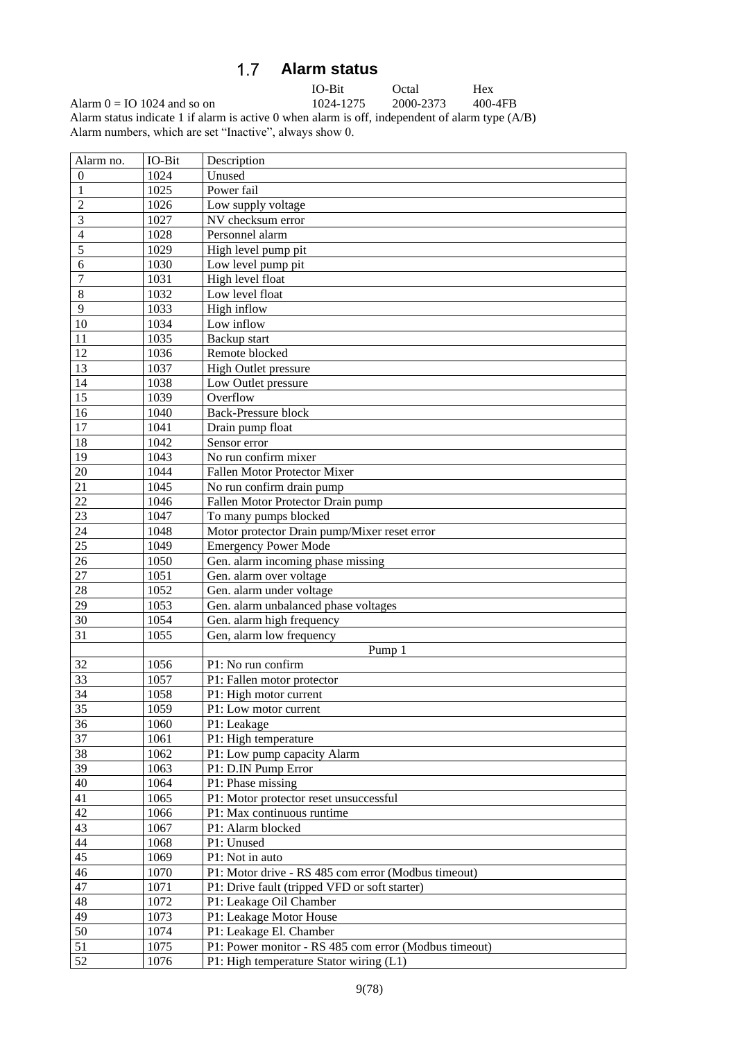## 1.7 Alarm status

| | IO-Bit | Octal | Hex |
|---|---|---|---|
| Alarm 0 = IO 1024 and so on | 1024-1275 | 2000-2373 | 400-4FB |

Alarm status indicate 1 if alarm is active 0 when alarm is off, independent of alarm type (A/B)
Alarm numbers, which are set "Inactive", always show 0.

| Alarm no. | IO-Bit | Description |
|---|---|---|
| 0 | 1024 | Unused |
| 1 | 1025 | Power fail |
| 2 | 1026 | Low supply voltage |
| 3 | 1027 | NV checksum error |
| 4 | 1028 | Personnel alarm |
| 5 | 1029 | High level pump pit |
| 6 | 1030 | Low level pump pit |
| 7 | 1031 | High level float |
| 8 | 1032 | Low level float |
| 9 | 1033 | High inflow |
| 10 | 1034 | Low inflow |
| 11 | 1035 | Backup start |
| 12 | 1036 | Remote blocked |
| 13 | 1037 | High Outlet pressure |
| 14 | 1038 | Low Outlet pressure |
| 15 | 1039 | Overflow |
| 16 | 1040 | Back-Pressure block |
| 17 | 1041 | Drain pump float |
| 18 | 1042 | Sensor error |
| 19 | 1043 | No run confirm mixer |
| 20 | 1044 | Fallen Motor Protector Mixer |
| 21 | 1045 | No run confirm drain pump |
| 22 | 1046 | Fallen Motor Protector Drain pump |
| 23 | 1047 | To many pumps blocked |
| 24 | 1048 | Motor protector Drain pump/Mixer reset error |
| 25 | 1049 | Emergency Power Mode |
| 26 | 1050 | Gen. alarm incoming phase missing |
| 27 | 1051 | Gen. alarm over voltage |
| 28 | 1052 | Gen. alarm under voltage |
| 29 | 1053 | Gen. alarm unbalanced phase voltages |
| 30 | 1054 | Gen. alarm high frequency |
| 31 | 1055 | Gen, alarm low frequency |
| | | Pump 1 |
| 32 | 1056 | P1: No run confirm |
| 33 | 1057 | P1: Fallen motor protector |
| 34 | 1058 | P1: High motor current |
| 35 | 1059 | P1: Low motor current |
| 36 | 1060 | P1: Leakage |
| 37 | 1061 | P1: High temperature |
| 38 | 1062 | P1: Low pump capacity Alarm |
| 39 | 1063 | P1: D.IN Pump Error |
| 40 | 1064 | P1: Phase missing |
| 41 | 1065 | P1: Motor protector reset unsuccessful |
| 42 | 1066 | P1: Max continuous runtime |
| 43 | 1067 | P1: Alarm blocked |
| 44 | 1068 | P1: Unused |
| 45 | 1069 | P1: Not in auto |
| 46 | 1070 | P1: Motor drive - RS 485 com error (Modbus timeout) |
| 47 | 1071 | P1: Drive fault (tripped VFD or soft starter) |
| 48 | 1072 | P1: Leakage Oil Chamber |
| 49 | 1073 | P1: Leakage Motor House |
| 50 | 1074 | P1: Leakage El. Chamber |
| 51 | 1075 | P1: Power monitor - RS 485 com error (Modbus timeout) |
| 52 | 1076 | P1: High temperature Stator wiring (L1) |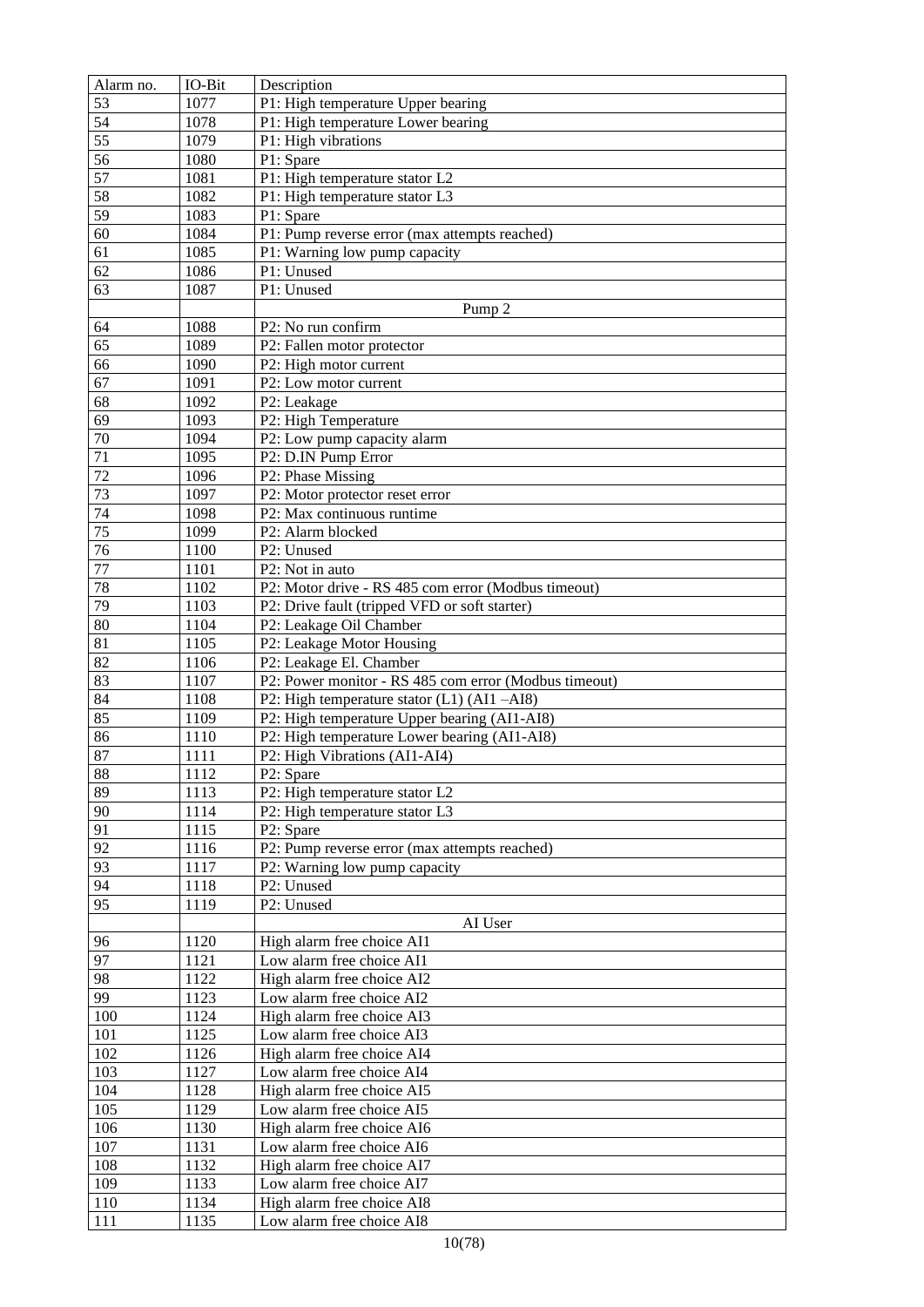| Alarm no. | IO-Bit | Description |
|---|---|---|
| 53 | 1077 | P1: High temperature Upper bearing |
| 54 | 1078 | P1: High temperature Lower bearing |
| 55 | 1079 | P1: High vibrations |
| 56 | 1080 | P1: Spare |
| 57 | 1081 | P1: High temperature stator L2 |
| 58 | 1082 | P1: High temperature stator L3 |
| 59 | 1083 | P1: Spare |
| 60 | 1084 | P1: Pump reverse error (max attempts reached) |
| 61 | 1085 | P1: Warning low pump capacity |
| 62 | 1086 | P1: Unused |
| 63 | 1087 | P1: Unused |
| | | Pump 2 |
| 64 | 1088 | P2: No run confirm |
| 65 | 1089 | P2: Fallen motor protector |
| 66 | 1090 | P2: High motor current |
| 67 | 1091 | P2: Low motor current |
| 68 | 1092 | P2: Leakage |
| 69 | 1093 | P2: High Temperature |
| 70 | 1094 | P2: Low pump capacity alarm |
| 71 | 1095 | P2: D.IN Pump Error |
| 72 | 1096 | P2: Phase Missing |
| 73 | 1097 | P2: Motor protector reset error |
| 74 | 1098 | P2: Max continuous runtime |
| 75 | 1099 | P2: Alarm blocked |
| 76 | 1100 | P2: Unused |
| 77 | 1101 | P2: Not in auto |
| 78 | 1102 | P2: Motor drive - RS 485 com error (Modbus timeout) |
| 79 | 1103 | P2: Drive fault (tripped VFD or soft starter) |
| 80 | 1104 | P2: Leakage Oil Chamber |
| 81 | 1105 | P2: Leakage Motor Housing |
| 82 | 1106 | P2: Leakage El. Chamber |
| 83 | 1107 | P2: Power monitor - RS 485 com error (Modbus timeout) |
| 84 | 1108 | P2: High temperature stator (L1) (AI1 –AI8) |
| 85 | 1109 | P2: High temperature Upper bearing (AI1-AI8) |
| 86 | 1110 | P2: High temperature Lower bearing (AI1-AI8) |
| 87 | 1111 | P2: High Vibrations (AI1-AI4) |
| 88 | 1112 | P2: Spare |
| 89 | 1113 | P2: High temperature stator L2 |
| 90 | 1114 | P2: High temperature stator L3 |
| 91 | 1115 | P2: Spare |
| 92 | 1116 | P2: Pump reverse error (max attempts reached) |
| 93 | 1117 | P2: Warning low pump capacity |
| 94 | 1118 | P2: Unused |
| 95 | 1119 | P2: Unused |
| | | AI User |
| 96 | 1120 | High alarm free choice AI1 |
| 97 | 1121 | Low alarm free choice AI1 |
| 98 | 1122 | High alarm free choice AI2 |
| 99 | 1123 | Low alarm free choice AI2 |
| 100 | 1124 | High alarm free choice AI3 |
| 101 | 1125 | Low alarm free choice AI3 |
| 102 | 1126 | High alarm free choice AI4 |
| 103 | 1127 | Low alarm free choice AI4 |
| 104 | 1128 | High alarm free choice AI5 |
| 105 | 1129 | Low alarm free choice AI5 |
| 106 | 1130 | High alarm free choice AI6 |
| 107 | 1131 | Low alarm free choice AI6 |
| 108 | 1132 | High alarm free choice AI7 |
| 109 | 1133 | Low alarm free choice AI7 |
| 110 | 1134 | High alarm free choice AI8 |
| 111 | 1135 | Low alarm free choice AI8 |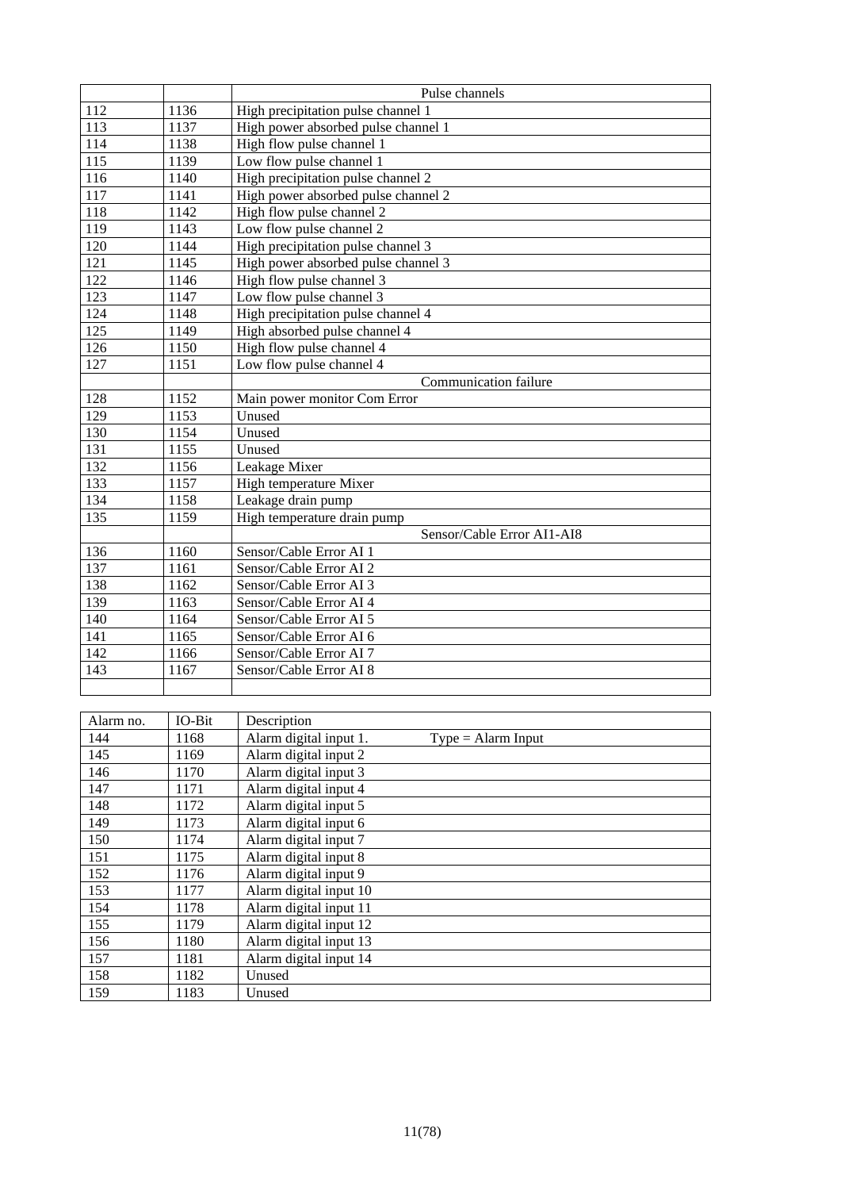| | | Pulse channels |
|---|---|---|
| 112 | 1136 | High precipitation pulse channel 1 |
| 113 | 1137 | High power absorbed pulse channel 1 |
| 114 | 1138 | High flow pulse channel 1 |
| 115 | 1139 | Low flow pulse channel 1 |
| 116 | 1140 | High precipitation pulse channel 2 |
| 117 | 1141 | High power absorbed pulse channel 2 |
| 118 | 1142 | High flow pulse channel 2 |
| 119 | 1143 | Low flow pulse channel 2 |
| 120 | 1144 | High precipitation pulse channel 3 |
| 121 | 1145 | High power absorbed pulse channel 3 |
| 122 | 1146 | High flow pulse channel 3 |
| 123 | 1147 | Low flow pulse channel 3 |
| 124 | 1148 | High precipitation pulse channel 4 |
| 125 | 1149 | High absorbed pulse channel 4 |
| 126 | 1150 | High flow pulse channel 4 |
| 127 | 1151 | Low flow pulse channel 4 |
| | | Communication failure |
| 128 | 1152 | Main power monitor Com Error |
| 129 | 1153 | Unused |
| 130 | 1154 | Unused |
| 131 | 1155 | Unused |
| 132 | 1156 | Leakage Mixer |
| 133 | 1157 | High temperature Mixer |
| 134 | 1158 | Leakage drain pump |
| 135 | 1159 | High temperature drain pump |
| | | Sensor/Cable Error AI1-AI8 |
| 136 | 1160 | Sensor/Cable Error AI 1 |
| 137 | 1161 | Sensor/Cable Error AI 2 |
| 138 | 1162 | Sensor/Cable Error AI 3 |
| 139 | 1163 | Sensor/Cable Error AI 4 |
| 140 | 1164 | Sensor/Cable Error AI 5 |
| 141 | 1165 | Sensor/Cable Error AI 6 |
| 142 | 1166 | Sensor/Cable Error AI 7 |
| 143 | 1167 | Sensor/Cable Error AI 8 |
| | | |

| Alarm no. | IO-Bit | Description |
|---|---|---|
| 144 | 1168 | Alarm digital input 1. Type = Alarm Input |
| 145 | 1169 | Alarm digital input 2 |
| 146 | 1170 | Alarm digital input 3 |
| 147 | 1171 | Alarm digital input 4 |
| 148 | 1172 | Alarm digital input 5 |
| 149 | 1173 | Alarm digital input 6 |
| 150 | 1174 | Alarm digital input 7 |
| 151 | 1175 | Alarm digital input 8 |
| 152 | 1176 | Alarm digital input 9 |
| 153 | 1177 | Alarm digital input 10 |
| 154 | 1178 | Alarm digital input 11 |
| 155 | 1179 | Alarm digital input 12 |
| 156 | 1180 | Alarm digital input 13 |
| 157 | 1181 | Alarm digital input 14 |
| 158 | 1182 | Unused |
| 159 | 1183 | Unused |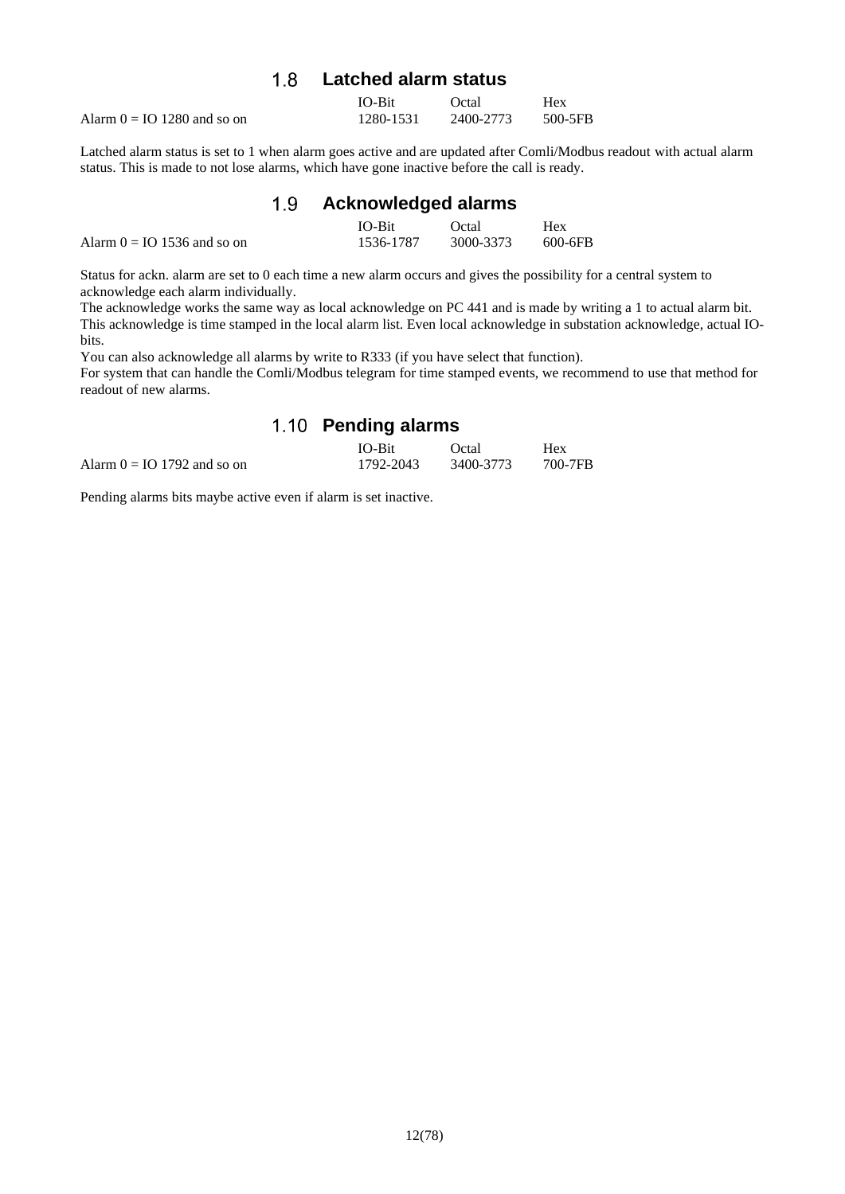## 1.8 Latched alarm status

| | IO-Bit | Octal | Hex |
|---|---|---|---|
| Alarm 0 = IO 1280 and so on | 1280-1531 | 2400-2773 | 500-5FB |

Latched alarm status is set to 1 when alarm goes active and are updated after Comli/Modbus readout with actual alarm status. This is made to not lose alarms, which have gone inactive before the call is ready.

## 1.9 Acknowledged alarms

| | IO-Bit | Octal | Hex |
|---|---|---|---|
| Alarm 0 = IO 1536 and so on | 1536-1787 | 3000-3373 | 600-6FB |

Status for ackn. alarm are set to 0 each time a new alarm occurs and gives the possibility for a central system to acknowledge each alarm individually.
The acknowledge works the same way as local acknowledge on PC 441 and is made by writing a 1 to actual alarm bit. This acknowledge is time stamped in the local alarm list. Even local acknowledge in substation acknowledge, actual IO-bits.
You can also acknowledge all alarms by write to R333 (if you have select that function).
For system that can handle the Comli/Modbus telegram for time stamped events, we recommend to use that method for readout of new alarms.

## 1.10 Pending alarms

| | IO-Bit | Octal | Hex |
|---|---|---|---|
| Alarm 0 = IO 1792 and so on | 1792-2043 | 3400-3773 | 700-7FB |

Pending alarms bits maybe active even if alarm is set inactive.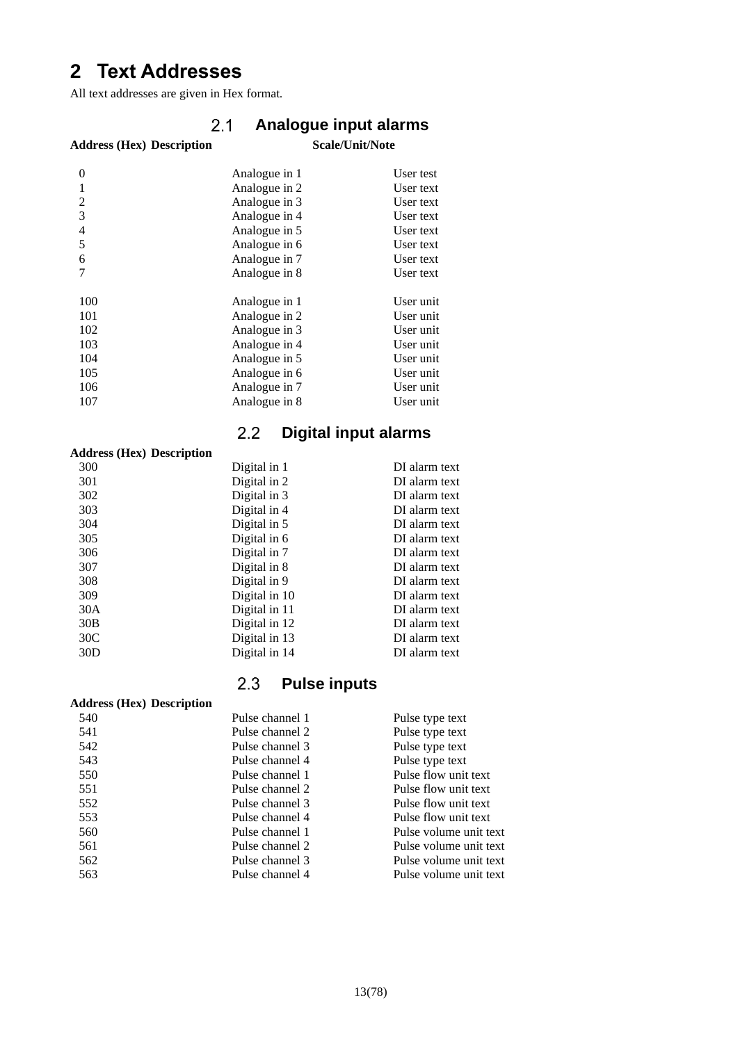# 2 Text Addresses

All text addresses are given in Hex format.

## 2.1 Analogue input alarms

| Address (Hex) | Description | Scale/Unit/Note |
|---|---|---|
| 0 | Analogue in 1 | User test |
| 1 | Analogue in 2 | User text |
| 2 | Analogue in 3 | User text |
| 3 | Analogue in 4 | User text |
| 4 | Analogue in 5 | User text |
| 5 | Analogue in 6 | User text |
| 6 | Analogue in 7 | User text |
| 7 | Analogue in 8 | User text |
| | | |
| 100 | Analogue in 1 | User unit |
| 101 | Analogue in 2 | User unit |
| 102 | Analogue in 3 | User unit |
| 103 | Analogue in 4 | User unit |
| 104 | Analogue in 5 | User unit |
| 105 | Analogue in 6 | User unit |
| 106 | Analogue in 7 | User unit |
| 107 | Analogue in 8 | User unit |

## 2.2 Digital input alarms

| Address (Hex) | Description | |
|---|---|---|
| 300 | Digital in 1 | DI alarm text |
| 301 | Digital in 2 | DI alarm text |
| 302 | Digital in 3 | DI alarm text |
| 303 | Digital in 4 | DI alarm text |
| 304 | Digital in 5 | DI alarm text |
| 305 | Digital in 6 | DI alarm text |
| 306 | Digital in 7 | DI alarm text |
| 307 | Digital in 8 | DI alarm text |
| 308 | Digital in 9 | DI alarm text |
| 309 | Digital in 10 | DI alarm text |
| 30A | Digital in 11 | DI alarm text |
| 30B | Digital in 12 | DI alarm text |
| 30C | Digital in 13 | DI alarm text |
| 30D | Digital in 14 | DI alarm text |

## 2.3 Pulse inputs

| Address (Hex) | Description | |
|---|---|---|
| 540 | Pulse channel 1 | Pulse type text |
| 541 | Pulse channel 2 | Pulse type text |
| 542 | Pulse channel 3 | Pulse type text |
| 543 | Pulse channel 4 | Pulse type text |
| 550 | Pulse channel 1 | Pulse flow unit text |
| 551 | Pulse channel 2 | Pulse flow unit text |
| 552 | Pulse channel 3 | Pulse flow unit text |
| 553 | Pulse channel 4 | Pulse flow unit text |
| 560 | Pulse channel 1 | Pulse volume unit text |
| 561 | Pulse channel 2 | Pulse volume unit text |
| 562 | Pulse channel 3 | Pulse volume unit text |
| 563 | Pulse channel 4 | Pulse volume unit text |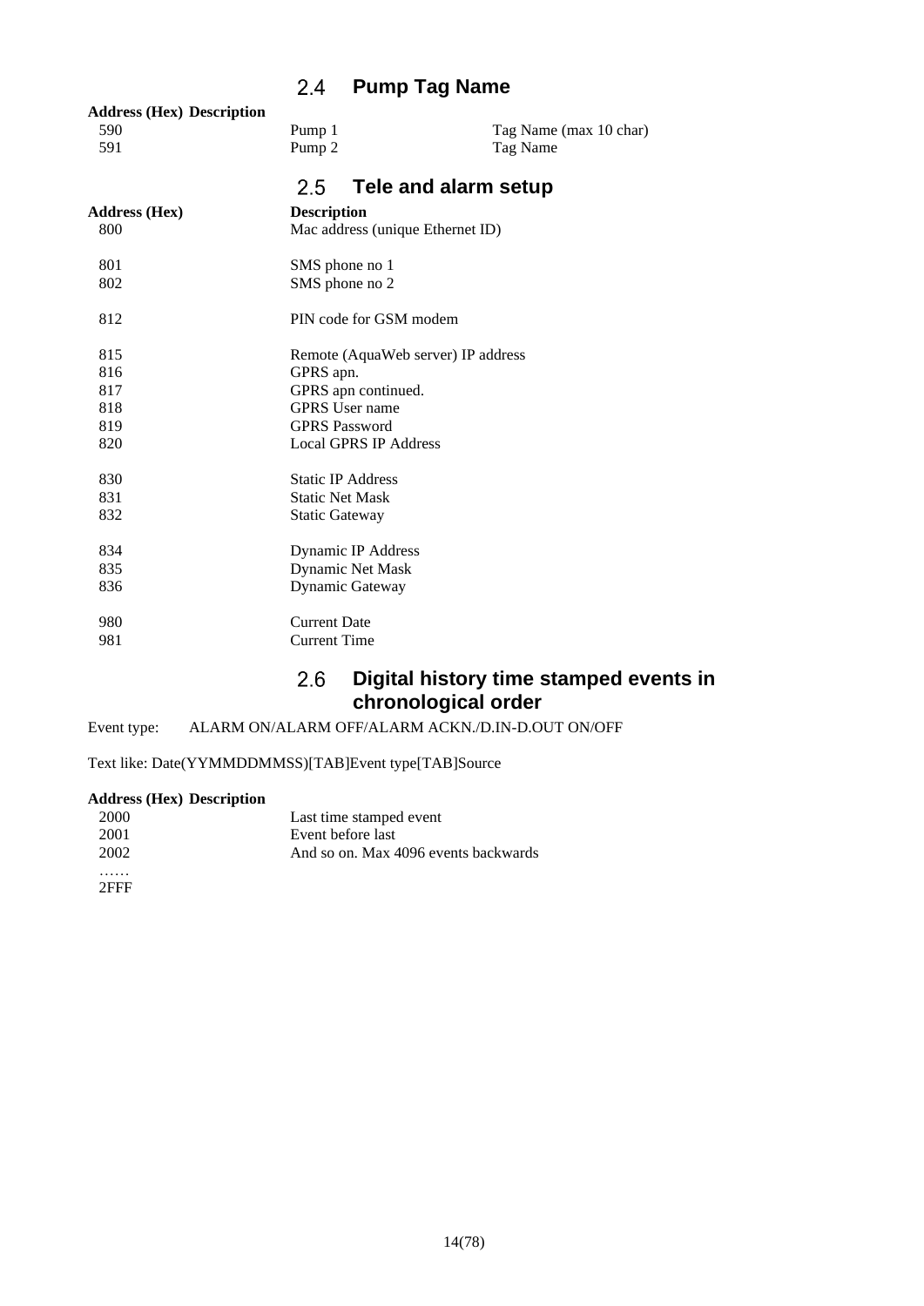## 2.4 Pump Tag Name

| Address (Hex) | Description | |
|---|---|---|
| 590 | Pump 1 | Tag Name (max 10 char) |
| 591 | Pump 2 | Tag Name |

## 2.5 Tele and alarm setup

| Address (Hex) | Description |
|---|---|
| 800 | Mac address (unique Ethernet ID) |
| 801 | SMS phone no 1 |
| 802 | SMS phone no 2 |
| 812 | PIN code for GSM modem |
| 815 | Remote (AquaWeb server) IP address |
| 816 | GPRS apn. |
| 817 | GPRS apn continued. |
| 818 | GPRS User name |
| 819 | GPRS Password |
| 820 | Local GPRS IP Address |
| 830 | Static IP Address |
| 831 | Static Net Mask |
| 832 | Static Gateway |
| 834 | Dynamic IP Address |
| 835 | Dynamic Net Mask |
| 836 | Dynamic Gateway |
| 980 | Current Date |
| 981 | Current Time |

## 2.6 Digital history time stamped events in chronological order

Event type: ALARM ON/ALARM OFF/ALARM ACKN./D.IN-D.OUT ON/OFF

Text like: Date(YYMMDDMMSS)[TAB]Event type[TAB]Source

| Address (Hex) | Description |
|---|---|
| 2000 | Last time stamped event |
| 2001 | Event before last |
| 2002 | And so on. Max 4096 events backwards |
| …… | |
| 2FFF | |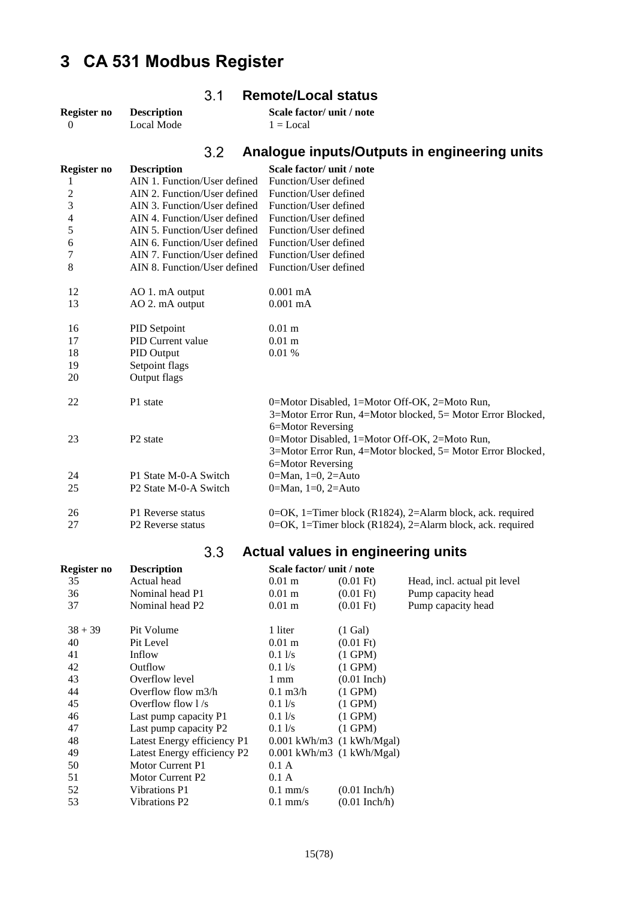# 3 CA 531 Modbus Register

## 3.1 Remote/Local status

| Register no | Description | Scale factor/ unit / note |
|---|---|---|
| 0 | Local Mode | 1 = Local |

## 3.2 Analogue inputs/Outputs in engineering units

| Register no | Description | Scale factor/ unit / note |
|---|---|---|
| 1 | AIN 1. Function/User defined | Function/User defined |
| 2 | AIN 2. Function/User defined | Function/User defined |
| 3 | AIN 3. Function/User defined | Function/User defined |
| 4 | AIN 4. Function/User defined | Function/User defined |
| 5 | AIN 5. Function/User defined | Function/User defined |
| 6 | AIN 6. Function/User defined | Function/User defined |
| 7 | AIN 7. Function/User defined | Function/User defined |
| 8 | AIN 8. Function/User defined | Function/User defined |
| 12 | AO 1. mA output | 0.001 mA |
| 13 | AO 2. mA output | 0.001 mA |
| 16 | PID Setpoint | 0.01 m |
| 17 | PID Current value | 0.01 m |
| 18 | PID Output | 0.01 % |
| 19 | Setpoint flags | |
| 20 | Output flags | |
| 22 | P1 state | 0=Motor Disabled, 1=Motor Off-OK, 2=Moto Run, 3=Motor Error Run, 4=Motor blocked, 5= Motor Error Blocked, 6=Motor Reversing |
| 23 | P2 state | 0=Motor Disabled, 1=Motor Off-OK, 2=Moto Run, 3=Motor Error Run, 4=Motor blocked, 5= Motor Error Blocked, 6=Motor Reversing |
| 24 | P1 State M-0-A Switch | 0=Man, 1=0, 2=Auto |
| 25 | P2 State M-0-A Switch | 0=Man, 1=0, 2=Auto |
| 26 | P1 Reverse status | 0=OK, 1=Timer block (R1824), 2=Alarm block, ack. required |
| 27 | P2 Reverse status | 0=OK, 1=Timer block (R1824), 2=Alarm block, ack. required |

## 3.3 Actual values in engineering units

| Register no | Description | Scale factor/ unit / note | | |
|---|---|---|---|---|
| 35 | Actual head | 0.01 m | (0.01 Ft) | Head, incl. actual pit level |
| 36 | Nominal head P1 | 0.01 m | (0.01 Ft) | Pump capacity head |
| 37 | Nominal head P2 | 0.01 m | (0.01 Ft) | Pump capacity head |
| 38 + 39 | Pit Volume | 1 liter | (1 Gal) | |
| 40 | Pit Level | 0.01 m | (0.01 Ft) | |
| 41 | Inflow | 0.1 l/s | (1 GPM) | |
| 42 | Outflow | 0.1 l/s | (1 GPM) | |
| 43 | Overflow level | 1 mm | (0.01 Inch) | |
| 44 | Overflow flow m3/h | 0.1 m3/h | (1 GPM) | |
| 45 | Overflow flow l /s | 0.1 l/s | (1 GPM) | |
| 46 | Last pump capacity P1 | 0.1 l/s | (1 GPM) | |
| 47 | Last pump capacity P2 | 0.1 l/s | (1 GPM) | |
| 48 | Latest Energy efficiency P1 | 0.001 kWh/m3 | (1 kWh/Mgal) | |
| 49 | Latest Energy efficiency P2 | 0.001 kWh/m3 | (1 kWh/Mgal) | |
| 50 | Motor Current P1 | 0.1 A | | |
| 51 | Motor Current P2 | 0.1 A | | |
| 52 | Vibrations P1 | 0.1 mm/s | (0.01 Inch/h) | |
| 53 | Vibrations P2 | 0.1 mm/s | (0.01 Inch/h) | |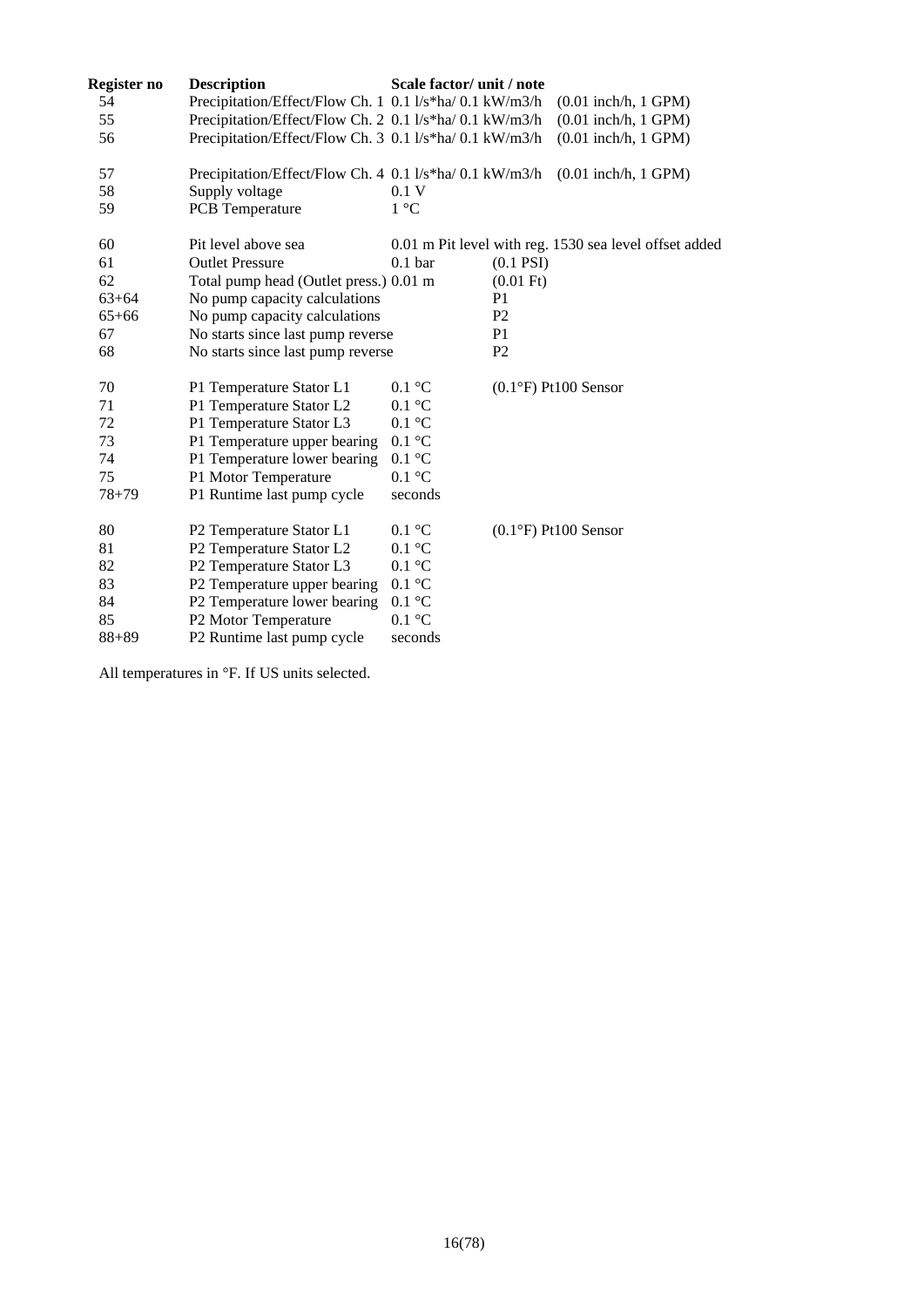| Register no | Description | Scale factor/ unit / note | | |
|---|---|---|---|---|
| 54 | Precipitation/Effect/Flow Ch. 1 | 0.1 l/s*ha/ 0.1 kW/m3/h | | (0.01 inch/h, 1 GPM) |
| 55 | Precipitation/Effect/Flow Ch. 2 | 0.1 l/s*ha/ 0.1 kW/m3/h | | (0.01 inch/h, 1 GPM) |
| 56 | Precipitation/Effect/Flow Ch. 3 | 0.1 l/s*ha/ 0.1 kW/m3/h | | (0.01 inch/h, 1 GPM) |
| 57 | Precipitation/Effect/Flow Ch. 4 | 0.1 l/s*ha/ 0.1 kW/m3/h | | (0.01 inch/h, 1 GPM) |
| 58 | Supply voltage | 0.1 V | | |
| 59 | PCB Temperature | 1 °C | | |
| 60 | Pit level above sea | 0.01 m Pit level with reg. 1530 sea level offset added | | |
| 61 | Outlet Pressure | 0.1 bar | (0.1 PSI) | |
| 62 | Total pump head (Outlet press.) | 0.01 m | (0.01 Ft) | |
| 63+64 | No pump capacity calculations | | P1 | |
| 65+66 | No pump capacity calculations | | P2 | |
| 67 | No starts since last pump reverse | | P1 | |
| 68 | No starts since last pump reverse | | P2 | |
| 70 | P1 Temperature Stator L1 | 0.1 °C | (0.1°F) Pt100 Sensor | |
| 71 | P1 Temperature Stator L2 | 0.1 °C | | |
| 72 | P1 Temperature Stator L3 | 0.1 °C | | |
| 73 | P1 Temperature upper bearing | 0.1 °C | | |
| 74 | P1 Temperature lower bearing | 0.1 °C | | |
| 75 | P1 Motor Temperature | 0.1 °C | | |
| 78+79 | P1 Runtime last pump cycle | seconds | | |
| 80 | P2 Temperature Stator L1 | 0.1 °C | (0.1°F) Pt100 Sensor | |
| 81 | P2 Temperature Stator L2 | 0.1 °C | | |
| 82 | P2 Temperature Stator L3 | 0.1 °C | | |
| 83 | P2 Temperature upper bearing | 0.1 °C | | |
| 84 | P2 Temperature lower bearing | 0.1 °C | | |
| 85 | P2 Motor Temperature | 0.1 °C | | |
| 88+89 | P2 Runtime last pump cycle | seconds | | |

All temperatures in °F. If US units selected.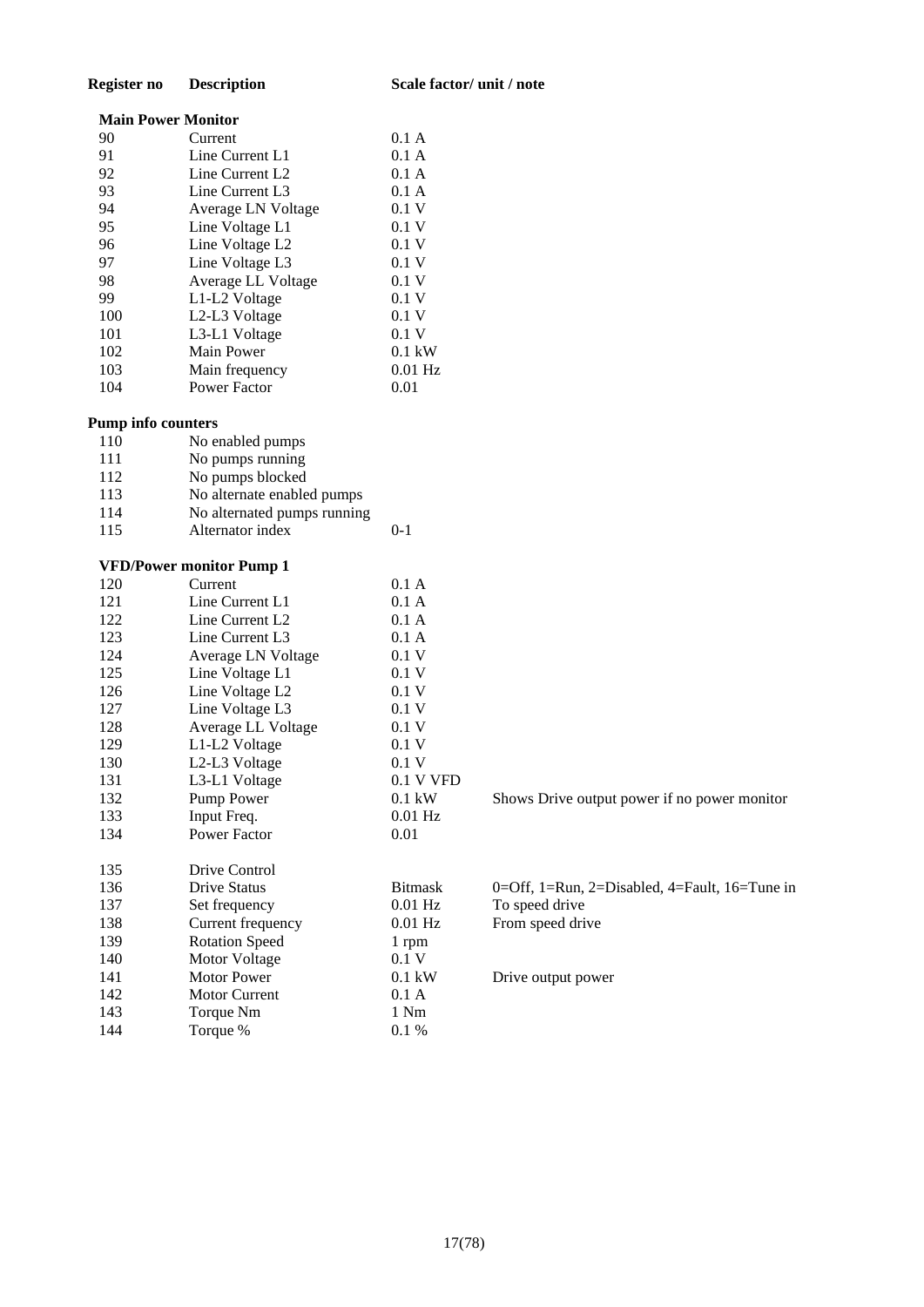| Register no | Description | Scale factor/ unit / note | |
|---|---|---|---|
| **Main Power Monitor** | | | |
| 90 | Current | 0.1 A | |
| 91 | Line Current L1 | 0.1 A | |
| 92 | Line Current L2 | 0.1 A | |
| 93 | Line Current L3 | 0.1 A | |
| 94 | Average LN Voltage | 0.1 V | |
| 95 | Line Voltage L1 | 0.1 V | |
| 96 | Line Voltage L2 | 0.1 V | |
| 97 | Line Voltage L3 | 0.1 V | |
| 98 | Average LL Voltage | 0.1 V | |
| 99 | L1-L2 Voltage | 0.1 V | |
| 100 | L2-L3 Voltage | 0.1 V | |
| 101 | L3-L1 Voltage | 0.1 V | |
| 102 | Main Power | 0.1 kW | |
| 103 | Main frequency | 0.01 Hz | |
| 104 | Power Factor | 0.01 | |
| **Pump info counters** | | | |
| 110 | No enabled pumps | | |
| 111 | No pumps running | | |
| 112 | No pumps blocked | | |
| 113 | No alternate enabled pumps | | |
| 114 | No alternated pumps running | | |
| 115 | Alternator index | 0-1 | |
| **VFD/Power monitor Pump 1** | | | |
| 120 | Current | 0.1 A | |
| 121 | Line Current L1 | 0.1 A | |
| 122 | Line Current L2 | 0.1 A | |
| 123 | Line Current L3 | 0.1 A | |
| 124 | Average LN Voltage | 0.1 V | |
| 125 | Line Voltage L1 | 0.1 V | |
| 126 | Line Voltage L2 | 0.1 V | |
| 127 | Line Voltage L3 | 0.1 V | |
| 128 | Average LL Voltage | 0.1 V | |
| 129 | L1-L2 Voltage | 0.1 V | |
| 130 | L2-L3 Voltage | 0.1 V | |
| 131 | L3-L1 Voltage | 0.1 V VFD | |
| 132 | Pump Power | 0.1 kW | Shows Drive output power if no power monitor |
| 133 | Input Freq. | 0.01 Hz | |
| 134 | Power Factor | 0.01 | |
| 135 | Drive Control | | |
| 136 | Drive Status | Bitmask | 0=Off, 1=Run, 2=Disabled, 4=Fault, 16=Tune in |
| 137 | Set frequency | 0.01 Hz | To speed drive |
| 138 | Current frequency | 0.01 Hz | From speed drive |
| 139 | Rotation Speed | 1 rpm | |
| 140 | Motor Voltage | 0.1 V | |
| 141 | Motor Power | 0.1 kW | Drive output power |
| 142 | Motor Current | 0.1 A | |
| 143 | Torque Nm | 1 Nm | |
| 144 | Torque % | 0.1 % | |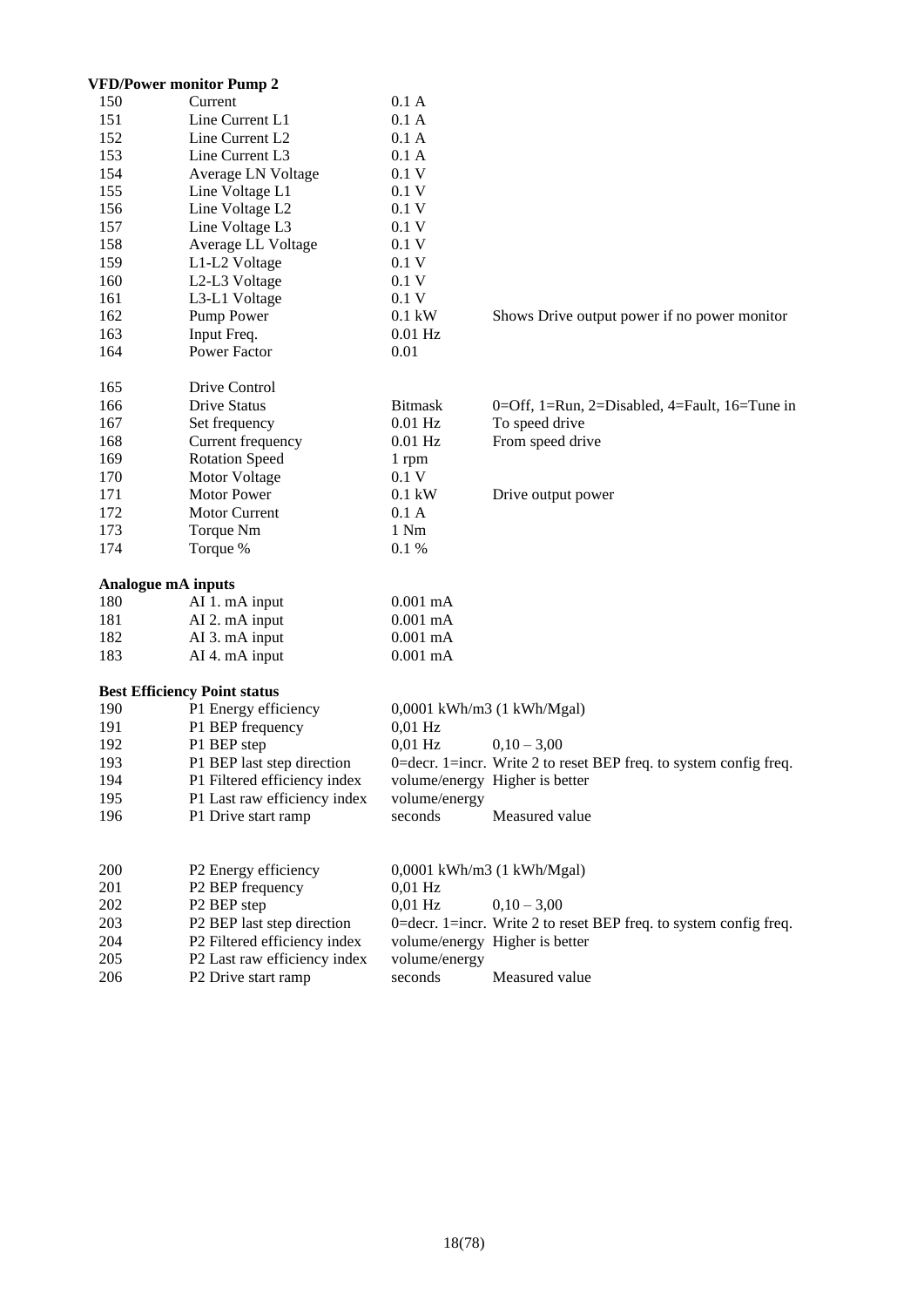**VFD/Power monitor Pump 2**

| | | | |
|---|---|---|---|
| 150 | Current | 0.1 A | |
| 151 | Line Current L1 | 0.1 A | |
| 152 | Line Current L2 | 0.1 A | |
| 153 | Line Current L3 | 0.1 A | |
| 154 | Average LN Voltage | 0.1 V | |
| 155 | Line Voltage L1 | 0.1 V | |
| 156 | Line Voltage L2 | 0.1 V | |
| 157 | Line Voltage L3 | 0.1 V | |
| 158 | Average LL Voltage | 0.1 V | |
| 159 | L1-L2 Voltage | 0.1 V | |
| 160 | L2-L3 Voltage | 0.1 V | |
| 161 | L3-L1 Voltage | 0.1 V | |
| 162 | Pump Power | 0.1 kW | Shows Drive output power if no power monitor |
| 163 | Input Freq. | 0.01 Hz | |
| 164 | Power Factor | 0.01 | |
| | | | |
| 165 | Drive Control | | |
| 166 | Drive Status | Bitmask | 0=Off, 1=Run, 2=Disabled, 4=Fault, 16=Tune in |
| 167 | Set frequency | 0.01 Hz | To speed drive |
| 168 | Current frequency | 0.01 Hz | From speed drive |
| 169 | Rotation Speed | 1 rpm | |
| 170 | Motor Voltage | 0.1 V | |
| 171 | Motor Power | 0.1 kW | Drive output power |
| 172 | Motor Current | 0.1 A | |
| 173 | Torque Nm | 1 Nm | |
| 174 | Torque % | 0.1 % | |

**Analogue mA inputs**

| | | |
|---|---|---|
| 180 | AI 1. mA input | 0.001 mA |
| 181 | AI 2. mA input | 0.001 mA |
| 182 | AI 3. mA input | 0.001 mA |
| 183 | AI 4. mA input | 0.001 mA |

**Best Efficiency Point status**

| | | | |
|---|---|---|---|
| 190 | P1 Energy efficiency | 0,0001 kWh/m3 (1 kWh/Mgal) | |
| 191 | P1 BEP frequency | 0,01 Hz | |
| 192 | P1 BEP step | 0,01 Hz | 0,10 – 3,00 |
| 193 | P1 BEP last step direction | 0=decr. 1=incr. | Write 2 to reset BEP freq. to system config freq. |
| 194 | P1 Filtered efficiency index | volume/energy | Higher is better |
| 195 | P1 Last raw efficiency index | volume/energy | |
| 196 | P1 Drive start ramp | seconds | Measured value |
| | | | |
| 200 | P2 Energy efficiency | 0,0001 kWh/m3 (1 kWh/Mgal) | |
| 201 | P2 BEP frequency | 0,01 Hz | |
| 202 | P2 BEP step | 0,01 Hz | 0,10 – 3,00 |
| 203 | P2 BEP last step direction | 0=decr. 1=incr. | Write 2 to reset BEP freq. to system config freq. |
| 204 | P2 Filtered efficiency index | volume/energy | Higher is better |
| 205 | P2 Last raw efficiency index | volume/energy | |
| 206 | P2 Drive start ramp | seconds | Measured value |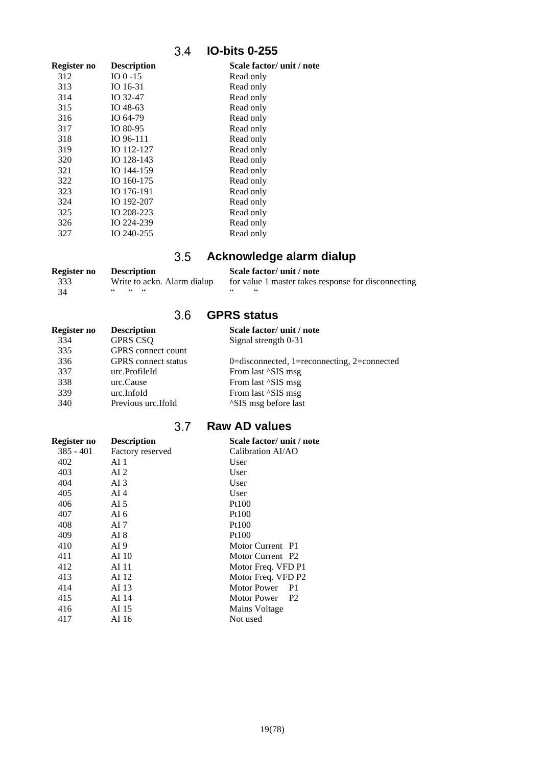## 3.4 IO-bits 0-255

| Register no | Description | Scale factor/ unit / note |
|---|---|---|
| 312 | IO 0 -15 | Read only |
| 313 | IO 16-31 | Read only |
| 314 | IO 32-47 | Read only |
| 315 | IO 48-63 | Read only |
| 316 | IO 64-79 | Read only |
| 317 | IO 80-95 | Read only |
| 318 | IO 96-111 | Read only |
| 319 | IO 112-127 | Read only |
| 320 | IO 128-143 | Read only |
| 321 | IO 144-159 | Read only |
| 322 | IO 160-175 | Read only |
| 323 | IO 176-191 | Read only |
| 324 | IO 192-207 | Read only |
| 325 | IO 208-223 | Read only |
| 326 | IO 224-239 | Read only |
| 327 | IO 240-255 | Read only |

## 3.5 Acknowledge alarm dialup

| Register no | Description | Scale factor/ unit / note |
|---|---|---|
| 333 | Write to ackn. Alarm dialup | for value 1 master takes response for disconnecting |
| 34 | " " " | " " |

## 3.6 GPRS status

| Register no | Description | Scale factor/ unit / note |
|---|---|---|
| 334 | GPRS CSQ | Signal strength 0-31 |
| 335 | GPRS connect count | |
| 336 | GPRS connect status | 0=disconnected, 1=reconnecting, 2=connected |
| 337 | urc.ProfileId | From last ^SIS msg |
| 338 | urc.Cause | From last ^SIS msg |
| 339 | urc.InfoId | From last ^SIS msg |
| 340 | Previous urc.IfoId | ^SIS msg before last |

## 3.7 Raw AD values

| Register no | Description | Scale factor/ unit / note |
|---|---|---|
| 385 - 401 | Factory reserved | Calibration AI/AO |
| 402 | AI 1 | User |
| 403 | AI 2 | User |
| 404 | AI 3 | User |
| 405 | AI 4 | User |
| 406 | AI 5 | Pt100 |
| 407 | AI 6 | Pt100 |
| 408 | AI 7 | Pt100 |
| 409 | AI 8 | Pt100 |
| 410 | AI 9 | Motor Current P1 |
| 411 | AI 10 | Motor Current P2 |
| 412 | AI 11 | Motor Freq. VFD P1 |
| 413 | AI 12 | Motor Freq. VFD P2 |
| 414 | AI 13 | Motor Power P1 |
| 415 | AI 14 | Motor Power P2 |
| 416 | AI 15 | Mains Voltage |
| 417 | AI 16 | Not used |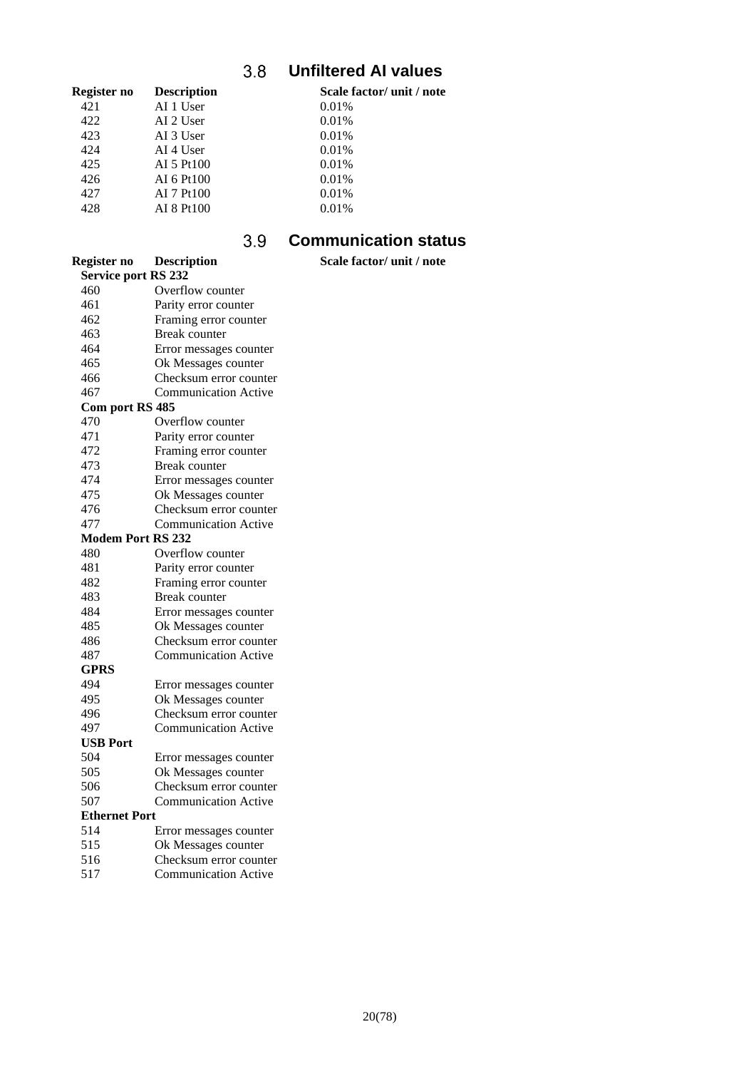## 3.8 Unfiltered AI values

| Register no | Description | Scale factor/ unit / note |
|---|---|---|
| 421 | AI 1 User | 0.01% |
| 422 | AI 2 User | 0.01% |
| 423 | AI 3 User | 0.01% |
| 424 | AI 4 User | 0.01% |
| 425 | AI 5 Pt100 | 0.01% |
| 426 | AI 6 Pt100 | 0.01% |
| 427 | AI 7 Pt100 | 0.01% |
| 428 | AI 8 Pt100 | 0.01% |

## 3.9 Communication status

| Register no | Description | Scale factor/ unit / note |
|---|---|---|
| **Service port RS 232** | | |
| 460 | Overflow counter | |
| 461 | Parity error counter | |
| 462 | Framing error counter | |
| 463 | Break counter | |
| 464 | Error messages counter | |
| 465 | Ok Messages counter | |
| 466 | Checksum error counter | |
| 467 | Communication Active | |
| **Com port RS 485** | | |
| 470 | Overflow counter | |
| 471 | Parity error counter | |
| 472 | Framing error counter | |
| 473 | Break counter | |
| 474 | Error messages counter | |
| 475 | Ok Messages counter | |
| 476 | Checksum error counter | |
| 477 | Communication Active | |
| **Modem Port RS 232** | | |
| 480 | Overflow counter | |
| 481 | Parity error counter | |
| 482 | Framing error counter | |
| 483 | Break counter | |
| 484 | Error messages counter | |
| 485 | Ok Messages counter | |
| 486 | Checksum error counter | |
| 487 | Communication Active | |
| **GPRS** | | |
| 494 | Error messages counter | |
| 495 | Ok Messages counter | |
| 496 | Checksum error counter | |
| 497 | Communication Active | |
| **USB Port** | | |
| 504 | Error messages counter | |
| 505 | Ok Messages counter | |
| 506 | Checksum error counter | |
| 507 | Communication Active | |
| **Ethernet Port** | | |
| 514 | Error messages counter | |
| 515 | Ok Messages counter | |
| 516 | Checksum error counter | |
| 517 | Communication Active | |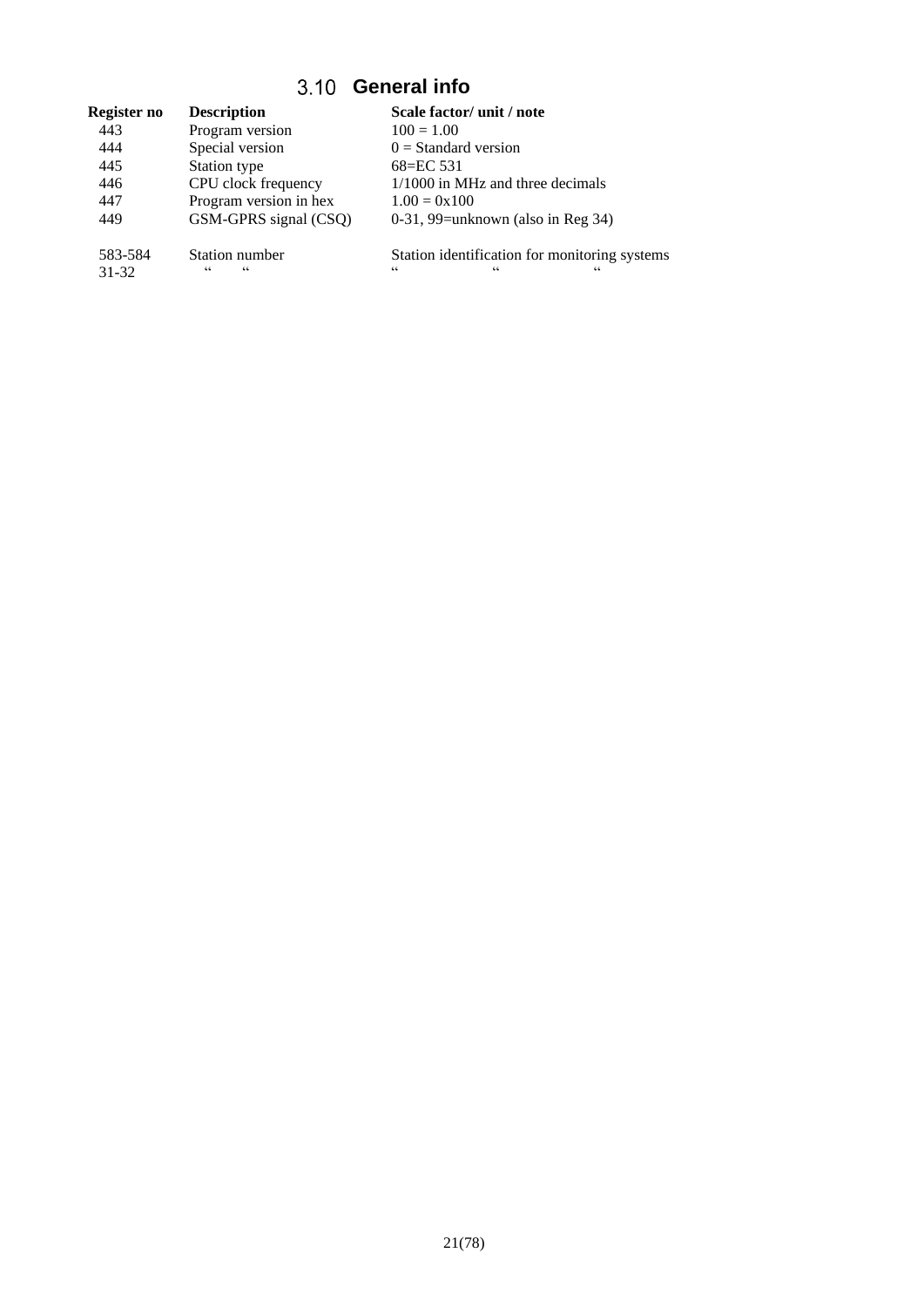## 3.10 General info

| Register no | Description | Scale factor/ unit / note |
|---|---|---|
| 443 | Program version | 100 = 1.00 |
| 444 | Special version | 0 = Standard version |
| 445 | Station type | 68=EC 531 |
| 446 | CPU clock frequency | 1/1000 in MHz and three decimals |
| 447 | Program version in hex | 1.00 = 0x100 |
| 449 | GSM-GPRS signal (CSQ) | 0-31, 99=unknown (also in Reg 34) |
| | | |
| 583-584 | Station number | Station identification for monitoring systems |
| 31-32 | “ “ | “ “ “ |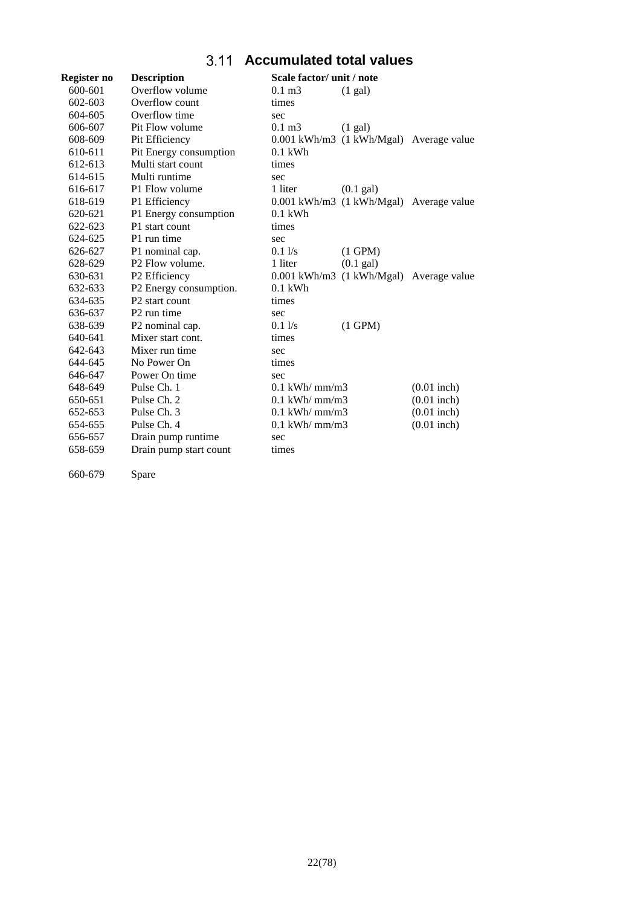## 3.11 Accumulated total values

| Register no | Description | Scale factor/ unit / note | | |
|---|---|---|---|---|
| 600-601 | Overflow volume | 0.1 m3 | (1 gal) | |
| 602-603 | Overflow count | times | | |
| 604-605 | Overflow time | sec | | |
| 606-607 | Pit Flow volume | 0.1 m3 | (1 gal) | |
| 608-609 | Pit Efficiency | 0.001 kWh/m3 | (1 kWh/Mgal) | Average value |
| 610-611 | Pit Energy consumption | 0.1 kWh | | |
| 612-613 | Multi start count | times | | |
| 614-615 | Multi runtime | sec | | |
| 616-617 | P1 Flow volume | 1 liter | (0.1 gal) | |
| 618-619 | P1 Efficiency | 0.001 kWh/m3 | (1 kWh/Mgal) | Average value |
| 620-621 | P1 Energy consumption | 0.1 kWh | | |
| 622-623 | P1 start count | times | | |
| 624-625 | P1 run time | sec | | |
| 626-627 | P1 nominal cap. | 0.1 l/s | (1 GPM) | |
| 628-629 | P2 Flow volume. | 1 liter | (0.1 gal) | |
| 630-631 | P2 Efficiency | 0.001 kWh/m3 | (1 kWh/Mgal) | Average value |
| 632-633 | P2 Energy consumption. | 0.1 kWh | | |
| 634-635 | P2 start count | times | | |
| 636-637 | P2 run time | sec | | |
| 638-639 | P2 nominal cap. | 0.1 l/s | (1 GPM) | |
| 640-641 | Mixer start cont. | times | | |
| 642-643 | Mixer run time | sec | | |
| 644-645 | No Power On | times | | |
| 646-647 | Power On time | sec | | |
| 648-649 | Pulse Ch. 1 | 0.1 kWh/ mm/m3 | | (0.01 inch) |
| 650-651 | Pulse Ch. 2 | 0.1 kWh/ mm/m3 | | (0.01 inch) |
| 652-653 | Pulse Ch. 3 | 0.1 kWh/ mm/m3 | | (0.01 inch) |
| 654-655 | Pulse Ch. 4 | 0.1 kWh/ mm/m3 | | (0.01 inch) |
| 656-657 | Drain pump runtime | sec | | |
| 658-659 | Drain pump start count | times | | |
| 660-679 | Spare | | | |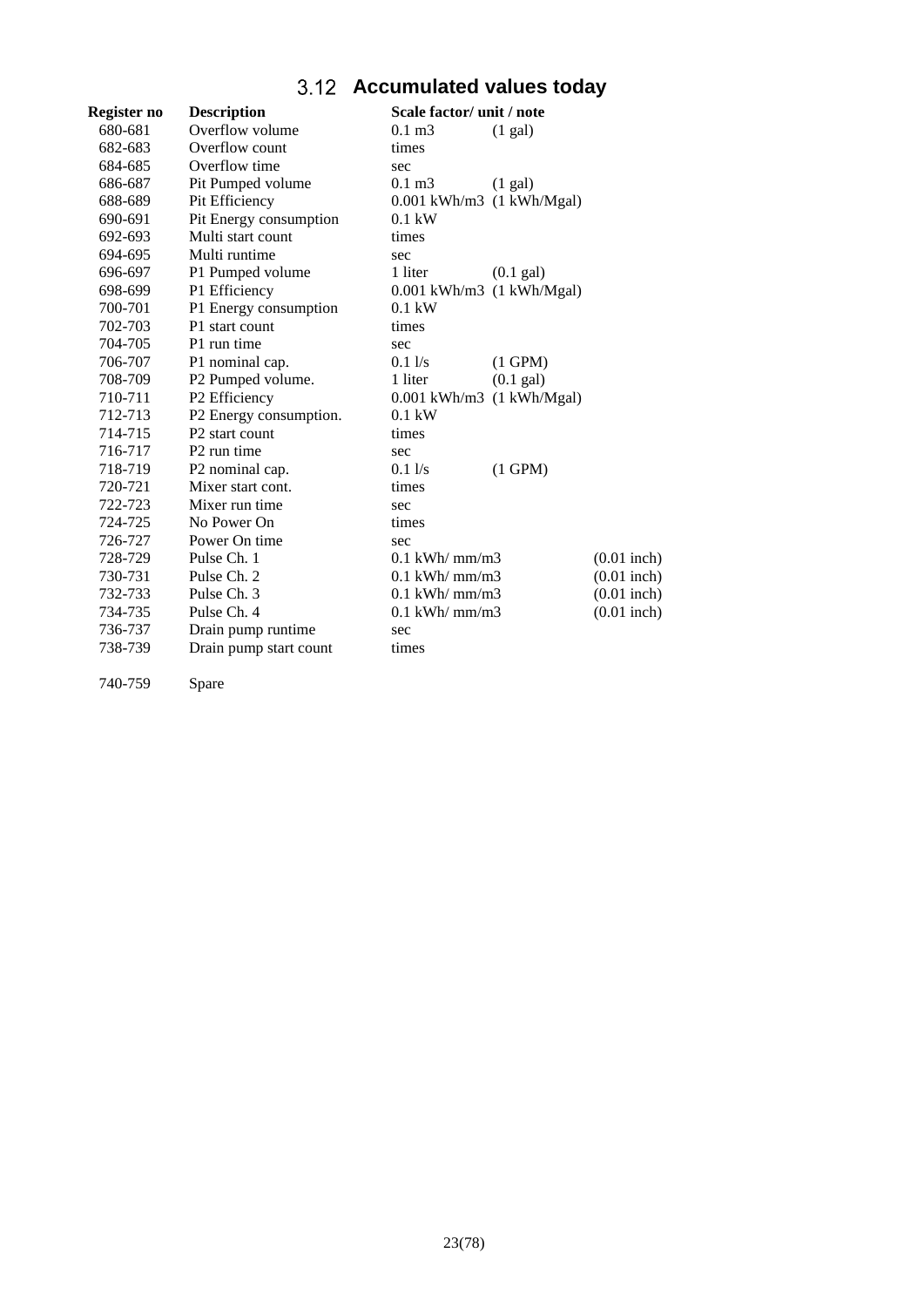## 3.12 Accumulated values today

| Register no | Description | Scale factor/ unit / note | | |
|---|---|---|---|---|
| 680-681 | Overflow volume | 0.1 m3 | (1 gal) | |
| 682-683 | Overflow count | times | | |
| 684-685 | Overflow time | sec | | |
| 686-687 | Pit Pumped volume | 0.1 m3 | (1 gal) | |
| 688-689 | Pit Efficiency | 0.001 kWh/m3 | (1 kWh/Mgal) | |
| 690-691 | Pit Energy consumption | 0.1 kW | | |
| 692-693 | Multi start count | times | | |
| 694-695 | Multi runtime | sec | | |
| 696-697 | P1 Pumped volume | 1 liter | (0.1 gal) | |
| 698-699 | P1 Efficiency | 0.001 kWh/m3 | (1 kWh/Mgal) | |
| 700-701 | P1 Energy consumption | 0.1 kW | | |
| 702-703 | P1 start count | times | | |
| 704-705 | P1 run time | sec | | |
| 706-707 | P1 nominal cap. | 0.1 l/s | (1 GPM) | |
| 708-709 | P2 Pumped volume. | 1 liter | (0.1 gal) | |
| 710-711 | P2 Efficiency | 0.001 kWh/m3 | (1 kWh/Mgal) | |
| 712-713 | P2 Energy consumption. | 0.1 kW | | |
| 714-715 | P2 start count | times | | |
| 716-717 | P2 run time | sec | | |
| 718-719 | P2 nominal cap. | 0.1 l/s | (1 GPM) | |
| 720-721 | Mixer start cont. | times | | |
| 722-723 | Mixer run time | sec | | |
| 724-725 | No Power On | times | | |
| 726-727 | Power On time | sec | | |
| 728-729 | Pulse Ch. 1 | 0.1 kWh/ mm/m3 | | (0.01 inch) |
| 730-731 | Pulse Ch. 2 | 0.1 kWh/ mm/m3 | | (0.01 inch) |
| 732-733 | Pulse Ch. 3 | 0.1 kWh/ mm/m3 | | (0.01 inch) |
| 734-735 | Pulse Ch. 4 | 0.1 kWh/ mm/m3 | | (0.01 inch) |
| 736-737 | Drain pump runtime | sec | | |
| 738-739 | Drain pump start count | times | | |
| 740-759 | Spare | | | |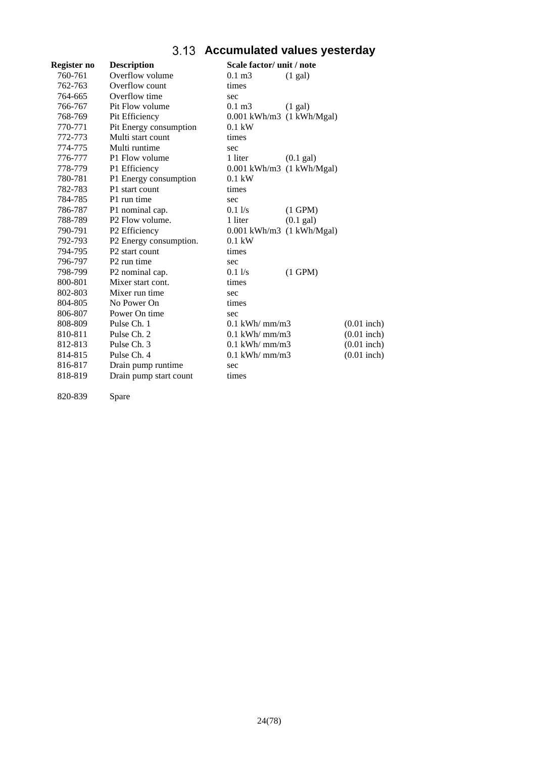## 3.13 Accumulated values yesterday

| Register no | Description | Scale factor/ unit / note | | |
|---|---|---|---|---|
| 760-761 | Overflow volume | 0.1 m3 | (1 gal) | |
| 762-763 | Overflow count | times | | |
| 764-665 | Overflow time | sec | | |
| 766-767 | Pit Flow volume | 0.1 m3 | (1 gal) | |
| 768-769 | Pit Efficiency | 0.001 kWh/m3 | (1 kWh/Mgal) | |
| 770-771 | Pit Energy consumption | 0.1 kW | | |
| 772-773 | Multi start count | times | | |
| 774-775 | Multi runtime | sec | | |
| 776-777 | P1 Flow volume | 1 liter | (0.1 gal) | |
| 778-779 | P1 Efficiency | 0.001 kWh/m3 | (1 kWh/Mgal) | |
| 780-781 | P1 Energy consumption | 0.1 kW | | |
| 782-783 | P1 start count | times | | |
| 784-785 | P1 run time | sec | | |
| 786-787 | P1 nominal cap. | 0.1 l/s | (1 GPM) | |
| 788-789 | P2 Flow volume. | 1 liter | (0.1 gal) | |
| 790-791 | P2 Efficiency | 0.001 kWh/m3 | (1 kWh/Mgal) | |
| 792-793 | P2 Energy consumption. | 0.1 kW | | |
| 794-795 | P2 start count | times | | |
| 796-797 | P2 run time | sec | | |
| 798-799 | P2 nominal cap. | 0.1 l/s | (1 GPM) | |
| 800-801 | Mixer start cont. | times | | |
| 802-803 | Mixer run time | sec | | |
| 804-805 | No Power On | times | | |
| 806-807 | Power On time | sec | | |
| 808-809 | Pulse Ch. 1 | 0.1 kWh/ mm/m3 | | (0.01 inch) |
| 810-811 | Pulse Ch. 2 | 0.1 kWh/ mm/m3 | | (0.01 inch) |
| 812-813 | Pulse Ch. 3 | 0.1 kWh/ mm/m3 | | (0.01 inch) |
| 814-815 | Pulse Ch. 4 | 0.1 kWh/ mm/m3 | | (0.01 inch) |
| 816-817 | Drain pump runtime | sec | | |
| 818-819 | Drain pump start count | times | | |
| 820-839 | Spare | | | |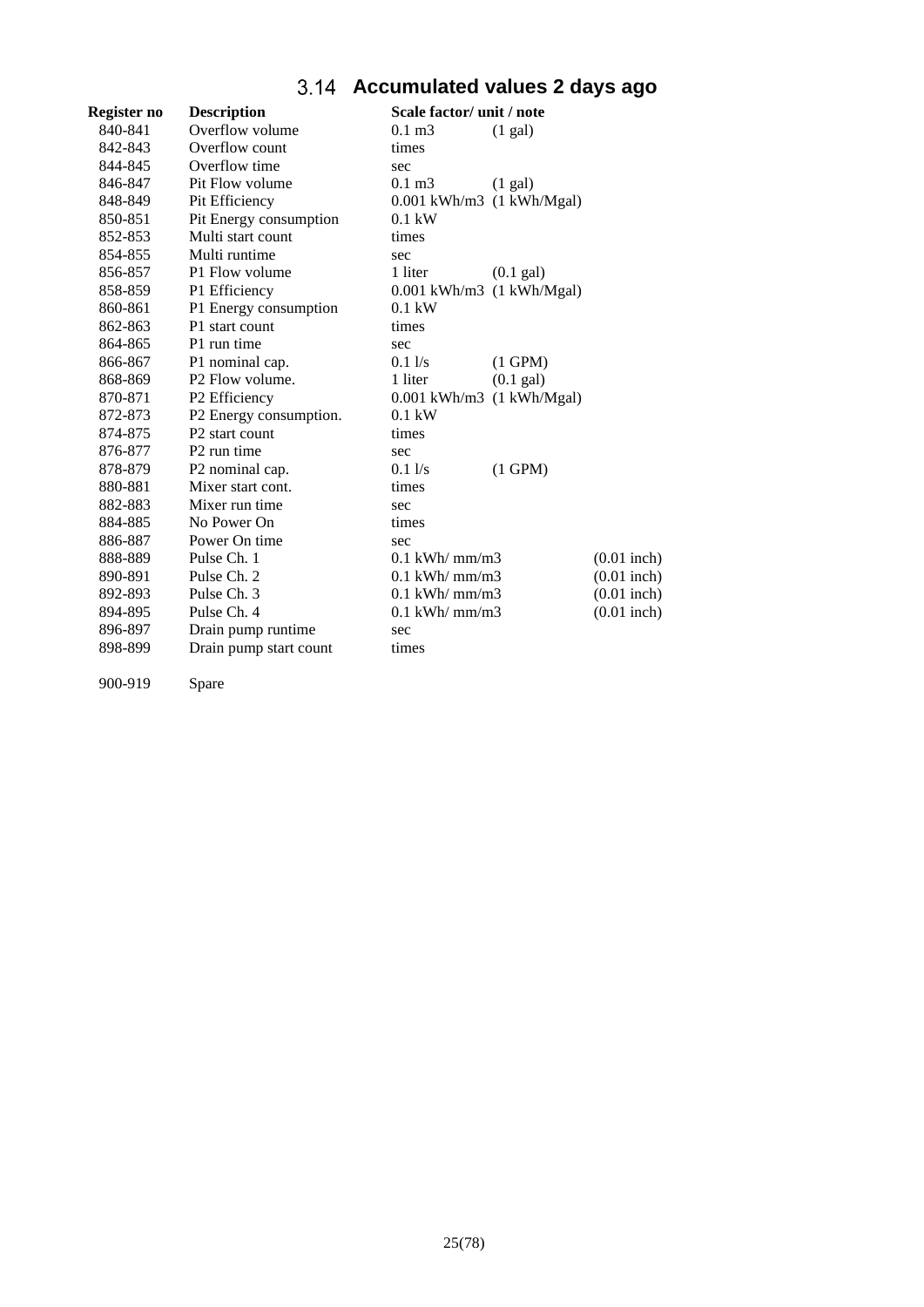## 3.14 Accumulated values 2 days ago

| Register no | Description | Scale factor/ unit / note | | |
|---|---|---|---|---|
| 840-841 | Overflow volume | 0.1 m3 | (1 gal) | |
| 842-843 | Overflow count | times | | |
| 844-845 | Overflow time | sec | | |
| 846-847 | Pit Flow volume | 0.1 m3 | (1 gal) | |
| 848-849 | Pit Efficiency | 0.001 kWh/m3 | (1 kWh/Mgal) | |
| 850-851 | Pit Energy consumption | 0.1 kW | | |
| 852-853 | Multi start count | times | | |
| 854-855 | Multi runtime | sec | | |
| 856-857 | P1 Flow volume | 1 liter | (0.1 gal) | |
| 858-859 | P1 Efficiency | 0.001 kWh/m3 | (1 kWh/Mgal) | |
| 860-861 | P1 Energy consumption | 0.1 kW | | |
| 862-863 | P1 start count | times | | |
| 864-865 | P1 run time | sec | | |
| 866-867 | P1 nominal cap. | 0.1 l/s | (1 GPM) | |
| 868-869 | P2 Flow volume. | 1 liter | (0.1 gal) | |
| 870-871 | P2 Efficiency | 0.001 kWh/m3 | (1 kWh/Mgal) | |
| 872-873 | P2 Energy consumption. | 0.1 kW | | |
| 874-875 | P2 start count | times | | |
| 876-877 | P2 run time | sec | | |
| 878-879 | P2 nominal cap. | 0.1 l/s | (1 GPM) | |
| 880-881 | Mixer start cont. | times | | |
| 882-883 | Mixer run time | sec | | |
| 884-885 | No Power On | times | | |
| 886-887 | Power On time | sec | | |
| 888-889 | Pulse Ch. 1 | 0.1 kWh/ mm/m3 | | (0.01 inch) |
| 890-891 | Pulse Ch. 2 | 0.1 kWh/ mm/m3 | | (0.01 inch) |
| 892-893 | Pulse Ch. 3 | 0.1 kWh/ mm/m3 | | (0.01 inch) |
| 894-895 | Pulse Ch. 4 | 0.1 kWh/ mm/m3 | | (0.01 inch) |
| 896-897 | Drain pump runtime | sec | | |
| 898-899 | Drain pump start count | times | | |
| | | | | |
| 900-919 | Spare | | | |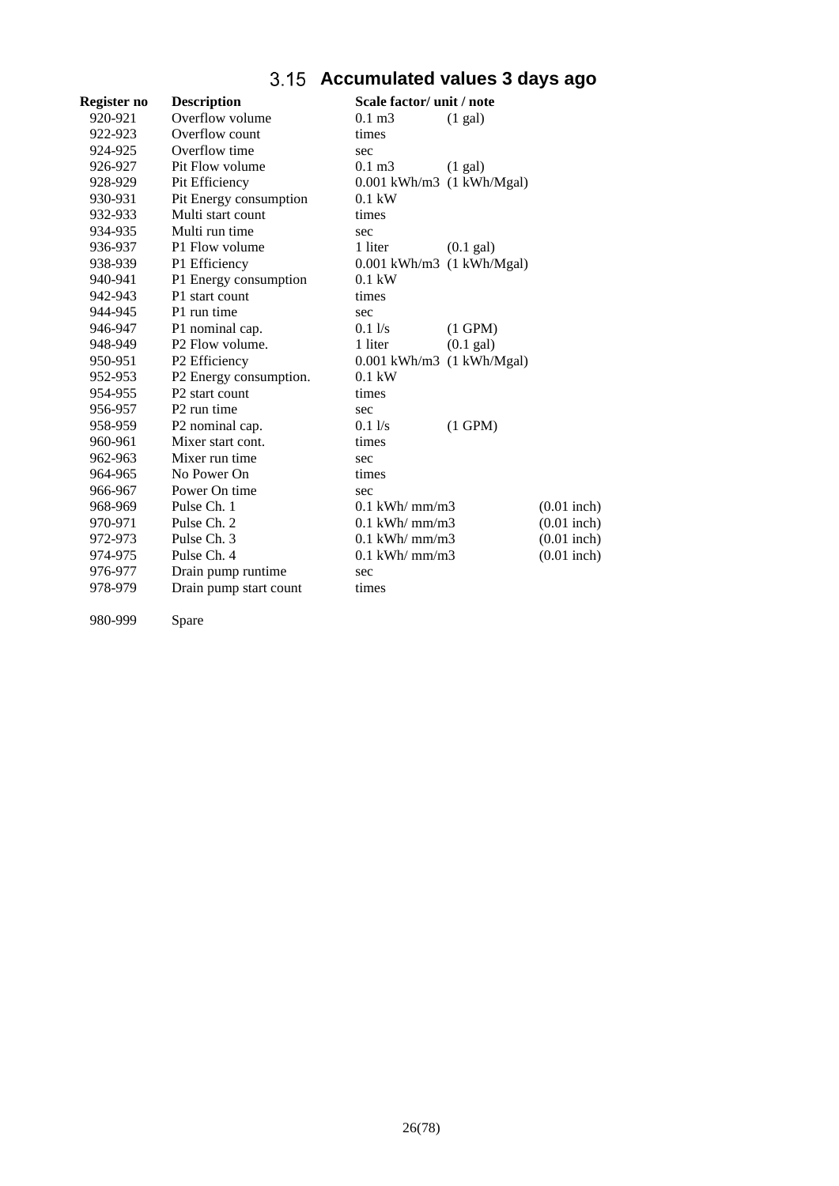## 3.15 Accumulated values 3 days ago

| Register no | Description | Scale factor/ unit / note | | |
|---|---|---|---|---|
| 920-921 | Overflow volume | 0.1 m3 | (1 gal) | |
| 922-923 | Overflow count | times | | |
| 924-925 | Overflow time | sec | | |
| 926-927 | Pit Flow volume | 0.1 m3 | (1 gal) | |
| 928-929 | Pit Efficiency | 0.001 kWh/m3 | (1 kWh/Mgal) | |
| 930-931 | Pit Energy consumption | 0.1 kW | | |
| 932-933 | Multi start count | times | | |
| 934-935 | Multi run time | sec | | |
| 936-937 | P1 Flow volume | 1 liter | (0.1 gal) | |
| 938-939 | P1 Efficiency | 0.001 kWh/m3 | (1 kWh/Mgal) | |
| 940-941 | P1 Energy consumption | 0.1 kW | | |
| 942-943 | P1 start count | times | | |
| 944-945 | P1 run time | sec | | |
| 946-947 | P1 nominal cap. | 0.1 l/s | (1 GPM) | |
| 948-949 | P2 Flow volume. | 1 liter | (0.1 gal) | |
| 950-951 | P2 Efficiency | 0.001 kWh/m3 | (1 kWh/Mgal) | |
| 952-953 | P2 Energy consumption. | 0.1 kW | | |
| 954-955 | P2 start count | times | | |
| 956-957 | P2 run time | sec | | |
| 958-959 | P2 nominal cap. | 0.1 l/s | (1 GPM) | |
| 960-961 | Mixer start cont. | times | | |
| 962-963 | Mixer run time | sec | | |
| 964-965 | No Power On | times | | |
| 966-967 | Power On time | sec | | |
| 968-969 | Pulse Ch. 1 | 0.1 kWh/ mm/m3 | | (0.01 inch) |
| 970-971 | Pulse Ch. 2 | 0.1 kWh/ mm/m3 | | (0.01 inch) |
| 972-973 | Pulse Ch. 3 | 0.1 kWh/ mm/m3 | | (0.01 inch) |
| 974-975 | Pulse Ch. 4 | 0.1 kWh/ mm/m3 | | (0.01 inch) |
| 976-977 | Drain pump runtime | sec | | |
| 978-979 | Drain pump start count | times | | |
| 980-999 | Spare | | | |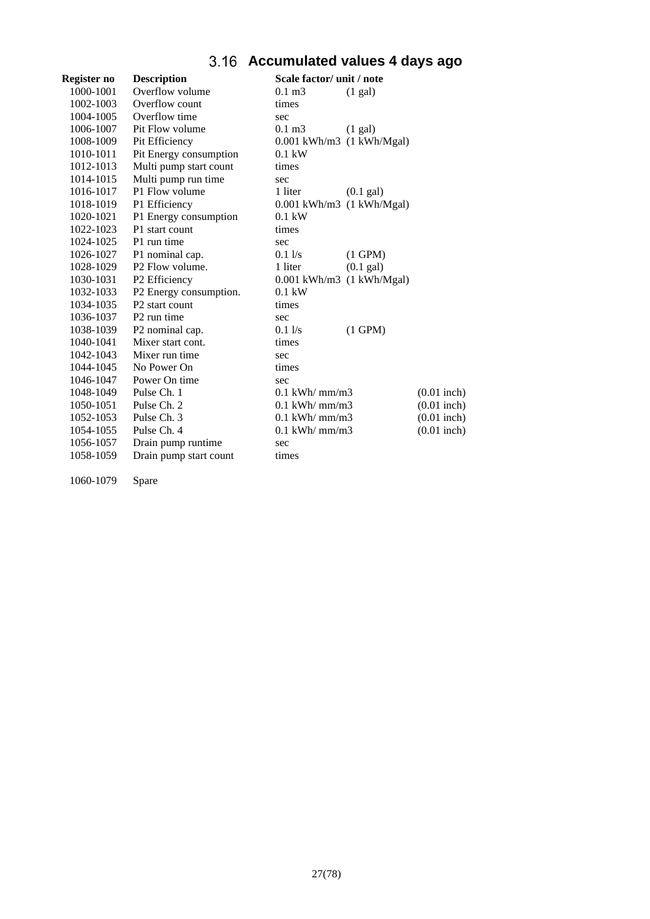## 3.16 Accumulated values 4 days ago

| Register no | Description | Scale factor/ unit / note | | |
|---|---|---|---|---|
| 1000-1001 | Overflow volume | 0.1 m3 | (1 gal) | |
| 1002-1003 | Overflow count | times | | |
| 1004-1005 | Overflow time | sec | | |
| 1006-1007 | Pit Flow volume | 0.1 m3 | (1 gal) | |
| 1008-1009 | Pit Efficiency | 0.001 kWh/m3 | (1 kWh/Mgal) | |
| 1010-1011 | Pit Energy consumption | 0.1 kW | | |
| 1012-1013 | Multi pump start count | times | | |
| 1014-1015 | Multi pump run time | sec | | |
| 1016-1017 | P1 Flow volume | 1 liter | (0.1 gal) | |
| 1018-1019 | P1 Efficiency | 0.001 kWh/m3 | (1 kWh/Mgal) | |
| 1020-1021 | P1 Energy consumption | 0.1 kW | | |
| 1022-1023 | P1 start count | times | | |
| 1024-1025 | P1 run time | sec | | |
| 1026-1027 | P1 nominal cap. | 0.1 l/s | (1 GPM) | |
| 1028-1029 | P2 Flow volume. | 1 liter | (0.1 gal) | |
| 1030-1031 | P2 Efficiency | 0.001 kWh/m3 | (1 kWh/Mgal) | |
| 1032-1033 | P2 Energy consumption. | 0.1 kW | | |
| 1034-1035 | P2 start count | times | | |
| 1036-1037 | P2 run time | sec | | |
| 1038-1039 | P2 nominal cap. | 0.1 l/s | (1 GPM) | |
| 1040-1041 | Mixer start cont. | times | | |
| 1042-1043 | Mixer run time | sec | | |
| 1044-1045 | No Power On | times | | |
| 1046-1047 | Power On time | sec | | |
| 1048-1049 | Pulse Ch. 1 | 0.1 kWh/ mm/m3 | | (0.01 inch) |
| 1050-1051 | Pulse Ch. 2 | 0.1 kWh/ mm/m3 | | (0.01 inch) |
| 1052-1053 | Pulse Ch. 3 | 0.1 kWh/ mm/m3 | | (0.01 inch) |
| 1054-1055 | Pulse Ch. 4 | 0.1 kWh/ mm/m3 | | (0.01 inch) |
| 1056-1057 | Drain pump runtime | sec | | |
| 1058-1059 | Drain pump start count | times | | |
| 1060-1079 | Spare | | | |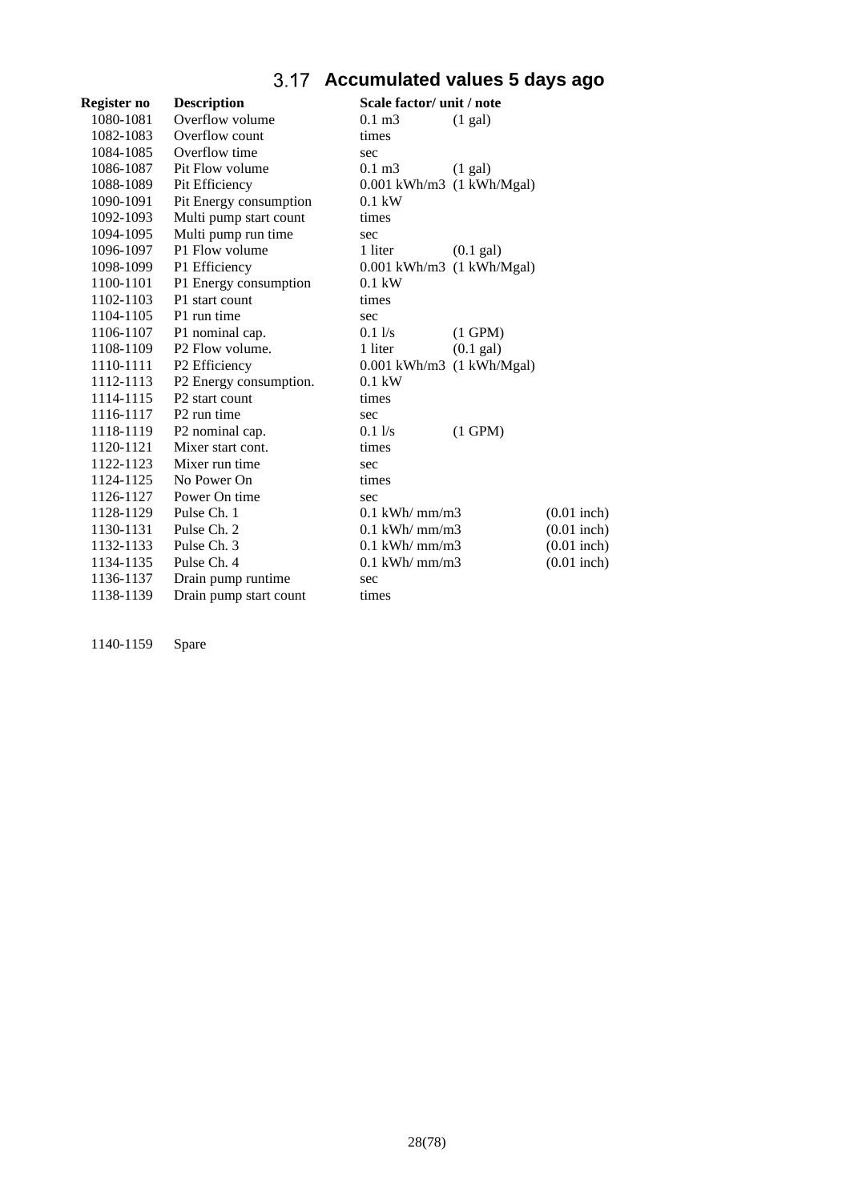## 3.17 Accumulated values 5 days ago

| Register no | Description | Scale factor/ unit / note | | |
|---|---|---|---|---|
| 1080-1081 | Overflow volume | 0.1 m3 | (1 gal) | |
| 1082-1083 | Overflow count | times | | |
| 1084-1085 | Overflow time | sec | | |
| 1086-1087 | Pit Flow volume | 0.1 m3 | (1 gal) | |
| 1088-1089 | Pit Efficiency | 0.001 kWh/m3 | (1 kWh/Mgal) | |
| 1090-1091 | Pit Energy consumption | 0.1 kW | | |
| 1092-1093 | Multi pump start count | times | | |
| 1094-1095 | Multi pump run time | sec | | |
| 1096-1097 | P1 Flow volume | 1 liter | (0.1 gal) | |
| 1098-1099 | P1 Efficiency | 0.001 kWh/m3 | (1 kWh/Mgal) | |
| 1100-1101 | P1 Energy consumption | 0.1 kW | | |
| 1102-1103 | P1 start count | times | | |
| 1104-1105 | P1 run time | sec | | |
| 1106-1107 | P1 nominal cap. | 0.1 l/s | (1 GPM) | |
| 1108-1109 | P2 Flow volume. | 1 liter | (0.1 gal) | |
| 1110-1111 | P2 Efficiency | 0.001 kWh/m3 | (1 kWh/Mgal) | |
| 1112-1113 | P2 Energy consumption. | 0.1 kW | | |
| 1114-1115 | P2 start count | times | | |
| 1116-1117 | P2 run time | sec | | |
| 1118-1119 | P2 nominal cap. | 0.1 l/s | (1 GPM) | |
| 1120-1121 | Mixer start cont. | times | | |
| 1122-1123 | Mixer run time | sec | | |
| 1124-1125 | No Power On | times | | |
| 1126-1127 | Power On time | sec | | |
| 1128-1129 | Pulse Ch. 1 | 0.1 kWh/ mm/m3 | | (0.01 inch) |
| 1130-1131 | Pulse Ch. 2 | 0.1 kWh/ mm/m3 | | (0.01 inch) |
| 1132-1133 | Pulse Ch. 3 | 0.1 kWh/ mm/m3 | | (0.01 inch) |
| 1134-1135 | Pulse Ch. 4 | 0.1 kWh/ mm/m3 | | (0.01 inch) |
| 1136-1137 | Drain pump runtime | sec | | |
| 1138-1139 | Drain pump start count | times | | |

1140-1159 Spare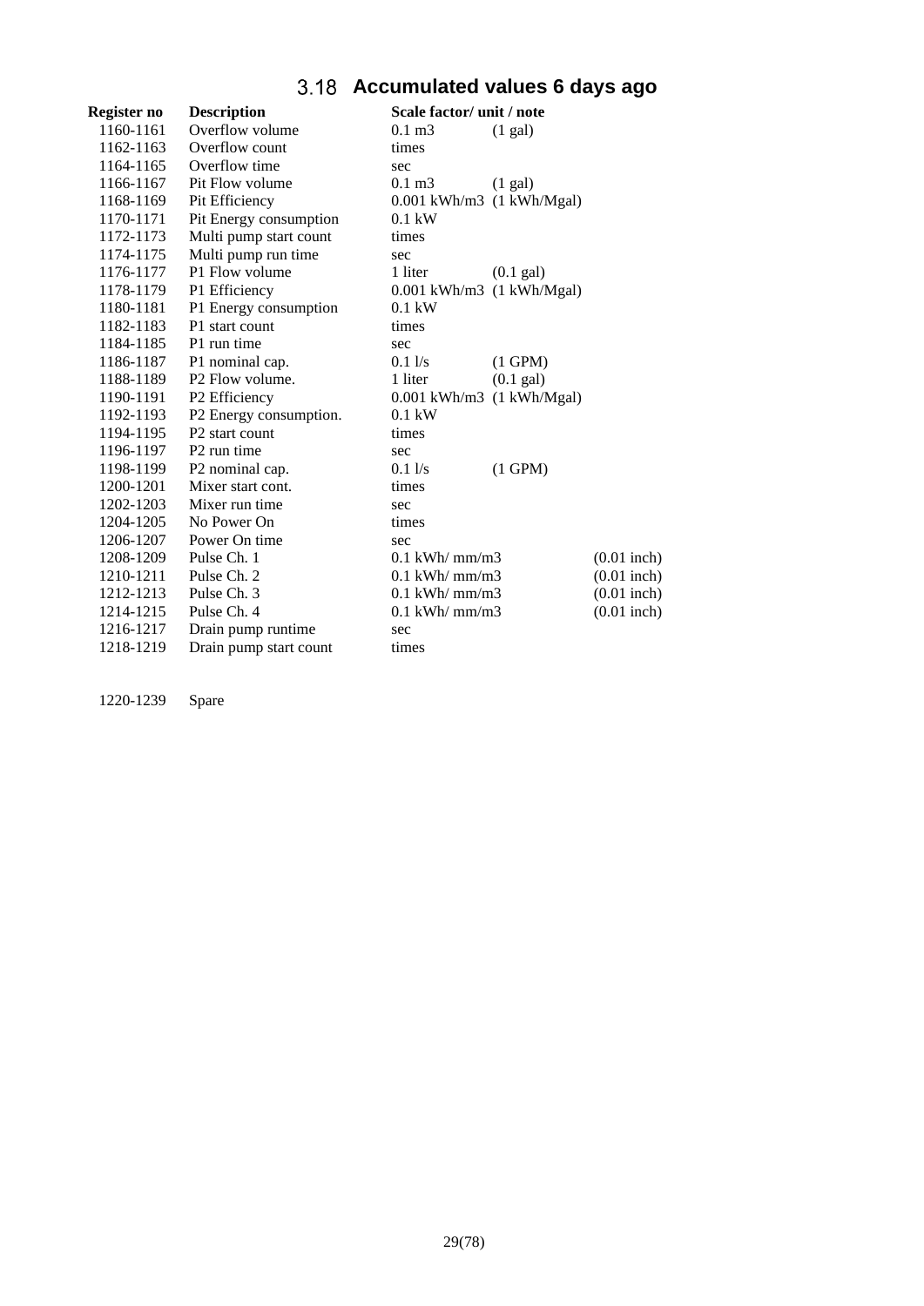## 3.18 Accumulated values 6 days ago

| Register no | Description | Scale factor/ unit / note | | |
|---|---|---|---|---|
| 1160-1161 | Overflow volume | 0.1 m3 | (1 gal) | |
| 1162-1163 | Overflow count | times | | |
| 1164-1165 | Overflow time | sec | | |
| 1166-1167 | Pit Flow volume | 0.1 m3 | (1 gal) | |
| 1168-1169 | Pit Efficiency | 0.001 kWh/m3 | (1 kWh/Mgal) | |
| 1170-1171 | Pit Energy consumption | 0.1 kW | | |
| 1172-1173 | Multi pump start count | times | | |
| 1174-1175 | Multi pump run time | sec | | |
| 1176-1177 | P1 Flow volume | 1 liter | (0.1 gal) | |
| 1178-1179 | P1 Efficiency | 0.001 kWh/m3 | (1 kWh/Mgal) | |
| 1180-1181 | P1 Energy consumption | 0.1 kW | | |
| 1182-1183 | P1 start count | times | | |
| 1184-1185 | P1 run time | sec | | |
| 1186-1187 | P1 nominal cap. | 0.1 l/s | (1 GPM) | |
| 1188-1189 | P2 Flow volume. | 1 liter | (0.1 gal) | |
| 1190-1191 | P2 Efficiency | 0.001 kWh/m3 | (1 kWh/Mgal) | |
| 1192-1193 | P2 Energy consumption. | 0.1 kW | | |
| 1194-1195 | P2 start count | times | | |
| 1196-1197 | P2 run time | sec | | |
| 1198-1199 | P2 nominal cap. | 0.1 l/s | (1 GPM) | |
| 1200-1201 | Mixer start cont. | times | | |
| 1202-1203 | Mixer run time | sec | | |
| 1204-1205 | No Power On | times | | |
| 1206-1207 | Power On time | sec | | |
| 1208-1209 | Pulse Ch. 1 | 0.1 kWh/ mm/m3 | | (0.01 inch) |
| 1210-1211 | Pulse Ch. 2 | 0.1 kWh/ mm/m3 | | (0.01 inch) |
| 1212-1213 | Pulse Ch. 3 | 0.1 kWh/ mm/m3 | | (0.01 inch) |
| 1214-1215 | Pulse Ch. 4 | 0.1 kWh/ mm/m3 | | (0.01 inch) |
| 1216-1217 | Drain pump runtime | sec | | |
| 1218-1219 | Drain pump start count | times | | |

1220-1239 Spare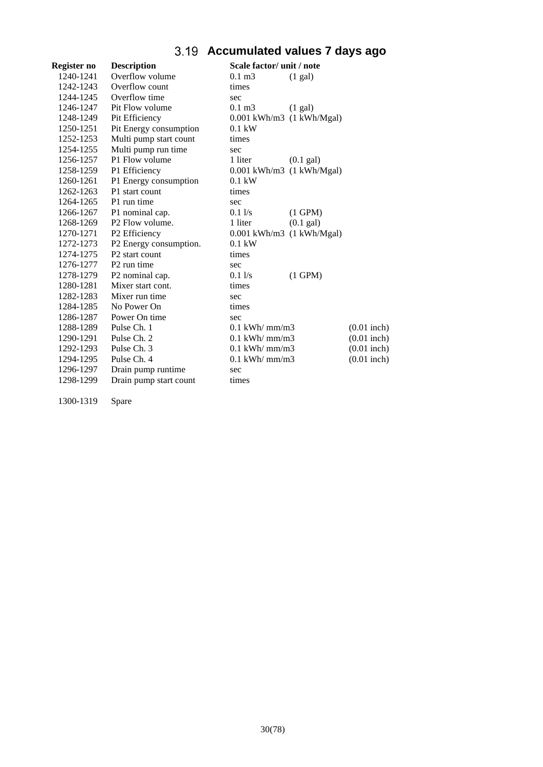## 3.19 Accumulated values 7 days ago

| Register no | Description | Scale factor/ unit / note | | |
|---|---|---|---|---|
| 1240-1241 | Overflow volume | 0.1 m3 | (1 gal) | |
| 1242-1243 | Overflow count | times | | |
| 1244-1245 | Overflow time | sec | | |
| 1246-1247 | Pit Flow volume | 0.1 m3 | (1 gal) | |
| 1248-1249 | Pit Efficiency | 0.001 kWh/m3 | (1 kWh/Mgal) | |
| 1250-1251 | Pit Energy consumption | 0.1 kW | | |
| 1252-1253 | Multi pump start count | times | | |
| 1254-1255 | Multi pump run time | sec | | |
| 1256-1257 | P1 Flow volume | 1 liter | (0.1 gal) | |
| 1258-1259 | P1 Efficiency | 0.001 kWh/m3 | (1 kWh/Mgal) | |
| 1260-1261 | P1 Energy consumption | 0.1 kW | | |
| 1262-1263 | P1 start count | times | | |
| 1264-1265 | P1 run time | sec | | |
| 1266-1267 | P1 nominal cap. | 0.1 l/s | (1 GPM) | |
| 1268-1269 | P2 Flow volume. | 1 liter | (0.1 gal) | |
| 1270-1271 | P2 Efficiency | 0.001 kWh/m3 | (1 kWh/Mgal) | |
| 1272-1273 | P2 Energy consumption. | 0.1 kW | | |
| 1274-1275 | P2 start count | times | | |
| 1276-1277 | P2 run time | sec | | |
| 1278-1279 | P2 nominal cap. | 0.1 l/s | (1 GPM) | |
| 1280-1281 | Mixer start cont. | times | | |
| 1282-1283 | Mixer run time | sec | | |
| 1284-1285 | No Power On | times | | |
| 1286-1287 | Power On time | sec | | |
| 1288-1289 | Pulse Ch. 1 | 0.1 kWh/ mm/m3 | | (0.01 inch) |
| 1290-1291 | Pulse Ch. 2 | 0.1 kWh/ mm/m3 | | (0.01 inch) |
| 1292-1293 | Pulse Ch. 3 | 0.1 kWh/ mm/m3 | | (0.01 inch) |
| 1294-1295 | Pulse Ch. 4 | 0.1 kWh/ mm/m3 | | (0.01 inch) |
| 1296-1297 | Drain pump runtime | sec | | |
| 1298-1299 | Drain pump start count | times | | |
| 1300-1319 | Spare | | | |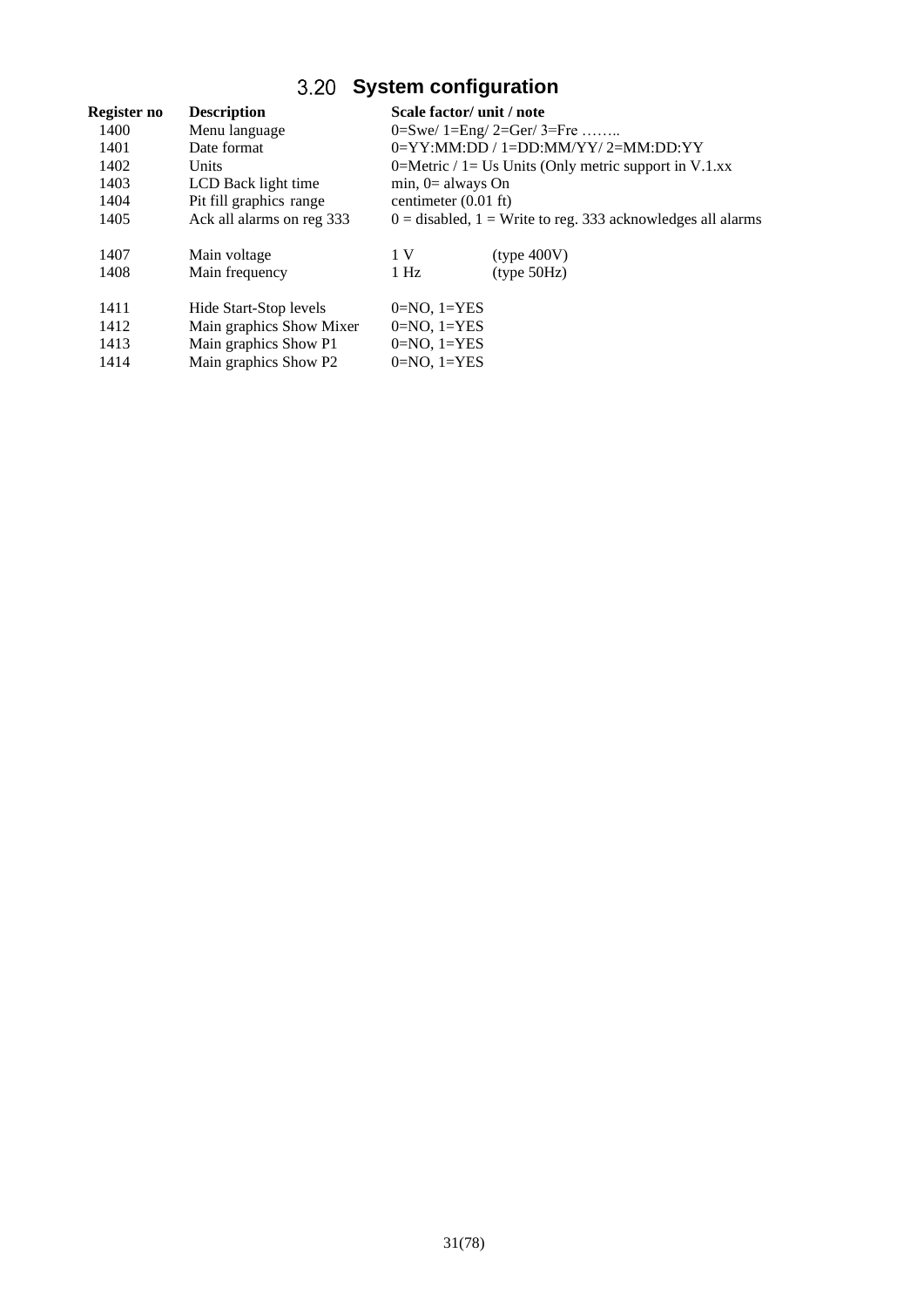## 3.20 System configuration

| Register no | Description | Scale factor/ unit / note | |
|---|---|---|---|
| 1400 | Menu language | 0=Swe/ 1=Eng/ 2=Ger/ 3=Fre …….. | |
| 1401 | Date format | 0=YY:MM:DD / 1=DD:MM/YY/ 2=MM:DD:YY | |
| 1402 | Units | 0=Metric / 1= Us Units (Only metric support in V.1.xx | |
| 1403 | LCD Back light time | min, 0= always On | |
| 1404 | Pit fill graphics range | centimeter (0.01 ft) | |
| 1405 | Ack all alarms on reg 333 | 0 = disabled, 1 = Write to reg. 333 acknowledges all alarms | |
| | | | |
| 1407 | Main voltage | 1 V | (type 400V) |
| 1408 | Main frequency | 1 Hz | (type 50Hz) |
| | | | |
| 1411 | Hide Start-Stop levels | 0=NO, 1=YES | |
| 1412 | Main graphics Show Mixer | 0=NO, 1=YES | |
| 1413 | Main graphics Show P1 | 0=NO, 1=YES | |
| 1414 | Main graphics Show P2 | 0=NO, 1=YES | |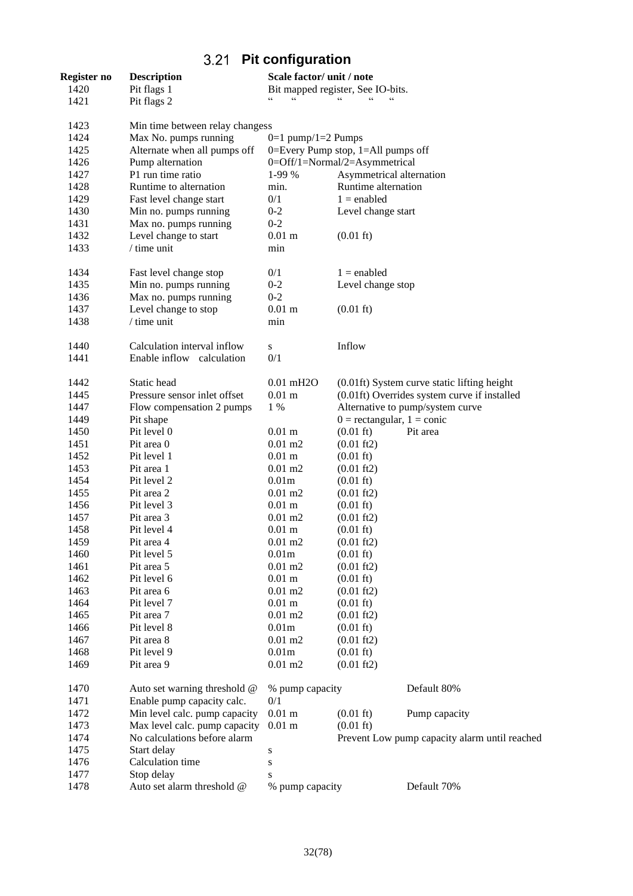## 3.21 Pit configuration

| Register no | Description | Scale factor/ unit / note | | |
|---|---|---|---|---|
| 1420 | Pit flags 1 | Bit mapped register, See IO-bits. | | |
| 1421 | Pit flags 2 | " " " " " | | |
| | | | | |
| 1423 | Min time between relay changess | | | |
| 1424 | Max No. pumps running | 0=1 pump/1=2 Pumps | | |
| 1425 | Alternate when all pumps off | 0=Every Pump stop, 1=All pumps off | | |
| 1426 | Pump alternation | 0=Off/1=Normal/2=Asymmetrical | | |
| 1427 | P1 run time ratio | 1-99 % | Asymmetrical alternation | |
| 1428 | Runtime to alternation | min. | Runtime alternation | |
| 1429 | Fast level change start | 0/1 | 1 = enabled | |
| 1430 | Min no. pumps running | 0-2 | Level change start | |
| 1431 | Max no. pumps running | 0-2 | | |
| 1432 | Level change to start | 0.01 m | (0.01 ft) | |
| 1433 | / time unit | min | | |
| | | | | |
| 1434 | Fast level change stop | 0/1 | 1 = enabled | |
| 1435 | Min no. pumps running | 0-2 | Level change stop | |
| 1436 | Max no. pumps running | 0-2 | | |
| 1437 | Level change to stop | 0.01 m | (0.01 ft) | |
| 1438 | / time unit | min | | |
| | | | | |
| 1440 | Calculation interval inflow | s | Inflow | |
| 1441 | Enable inflow calculation | 0/1 | | |
| | | | | |
| 1442 | Static head | 0.01 mH2O | (0.01ft) System curve static lifting height | |
| 1445 | Pressure sensor inlet offset | 0.01 m | (0.01ft) Overrides system curve if installed | |
| 1447 | Flow compensation 2 pumps | 1 % | Alternative to pump/system curve | |
| 1449 | Pit shape | | 0 = rectangular, 1 = conic | |
| 1450 | Pit level 0 | 0.01 m | (0.01 ft) | Pit area |
| 1451 | Pit area 0 | 0.01 m2 | (0.01 ft2) | |
| 1452 | Pit level 1 | 0.01 m | (0.01 ft) | |
| 1453 | Pit area 1 | 0.01 m2 | (0.01 ft2) | |
| 1454 | Pit level 2 | 0.01m | (0.01 ft) | |
| 1455 | Pit area 2 | 0.01 m2 | (0.01 ft2) | |
| 1456 | Pit level 3 | 0.01 m | (0.01 ft) | |
| 1457 | Pit area 3 | 0.01 m2 | (0.01 ft2) | |
| 1458 | Pit level 4 | 0.01 m | (0.01 ft) | |
| 1459 | Pit area 4 | 0.01 m2 | (0.01 ft2) | |
| 1460 | Pit level 5 | 0.01m | (0.01 ft) | |
| 1461 | Pit area 5 | 0.01 m2 | (0.01 ft2) | |
| 1462 | Pit level 6 | 0.01 m | (0.01 ft) | |
| 1463 | Pit area 6 | 0.01 m2 | (0.01 ft2) | |
| 1464 | Pit level 7 | 0.01 m | (0.01 ft) | |
| 1465 | Pit area 7 | 0.01 m2 | (0.01 ft2) | |
| 1466 | Pit level 8 | 0.01m | (0.01 ft) | |
| 1467 | Pit area 8 | 0.01 m2 | (0.01 ft2) | |
| 1468 | Pit level 9 | 0.01m | (0.01 ft) | |
| 1469 | Pit area 9 | 0.01 m2 | (0.01 ft2) | |
| | | | | |
| 1470 | Auto set warning threshold @ | % pump capacity | | Default 80% |
| 1471 | Enable pump capacity calc. | 0/1 | | |
| 1472 | Min level calc. pump capacity | 0.01 m | (0.01 ft) | Pump capacity |
| 1473 | Max level calc. pump capacity | 0.01 m | (0.01 ft) | |
| 1474 | No calculations before alarm | | Prevent Low pump capacity alarm until reached | |
| 1475 | Start delay | s | | |
| 1476 | Calculation time | s | | |
| 1477 | Stop delay | s | | |
| 1478 | Auto set alarm threshold @ | % pump capacity | | Default 70% |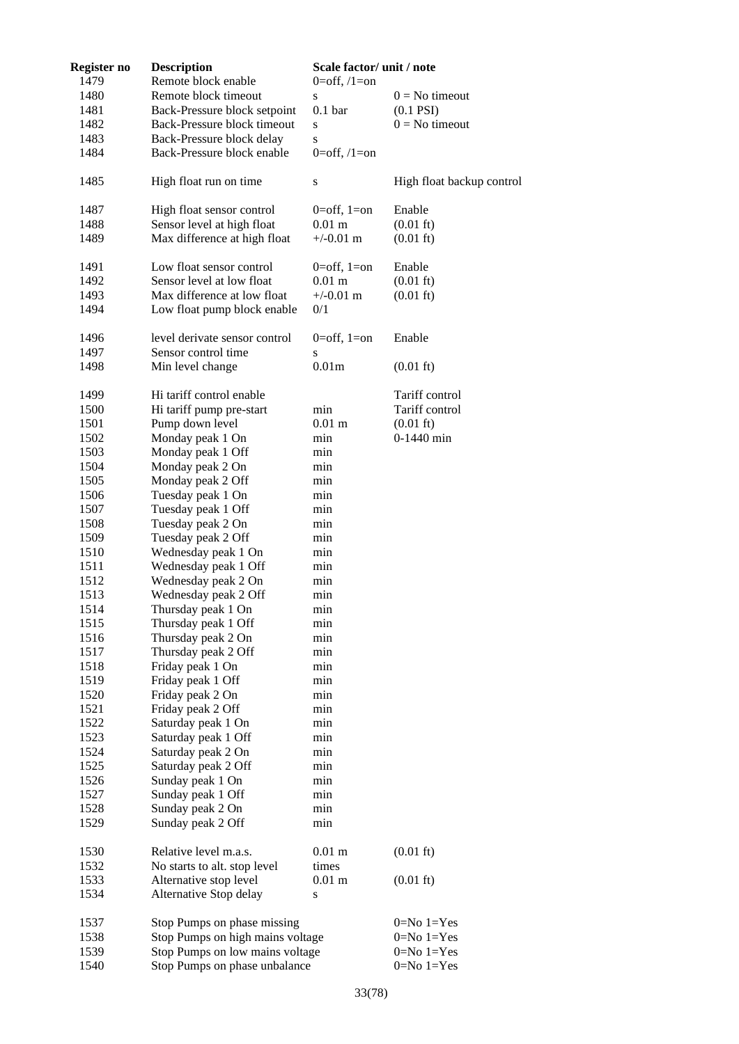| Register no | Description | Scale factor/ unit / note | |
|---|---|---|---|
| 1479 | Remote block enable | 0=off, /1=on | |
| 1480 | Remote block timeout | s | 0 = No timeout |
| 1481 | Back-Pressure block setpoint | 0.1 bar | (0.1 PSI) |
| 1482 | Back-Pressure block timeout | s | 0 = No timeout |
| 1483 | Back-Pressure block delay | s | |
| 1484 | Back-Pressure block enable | 0=off, /1=on | |
| | | | |
| 1485 | High float run on time | s | High float backup control |
| | | | |
| 1487 | High float sensor control | 0=off, 1=on | Enable |
| 1488 | Sensor level at high float | 0.01 m | (0.01 ft) |
| 1489 | Max difference at high float | +/-0.01 m | (0.01 ft) |
| | | | |
| 1491 | Low float sensor control | 0=off, 1=on | Enable |
| 1492 | Sensor level at low float | 0.01 m | (0.01 ft) |
| 1493 | Max difference at low float | +/-0.01 m | (0.01 ft) |
| 1494 | Low float pump block enable | 0/1 | |
| | | | |
| 1496 | level derivate sensor control | 0=off, 1=on | Enable |
| 1497 | Sensor control time | s | |
| 1498 | Min level change | 0.01m | (0.01 ft) |
| | | | |
| 1499 | Hi tariff control enable | | Tariff control |
| 1500 | Hi tariff pump pre-start | min | Tariff control |
| 1501 | Pump down level | 0.01 m | (0.01 ft) |
| 1502 | Monday peak 1 On | min | 0-1440 min |
| 1503 | Monday peak 1 Off | min | |
| 1504 | Monday peak 2 On | min | |
| 1505 | Monday peak 2 Off | min | |
| 1506 | Tuesday peak 1 On | min | |
| 1507 | Tuesday peak 1 Off | min | |
| 1508 | Tuesday peak 2 On | min | |
| 1509 | Tuesday peak 2 Off | min | |
| 1510 | Wednesday peak 1 On | min | |
| 1511 | Wednesday peak 1 Off | min | |
| 1512 | Wednesday peak 2 On | min | |
| 1513 | Wednesday peak 2 Off | min | |
| 1514 | Thursday peak 1 On | min | |
| 1515 | Thursday peak 1 Off | min | |
| 1516 | Thursday peak 2 On | min | |
| 1517 | Thursday peak 2 Off | min | |
| 1518 | Friday peak 1 On | min | |
| 1519 | Friday peak 1 Off | min | |
| 1520 | Friday peak 2 On | min | |
| 1521 | Friday peak 2 Off | min | |
| 1522 | Saturday peak 1 On | min | |
| 1523 | Saturday peak 1 Off | min | |
| 1524 | Saturday peak 2 On | min | |
| 1525 | Saturday peak 2 Off | min | |
| 1526 | Sunday peak 1 On | min | |
| 1527 | Sunday peak 1 Off | min | |
| 1528 | Sunday peak 2 On | min | |
| 1529 | Sunday peak 2 Off | min | |
| | | | |
| 1530 | Relative level m.a.s. | 0.01 m | (0.01 ft) |
| 1532 | No starts to alt. stop level | times | |
| 1533 | Alternative stop level | 0.01 m | (0.01 ft) |
| 1534 | Alternative Stop delay | s | |
| | | | |
| 1537 | Stop Pumps on phase missing | | 0=No 1=Yes |
| 1538 | Stop Pumps on high mains voltage | | 0=No 1=Yes |
| 1539 | Stop Pumps on low mains voltage | | 0=No 1=Yes |
| 1540 | Stop Pumps on phase unbalance | | 0=No 1=Yes |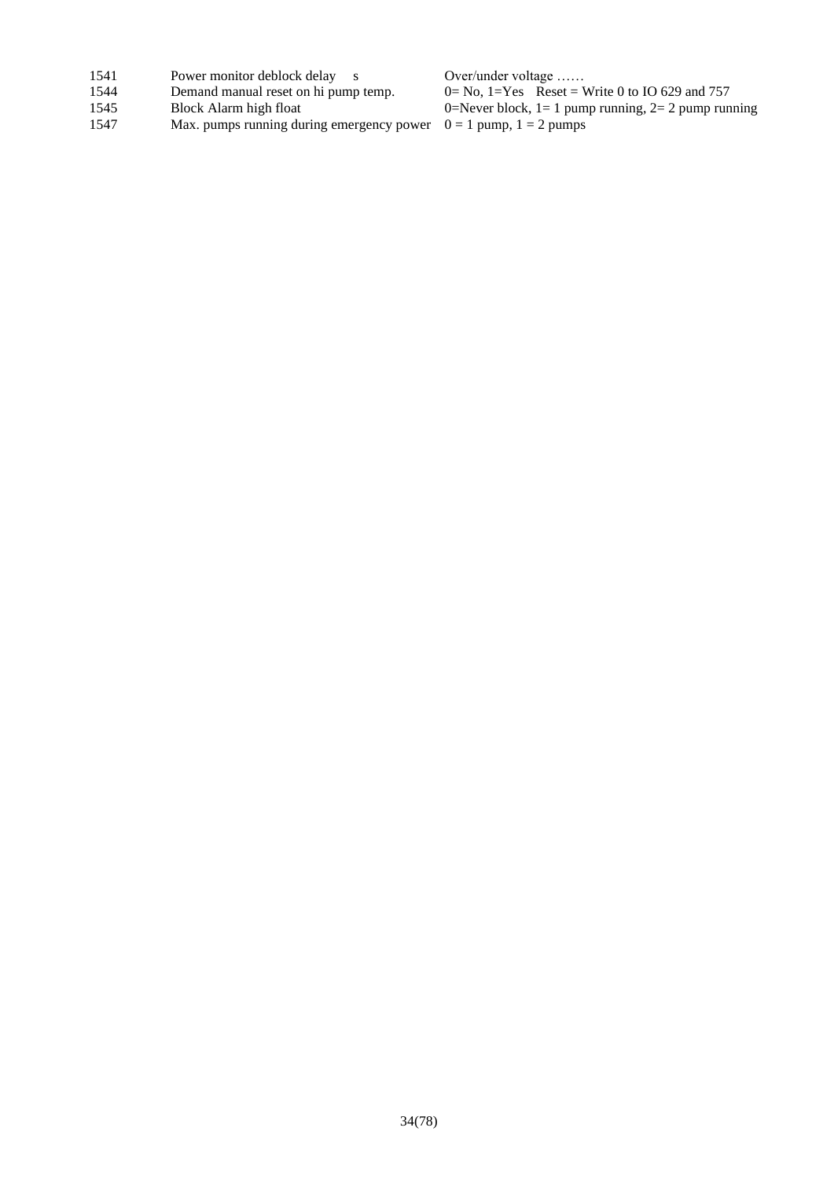| | | |
|---|---|---|
| 1541 | Power monitor deblock delay s | Over/under voltage …… |
| 1544 | Demand manual reset on hi pump temp. | 0= No, 1=Yes Reset = Write 0 to IO 629 and 757 |
| 1545 | Block Alarm high float | 0=Never block, 1= 1 pump running, 2= 2 pump running |
| 1547 | Max. pumps running during emergency power | 0 = 1 pump, 1 = 2 pumps |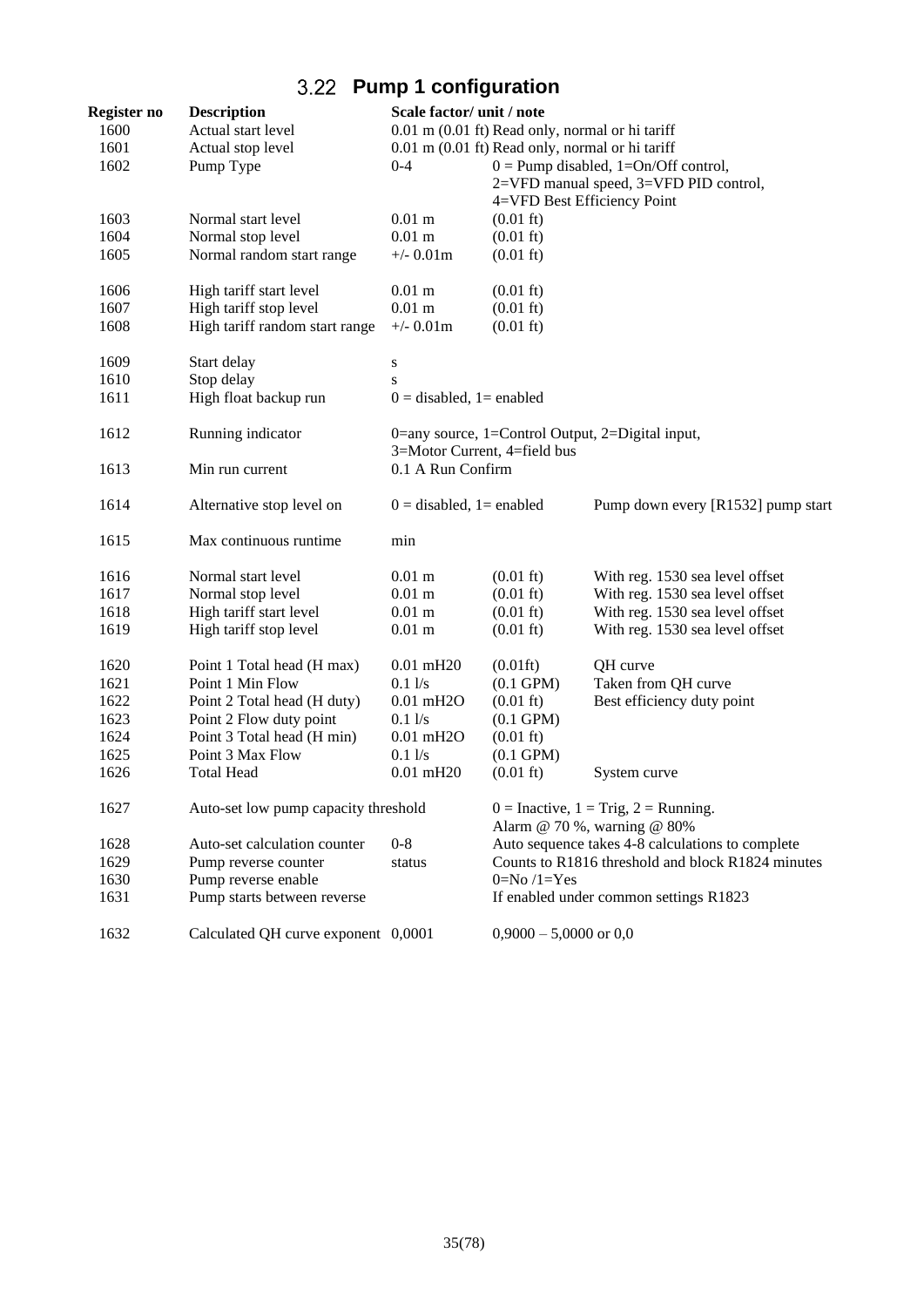## 3.22 Pump 1 configuration

| Register no | Description | Scale factor/ unit / note | | |
|---|---|---|---|---|
| 1600 | Actual start level | 0.01 m (0.01 ft) Read only, normal or hi tariff | | |
| 1601 | Actual stop level | 0.01 m (0.01 ft) Read only, normal or hi tariff | | |
| 1602 | Pump Type | 0-4 | 0 = Pump disabled, 1=On/Off control, 2=VFD manual speed, 3=VFD PID control, 4=VFD Best Efficiency Point | |
| 1603 | Normal start level | 0.01 m | (0.01 ft) | |
| 1604 | Normal stop level | 0.01 m | (0.01 ft) | |
| 1605 | Normal random start range | +/- 0.01m | (0.01 ft) | |
| 1606 | High tariff start level | 0.01 m | (0.01 ft) | |
| 1607 | High tariff stop level | 0.01 m | (0.01 ft) | |
| 1608 | High tariff random start range | +/- 0.01m | (0.01 ft) | |
| 1609 | Start delay | s | | |
| 1610 | Stop delay | s | | |
| 1611 | High float backup run | 0 = disabled, 1= enabled | | |
| 1612 | Running indicator | 0=any source, 1=Control Output, 2=Digital input, 3=Motor Current, 4=field bus | | |
| 1613 | Min run current | 0.1 A Run Confirm | | |
| 1614 | Alternative stop level on | 0 = disabled, 1= enabled | | Pump down every [R1532] pump start |
| 1615 | Max continuous runtime | min | | |
| 1616 | Normal start level | 0.01 m | (0.01 ft) | With reg. 1530 sea level offset |
| 1617 | Normal stop level | 0.01 m | (0.01 ft) | With reg. 1530 sea level offset |
| 1618 | High tariff start level | 0.01 m | (0.01 ft) | With reg. 1530 sea level offset |
| 1619 | High tariff stop level | 0.01 m | (0.01 ft) | With reg. 1530 sea level offset |
| 1620 | Point 1 Total head (H max) | 0.01 mH20 | (0.01ft) | QH curve |
| 1621 | Point 1 Min Flow | 0.1 l/s | (0.1 GPM) | Taken from QH curve |
| 1622 | Point 2 Total head (H duty) | 0.01 mH2O | (0.01 ft) | Best efficiency duty point |
| 1623 | Point 2 Flow duty point | 0.1 l/s | (0.1 GPM) | |
| 1624 | Point 3 Total head (H min) | 0.01 mH2O | (0.01 ft) | |
| 1625 | Point 3 Max Flow | 0.1 l/s | (0.1 GPM) | |
| 1626 | Total Head | 0.01 mH20 | (0.01 ft) | System curve |
| 1627 | Auto-set low pump capacity threshold | | 0 = Inactive, 1 = Trig, 2 = Running. Alarm @ 70 %, warning @ 80% | |
| 1628 | Auto-set calculation counter | 0-8 | Auto sequence takes 4-8 calculations to complete | |
| 1629 | Pump reverse counter | status | Counts to R1816 threshold and block R1824 minutes | |
| 1630 | Pump reverse enable | | 0=No /1=Yes | |
| 1631 | Pump starts between reverse | | If enabled under common settings R1823 | |
| 1632 | Calculated QH curve exponent | 0,0001 | 0,9000 – 5,0000 or 0,0 | |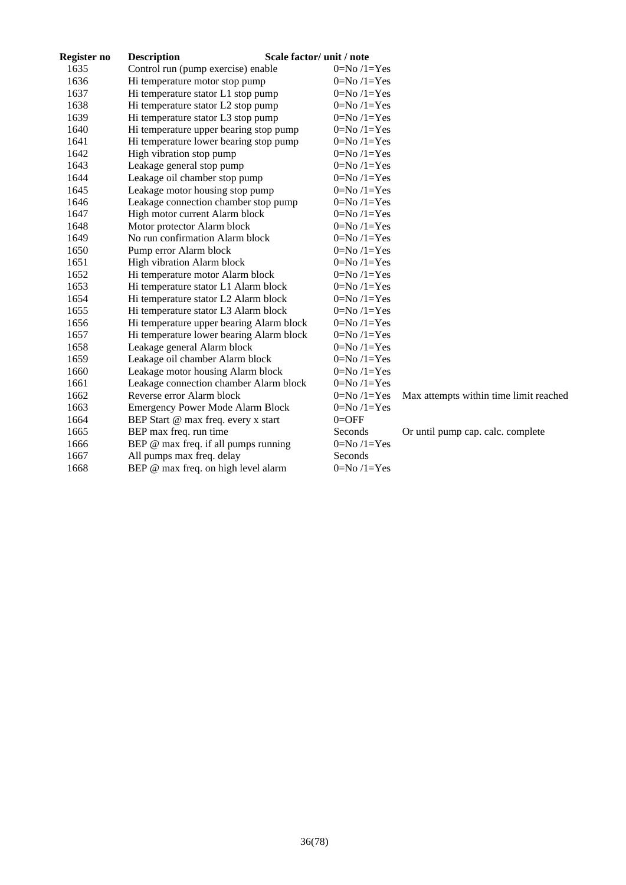| Register no | Description | Scale factor/ unit / note | |
|---|---|---|---|
| 1635 | Control run (pump exercise) enable | 0=No /1=Yes | |
| 1636 | Hi temperature motor stop pump | 0=No /1=Yes | |
| 1637 | Hi temperature stator L1 stop pump | 0=No /1=Yes | |
| 1638 | Hi temperature stator L2 stop pump | 0=No /1=Yes | |
| 1639 | Hi temperature stator L3 stop pump | 0=No /1=Yes | |
| 1640 | Hi temperature upper bearing stop pump | 0=No /1=Yes | |
| 1641 | Hi temperature lower bearing stop pump | 0=No /1=Yes | |
| 1642 | High vibration stop pump | 0=No /1=Yes | |
| 1643 | Leakage general stop pump | 0=No /1=Yes | |
| 1644 | Leakage oil chamber stop pump | 0=No /1=Yes | |
| 1645 | Leakage motor housing stop pump | 0=No /1=Yes | |
| 1646 | Leakage connection chamber stop pump | 0=No /1=Yes | |
| 1647 | High motor current Alarm block | 0=No /1=Yes | |
| 1648 | Motor protector Alarm block | 0=No /1=Yes | |
| 1649 | No run confirmation Alarm block | 0=No /1=Yes | |
| 1650 | Pump error Alarm block | 0=No /1=Yes | |
| 1651 | High vibration Alarm block | 0=No /1=Yes | |
| 1652 | Hi temperature motor Alarm block | 0=No /1=Yes | |
| 1653 | Hi temperature stator L1 Alarm block | 0=No /1=Yes | |
| 1654 | Hi temperature stator L2 Alarm block | 0=No /1=Yes | |
| 1655 | Hi temperature stator L3 Alarm block | 0=No /1=Yes | |
| 1656 | Hi temperature upper bearing Alarm block | 0=No /1=Yes | |
| 1657 | Hi temperature lower bearing Alarm block | 0=No /1=Yes | |
| 1658 | Leakage general Alarm block | 0=No /1=Yes | |
| 1659 | Leakage oil chamber Alarm block | 0=No /1=Yes | |
| 1660 | Leakage motor housing Alarm block | 0=No /1=Yes | |
| 1661 | Leakage connection chamber Alarm block | 0=No /1=Yes | |
| 1662 | Reverse error Alarm block | 0=No /1=Yes | Max attempts within time limit reached |
| 1663 | Emergency Power Mode Alarm Block | 0=No /1=Yes | |
| 1664 | BEP Start @ max freq. every x start | 0=OFF | |
| 1665 | BEP max freq. run time | Seconds | Or until pump cap. calc. complete |
| 1666 | BEP @ max freq. if all pumps running | 0=No /1=Yes | |
| 1667 | All pumps max freq. delay | Seconds | |
| 1668 | BEP @ max freq. on high level alarm | 0=No /1=Yes | |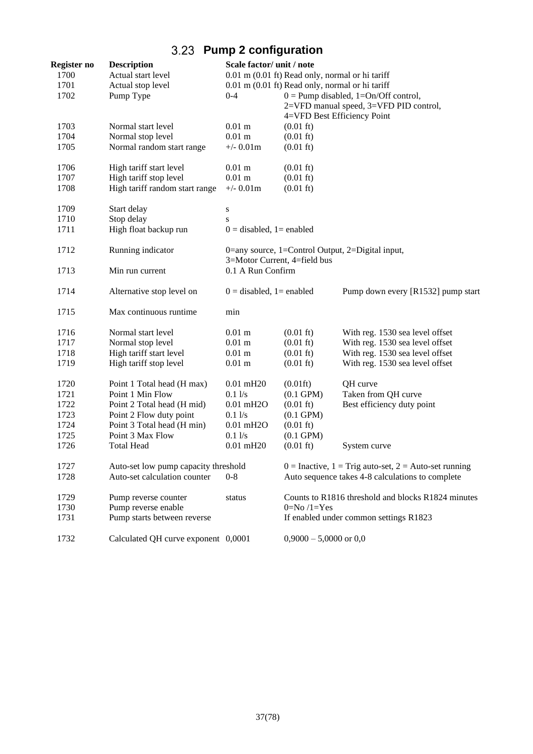## 3.23 Pump 2 configuration

| Register no | Description | Scale factor/ unit / note | | |
|---|---|---|---|---|
| 1700 | Actual start level | 0.01 m (0.01 ft) Read only, normal or hi tariff | | |
| 1701 | Actual stop level | 0.01 m (0.01 ft) Read only, normal or hi tariff | | |
| 1702 | Pump Type | 0-4 | 0 = Pump disabled, 1=On/Off control, 2=VFD manual speed, 3=VFD PID control, 4=VFD Best Efficiency Point | |
| 1703 | Normal start level | 0.01 m | (0.01 ft) | |
| 1704 | Normal stop level | 0.01 m | (0.01 ft) | |
| 1705 | Normal random start range | +/- 0.01m | (0.01 ft) | |
| 1706 | High tariff start level | 0.01 m | (0.01 ft) | |
| 1707 | High tariff stop level | 0.01 m | (0.01 ft) | |
| 1708 | High tariff random start range | +/- 0.01m | (0.01 ft) | |
| 1709 | Start delay | s | | |
| 1710 | Stop delay | s | | |
| 1711 | High float backup run | 0 = disabled, 1= enabled | | |
| 1712 | Running indicator | 0=any source, 1=Control Output, 2=Digital input, 3=Motor Current, 4=field bus | | |
| 1713 | Min run current | 0.1 A Run Confirm | | |
| 1714 | Alternative stop level on | 0 = disabled, 1= enabled | | Pump down every [R1532] pump start |
| 1715 | Max continuous runtime | min | | |
| 1716 | Normal start level | 0.01 m | (0.01 ft) | With reg. 1530 sea level offset |
| 1717 | Normal stop level | 0.01 m | (0.01 ft) | With reg. 1530 sea level offset |
| 1718 | High tariff start level | 0.01 m | (0.01 ft) | With reg. 1530 sea level offset |
| 1719 | High tariff stop level | 0.01 m | (0.01 ft) | With reg. 1530 sea level offset |
| 1720 | Point 1 Total head (H max) | 0.01 mH20 | (0.01ft) | QH curve |
| 1721 | Point 1 Min Flow | 0.1 l/s | (0.1 GPM) | Taken from QH curve |
| 1722 | Point 2 Total head (H mid) | 0.01 mH2O | (0.01 ft) | Best efficiency duty point |
| 1723 | Point 2 Flow duty point | 0.1 l/s | (0.1 GPM) | |
| 1724 | Point 3 Total head (H min) | 0.01 mH2O | (0.01 ft) | |
| 1725 | Point 3 Max Flow | 0.1 l/s | (0.1 GPM) | |
| 1726 | Total Head | 0.01 mH20 | (0.01 ft) | System curve |
| 1727 | Auto-set low pump capacity threshold | | 0 = Inactive, 1 = Trig auto-set, 2 = Auto-set running | |
| 1728 | Auto-set calculation counter | 0-8 | Auto sequence takes 4-8 calculations to complete | |
| 1729 | Pump reverse counter | status | Counts to R1816 threshold and blocks R1824 minutes | |
| 1730 | Pump reverse enable | | 0=No /1=Yes | |
| 1731 | Pump starts between reverse | | If enabled under common settings R1823 | |
| 1732 | Calculated QH curve exponent | 0,0001 | 0,9000 – 5,0000 or 0,0 | |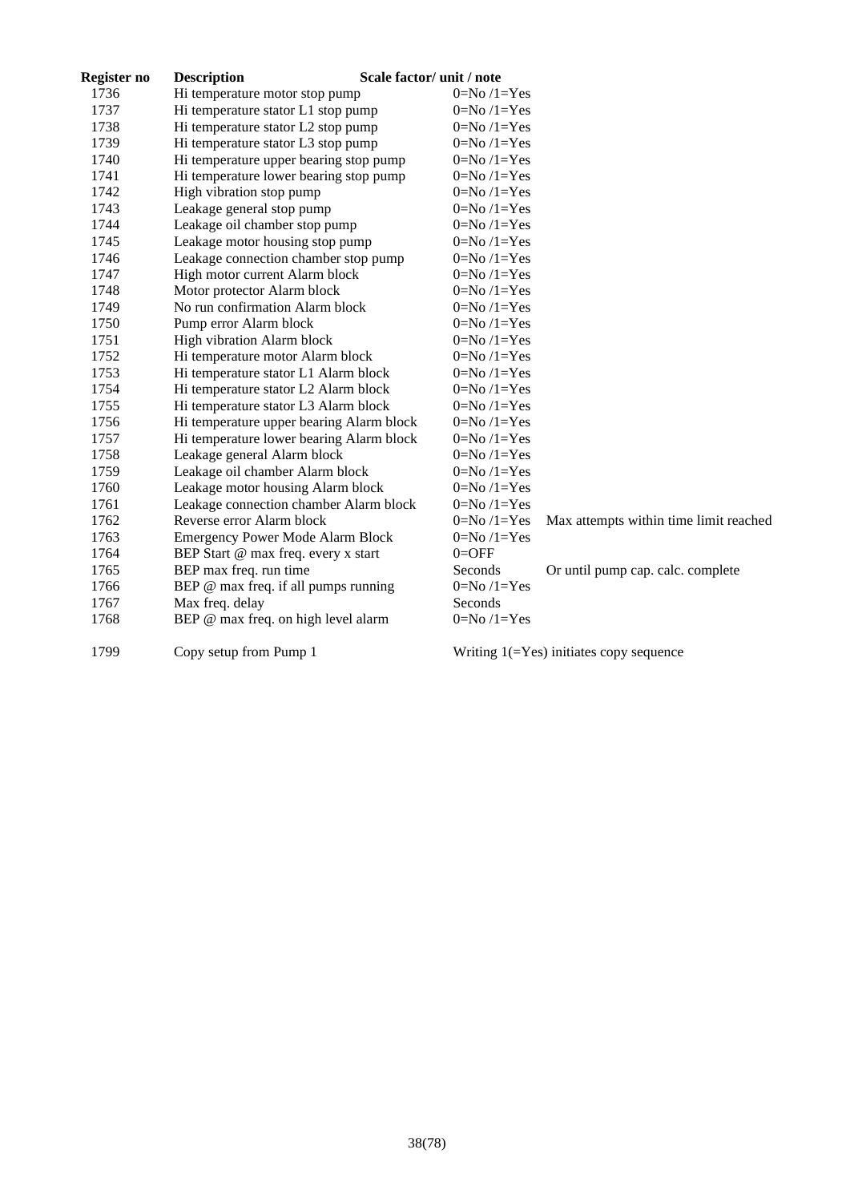| Register no | Description | Scale factor/ unit / note | |
|---|---|---|---|
| 1736 | Hi temperature motor stop pump | 0=No /1=Yes | |
| 1737 | Hi temperature stator L1 stop pump | 0=No /1=Yes | |
| 1738 | Hi temperature stator L2 stop pump | 0=No /1=Yes | |
| 1739 | Hi temperature stator L3 stop pump | 0=No /1=Yes | |
| 1740 | Hi temperature upper bearing stop pump | 0=No /1=Yes | |
| 1741 | Hi temperature lower bearing stop pump | 0=No /1=Yes | |
| 1742 | High vibration stop pump | 0=No /1=Yes | |
| 1743 | Leakage general stop pump | 0=No /1=Yes | |
| 1744 | Leakage oil chamber stop pump | 0=No /1=Yes | |
| 1745 | Leakage motor housing stop pump | 0=No /1=Yes | |
| 1746 | Leakage connection chamber stop pump | 0=No /1=Yes | |
| 1747 | High motor current Alarm block | 0=No /1=Yes | |
| 1748 | Motor protector Alarm block | 0=No /1=Yes | |
| 1749 | No run confirmation Alarm block | 0=No /1=Yes | |
| 1750 | Pump error Alarm block | 0=No /1=Yes | |
| 1751 | High vibration Alarm block | 0=No /1=Yes | |
| 1752 | Hi temperature motor Alarm block | 0=No /1=Yes | |
| 1753 | Hi temperature stator L1 Alarm block | 0=No /1=Yes | |
| 1754 | Hi temperature stator L2 Alarm block | 0=No /1=Yes | |
| 1755 | Hi temperature stator L3 Alarm block | 0=No /1=Yes | |
| 1756 | Hi temperature upper bearing Alarm block | 0=No /1=Yes | |
| 1757 | Hi temperature lower bearing Alarm block | 0=No /1=Yes | |
| 1758 | Leakage general Alarm block | 0=No /1=Yes | |
| 1759 | Leakage oil chamber Alarm block | 0=No /1=Yes | |
| 1760 | Leakage motor housing Alarm block | 0=No /1=Yes | |
| 1761 | Leakage connection chamber Alarm block | 0=No /1=Yes | |
| 1762 | Reverse error Alarm block | 0=No /1=Yes | Max attempts within time limit reached |
| 1763 | Emergency Power Mode Alarm Block | 0=No /1=Yes | |
| 1764 | BEP Start @ max freq. every x start | 0=OFF | |
| 1765 | BEP max freq. run time | Seconds | Or until pump cap. calc. complete |
| 1766 | BEP @ max freq. if all pumps running | 0=No /1=Yes | |
| 1767 | Max freq. delay | Seconds | |
| 1768 | BEP @ max freq. on high level alarm | 0=No /1=Yes | |
| 1799 | Copy setup from Pump 1 | Writing 1(=Yes) initiates copy sequence | |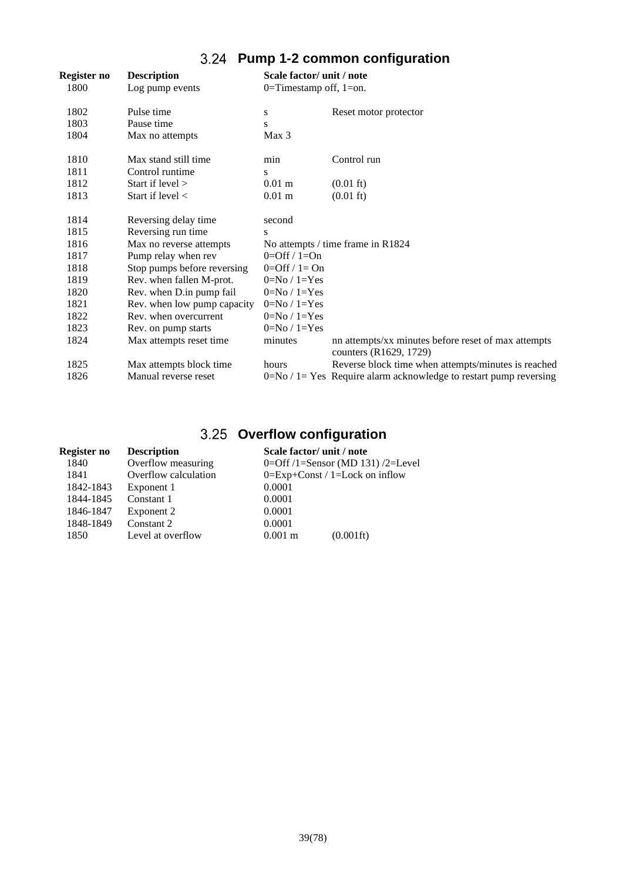## 3.24 Pump 1-2 common configuration

| Register no | Description | Scale factor/ unit / note | |
|---|---|---|---|
| 1800 | Log pump events | 0=Timestamp off, 1=on. | |
| | | | |
| 1802 | Pulse time | s | Reset motor protector |
| 1803 | Pause time | s | |
| 1804 | Max no attempts | Max 3 | |
| | | | |
| 1810 | Max stand still time | min | Control run |
| 1811 | Control runtime | s | |
| 1812 | Start if level > | 0.01 m | (0.01 ft) |
| 1813 | Start if level < | 0.01 m | (0.01 ft) |
| | | | |
| 1814 | Reversing delay time | second | |
| 1815 | Reversing run time | s | |
| 1816 | Max no reverse attempts | No attempts / time frame in R1824 | |
| 1817 | Pump relay when rev | 0=Off / 1=On | |
| 1818 | Stop pumps before reversing | 0=Off / 1= On | |
| 1819 | Rev. when fallen M-prot. | 0=No / 1=Yes | |
| 1820 | Rev. when D.in pump fail | 0=No / 1=Yes | |
| 1821 | Rev. when low pump capacity | 0=No / 1=Yes | |
| 1822 | Rev. when overcurrent | 0=No / 1=Yes | |
| 1823 | Rev. on pump starts | 0=No / 1=Yes | |
| 1824 | Max attempts reset time | minutes | nn attempts/xx minutes before reset of max attempts counters (R1629, 1729) |
| 1825 | Max attempts block time | hours | Reverse block time when attempts/minutes is reached |
| 1826 | Manual reverse reset | 0=No / 1= Yes | Require alarm acknowledge to restart pump reversing |

## 3.25 Overflow configuration

| Register no | Description | Scale factor/ unit / note | |
|---|---|---|---|
| 1840 | Overflow measuring | 0=Off /1=Sensor (MD 131) /2=Level | |
| 1841 | Overflow calculation | 0=Exp+Const / 1=Lock on inflow | |
| 1842-1843 | Exponent 1 | 0.0001 | |
| 1844-1845 | Constant 1 | 0.0001 | |
| 1846-1847 | Exponent 2 | 0.0001 | |
| 1848-1849 | Constant 2 | 0.0001 | |
| 1850 | Level at overflow | 0.001 m | (0.001ft) |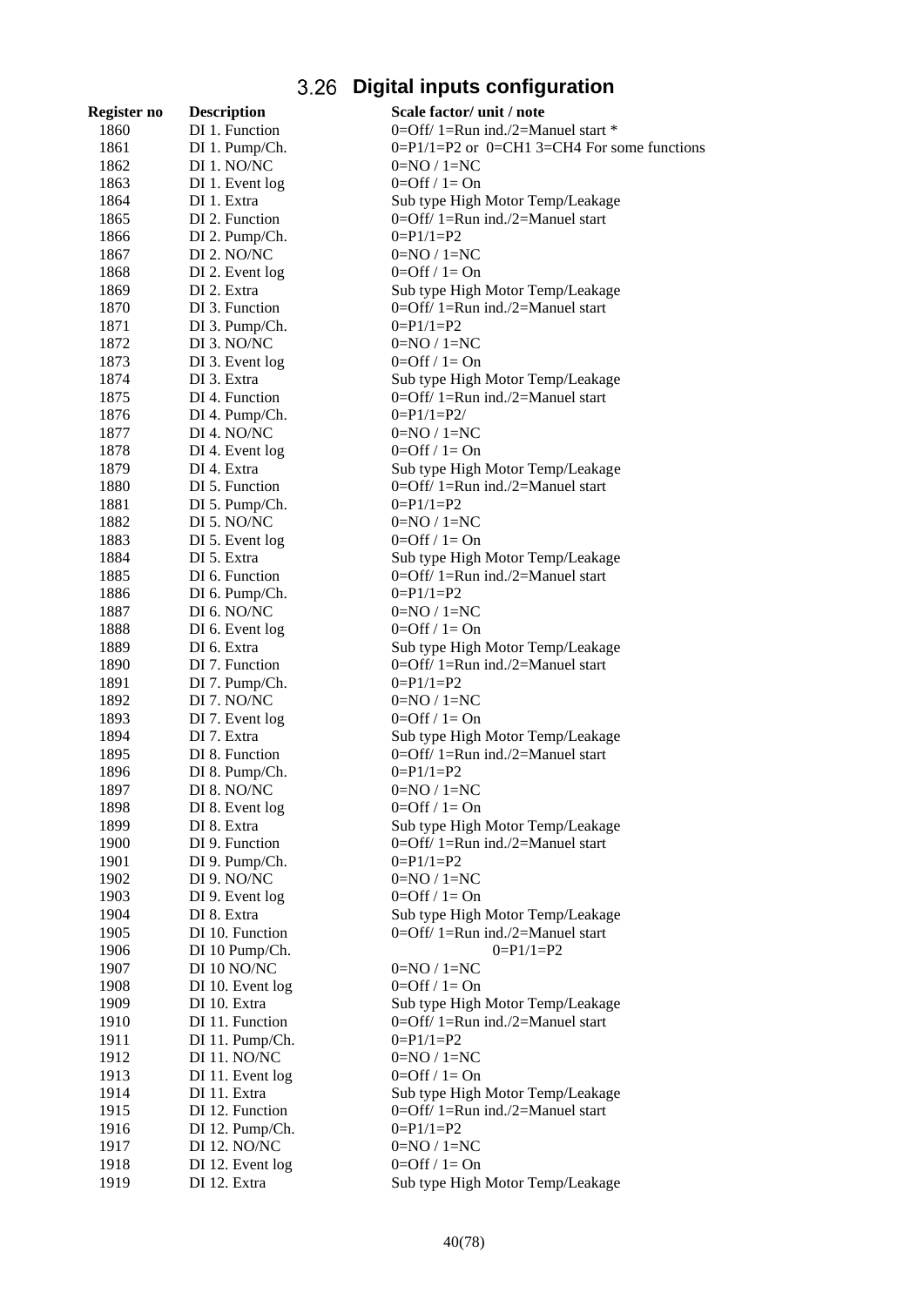## 3.26 Digital inputs configuration

| Register no | Description | Scale factor/ unit / note |
|---|---|---|
| 1860 | DI 1. Function | 0=Off/ 1=Run ind./2=Manuel start * |
| 1861 | DI 1. Pump/Ch. | 0=P1/1=P2 or 0=CH1 3=CH4 For some functions |
| 1862 | DI 1. NO/NC | 0=NO / 1=NC |
| 1863 | DI 1. Event log | 0=Off / 1= On |
| 1864 | DI 1. Extra | Sub type High Motor Temp/Leakage |
| 1865 | DI 2. Function | 0=Off/ 1=Run ind./2=Manuel start |
| 1866 | DI 2. Pump/Ch. | 0=P1/1=P2 |
| 1867 | DI 2. NO/NC | 0=NO / 1=NC |
| 1868 | DI 2. Event log | 0=Off / 1= On |
| 1869 | DI 2. Extra | Sub type High Motor Temp/Leakage |
| 1870 | DI 3. Function | 0=Off/ 1=Run ind./2=Manuel start |
| 1871 | DI 3. Pump/Ch. | 0=P1/1=P2 |
| 1872 | DI 3. NO/NC | 0=NO / 1=NC |
| 1873 | DI 3. Event log | 0=Off / 1= On |
| 1874 | DI 3. Extra | Sub type High Motor Temp/Leakage |
| 1875 | DI 4. Function | 0=Off/ 1=Run ind./2=Manuel start |
| 1876 | DI 4. Pump/Ch. | 0=P1/1=P2/ |
| 1877 | DI 4. NO/NC | 0=NO / 1=NC |
| 1878 | DI 4. Event log | 0=Off / 1= On |
| 1879 | DI 4. Extra | Sub type High Motor Temp/Leakage |
| 1880 | DI 5. Function | 0=Off/ 1=Run ind./2=Manuel start |
| 1881 | DI 5. Pump/Ch. | 0=P1/1=P2 |
| 1882 | DI 5. NO/NC | 0=NO / 1=NC |
| 1883 | DI 5. Event log | 0=Off / 1= On |
| 1884 | DI 5. Extra | Sub type High Motor Temp/Leakage |
| 1885 | DI 6. Function | 0=Off/ 1=Run ind./2=Manuel start |
| 1886 | DI 6. Pump/Ch. | 0=P1/1=P2 |
| 1887 | DI 6. NO/NC | 0=NO / 1=NC |
| 1888 | DI 6. Event log | 0=Off / 1= On |
| 1889 | DI 6. Extra | Sub type High Motor Temp/Leakage |
| 1890 | DI 7. Function | 0=Off/ 1=Run ind./2=Manuel start |
| 1891 | DI 7. Pump/Ch. | 0=P1/1=P2 |
| 1892 | DI 7. NO/NC | 0=NO / 1=NC |
| 1893 | DI 7. Event log | 0=Off / 1= On |
| 1894 | DI 7. Extra | Sub type High Motor Temp/Leakage |
| 1895 | DI 8. Function | 0=Off/ 1=Run ind./2=Manuel start |
| 1896 | DI 8. Pump/Ch. | 0=P1/1=P2 |
| 1897 | DI 8. NO/NC | 0=NO / 1=NC |
| 1898 | DI 8. Event log | 0=Off / 1= On |
| 1899 | DI 8. Extra | Sub type High Motor Temp/Leakage |
| 1900 | DI 9. Function | 0=Off/ 1=Run ind./2=Manuel start |
| 1901 | DI 9. Pump/Ch. | 0=P1/1=P2 |
| 1902 | DI 9. NO/NC | 0=NO / 1=NC |
| 1903 | DI 9. Event log | 0=Off / 1= On |
| 1904 | DI 8. Extra | Sub type High Motor Temp/Leakage |
| 1905 | DI 10. Function | 0=Off/ 1=Run ind./2=Manuel start |
| 1906 | DI 10 Pump/Ch. | 0=P1/1=P2 |
| 1907 | DI 10 NO/NC | 0=NO / 1=NC |
| 1908 | DI 10. Event log | 0=Off / 1= On |
| 1909 | DI 10. Extra | Sub type High Motor Temp/Leakage |
| 1910 | DI 11. Function | 0=Off/ 1=Run ind./2=Manuel start |
| 1911 | DI 11. Pump/Ch. | 0=P1/1=P2 |
| 1912 | DI 11. NO/NC | 0=NO / 1=NC |
| 1913 | DI 11. Event log | 0=Off / 1= On |
| 1914 | DI 11. Extra | Sub type High Motor Temp/Leakage |
| 1915 | DI 12. Function | 0=Off/ 1=Run ind./2=Manuel start |
| 1916 | DI 12. Pump/Ch. | 0=P1/1=P2 |
| 1917 | DI 12. NO/NC | 0=NO / 1=NC |
| 1918 | DI 12. Event log | 0=Off / 1= On |
| 1919 | DI 12. Extra | Sub type High Motor Temp/Leakage |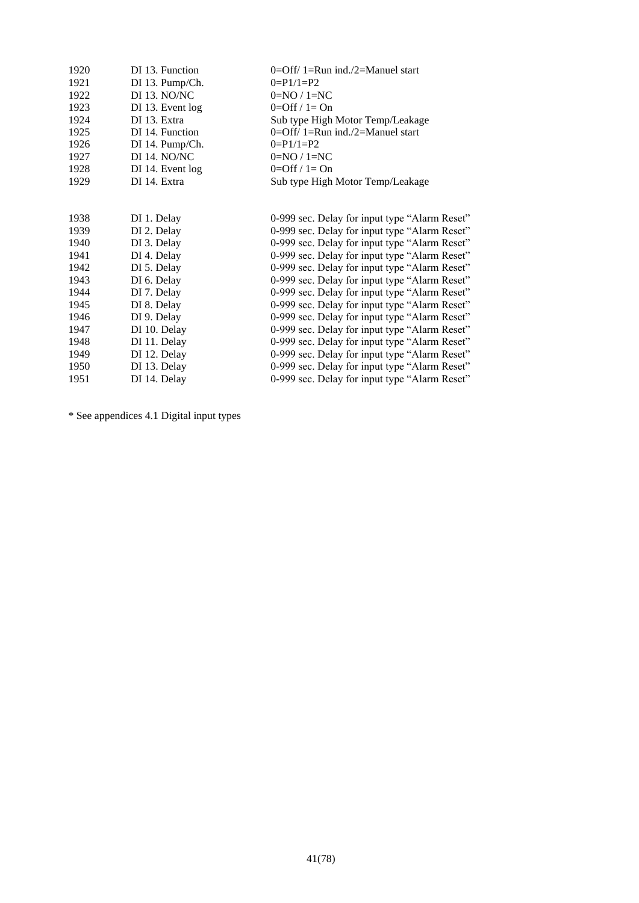| | | |
|---|---|---|
| 1920 | DI 13. Function | 0=Off/ 1=Run ind./2=Manuel start |
| 1921 | DI 13. Pump/Ch. | 0=P1/1=P2 |
| 1922 | DI 13. NO/NC | 0=NO / 1=NC |
| 1923 | DI 13. Event log | 0=Off / 1= On |
| 1924 | DI 13. Extra | Sub type High Motor Temp/Leakage |
| 1925 | DI 14. Function | 0=Off/ 1=Run ind./2=Manuel start |
| 1926 | DI 14. Pump/Ch. | 0=P1/1=P2 |
| 1927 | DI 14. NO/NC | 0=NO / 1=NC |
| 1928 | DI 14. Event log | 0=Off / 1= On |
| 1929 | DI 14. Extra | Sub type High Motor Temp/Leakage |

| | | |
|---|---|---|
| 1938 | DI 1. Delay | 0-999 sec. Delay for input type “Alarm Reset” |
| 1939 | DI 2. Delay | 0-999 sec. Delay for input type “Alarm Reset” |
| 1940 | DI 3. Delay | 0-999 sec. Delay for input type “Alarm Reset” |
| 1941 | DI 4. Delay | 0-999 sec. Delay for input type “Alarm Reset” |
| 1942 | DI 5. Delay | 0-999 sec. Delay for input type “Alarm Reset” |
| 1943 | DI 6. Delay | 0-999 sec. Delay for input type “Alarm Reset” |
| 1944 | DI 7. Delay | 0-999 sec. Delay for input type “Alarm Reset” |
| 1945 | DI 8. Delay | 0-999 sec. Delay for input type “Alarm Reset” |
| 1946 | DI 9. Delay | 0-999 sec. Delay for input type “Alarm Reset” |
| 1947 | DI 10. Delay | 0-999 sec. Delay for input type “Alarm Reset” |
| 1948 | DI 11. Delay | 0-999 sec. Delay for input type “Alarm Reset” |
| 1949 | DI 12. Delay | 0-999 sec. Delay for input type “Alarm Reset” |
| 1950 | DI 13. Delay | 0-999 sec. Delay for input type “Alarm Reset” |
| 1951 | DI 14. Delay | 0-999 sec. Delay for input type “Alarm Reset” |

* See appendices 4.1 Digital input types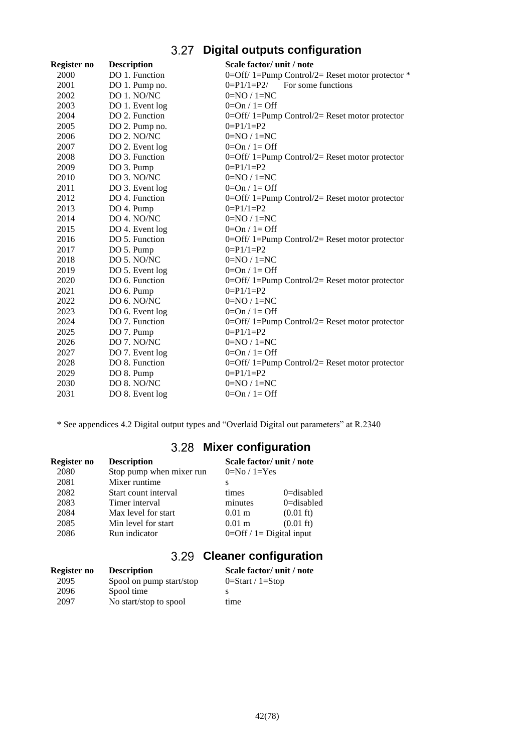## 3.27 Digital outputs configuration

| Register no | Description | Scale factor/ unit / note |
|---|---|---|
| 2000 | DO 1. Function | 0=Off/ 1=Pump Control/2= Reset motor protector * |
| 2001 | DO 1. Pump no. | 0=P1/1=P2/ For some functions |
| 2002 | DO 1. NO/NC | 0=NO / 1=NC |
| 2003 | DO 1. Event log | 0=On / 1= Off |
| 2004 | DO 2. Function | 0=Off/ 1=Pump Control/2= Reset motor protector |
| 2005 | DO 2. Pump no. | 0=P1/1=P2 |
| 2006 | DO 2. NO/NC | 0=NO / 1=NC |
| 2007 | DO 2. Event log | 0=On / 1= Off |
| 2008 | DO 3. Function | 0=Off/ 1=Pump Control/2= Reset motor protector |
| 2009 | DO 3. Pump | 0=P1/1=P2 |
| 2010 | DO 3. NO/NC | 0=NO / 1=NC |
| 2011 | DO 3. Event log | 0=On / 1= Off |
| 2012 | DO 4. Function | 0=Off/ 1=Pump Control/2= Reset motor protector |
| 2013 | DO 4. Pump | 0=P1/1=P2 |
| 2014 | DO 4. NO/NC | 0=NO / 1=NC |
| 2015 | DO 4. Event log | 0=On / 1= Off |
| 2016 | DO 5. Function | 0=Off/ 1=Pump Control/2= Reset motor protector |
| 2017 | DO 5. Pump | 0=P1/1=P2 |
| 2018 | DO 5. NO/NC | 0=NO / 1=NC |
| 2019 | DO 5. Event log | 0=On / 1= Off |
| 2020 | DO 6. Function | 0=Off/ 1=Pump Control/2= Reset motor protector |
| 2021 | DO 6. Pump | 0=P1/1=P2 |
| 2022 | DO 6. NO/NC | 0=NO / 1=NC |
| 2023 | DO 6. Event log | 0=On / 1= Off |
| 2024 | DO 7. Function | 0=Off/ 1=Pump Control/2= Reset motor protector |
| 2025 | DO 7. Pump | 0=P1/1=P2 |
| 2026 | DO 7. NO/NC | 0=NO / 1=NC |
| 2027 | DO 7. Event log | 0=On / 1= Off |
| 2028 | DO 8. Function | 0=Off/ 1=Pump Control/2= Reset motor protector |
| 2029 | DO 8. Pump | 0=P1/1=P2 |
| 2030 | DO 8. NO/NC | 0=NO / 1=NC |
| 2031 | DO 8. Event log | 0=On / 1= Off |

* See appendices 4.2 Digital output types and "Overlaid Digital out parameters" at R.2340

## 3.28 Mixer configuration

| Register no | Description | Scale factor/ unit / note | |
|---|---|---|---|
| 2080 | Stop pump when mixer run | 0=No / 1=Yes | |
| 2081 | Mixer runtime | s | |
| 2082 | Start count interval | times | 0=disabled |
| 2083 | Timer interval | minutes | 0=disabled |
| 2084 | Max level for start | 0.01 m | (0.01 ft) |
| 2085 | Min level for start | 0.01 m | (0.01 ft) |
| 2086 | Run indicator | 0=Off / 1= Digital input | |

## 3.29 Cleaner configuration

| Register no | Description | Scale factor/ unit / note |
|---|---|---|
| 2095 | Spool on pump start/stop | 0=Start / 1=Stop |
| 2096 | Spool time | s |
| 2097 | No start/stop to spool | time |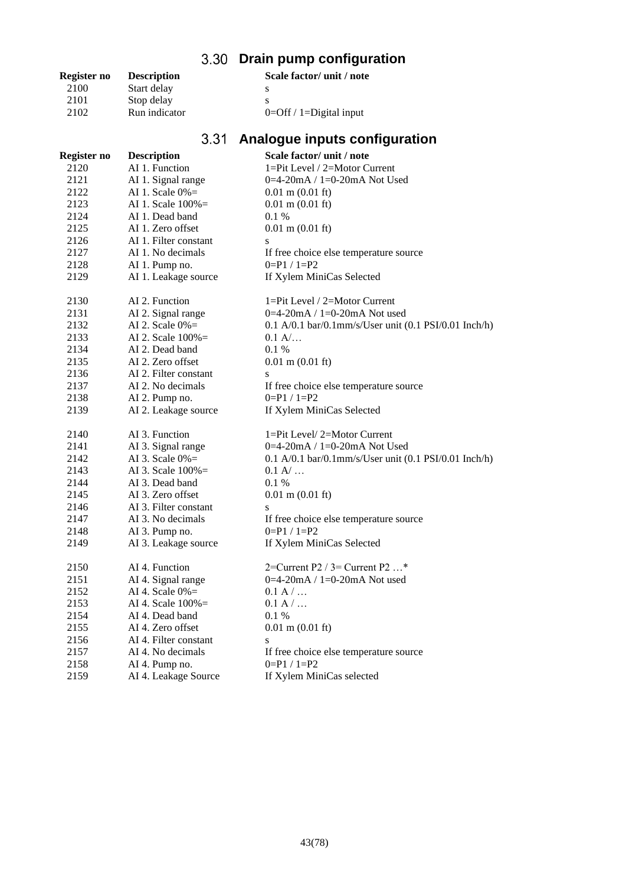## 3.30 Drain pump configuration

| Register no | Description | Scale factor/ unit / note |
|---|---|---|
| 2100 | Start delay | s |
| 2101 | Stop delay | s |
| 2102 | Run indicator | 0=Off / 1=Digital input |

## 3.31 Analogue inputs configuration

| Register no | Description | Scale factor/ unit / note |
|---|---|---|
| 2120 | AI 1. Function | 1=Pit Level / 2=Motor Current |
| 2121 | AI 1. Signal range | 0=4-20mA / 1=0-20mA Not Used |
| 2122 | AI 1. Scale 0%= | 0.01 m (0.01 ft) |
| 2123 | AI 1. Scale 100%= | 0.01 m (0.01 ft) |
| 2124 | AI 1. Dead band | 0.1 % |
| 2125 | AI 1. Zero offset | 0.01 m (0.01 ft) |
| 2126 | AI 1. Filter constant | s |
| 2127 | AI 1. No decimals | If free choice else temperature source |
| 2128 | AI 1. Pump no. | 0=P1 / 1=P2 |
| 2129 | AI 1. Leakage source | If Xylem MiniCas Selected |
| | | |
| 2130 | AI 2. Function | 1=Pit Level / 2=Motor Current |
| 2131 | AI 2. Signal range | 0=4-20mA / 1=0-20mA Not used |
| 2132 | AI 2. Scale 0%= | 0.1 A/0.1 bar/0.1mm/s/User unit (0.1 PSI/0.01 Inch/h) |
| 2133 | AI 2. Scale 100%= | 0.1 A/… |
| 2134 | AI 2. Dead band | 0.1 % |
| 2135 | AI 2. Zero offset | 0.01 m (0.01 ft) |
| 2136 | AI 2. Filter constant | s |
| 2137 | AI 2. No decimals | If free choice else temperature source |
| 2138 | AI 2. Pump no. | 0=P1 / 1=P2 |
| 2139 | AI 2. Leakage source | If Xylem MiniCas Selected |
| | | |
| 2140 | AI 3. Function | 1=Pit Level/ 2=Motor Current |
| 2141 | AI 3. Signal range | 0=4-20mA / 1=0-20mA Not Used |
| 2142 | AI 3. Scale 0%= | 0.1 A/0.1 bar/0.1mm/s/User unit (0.1 PSI/0.01 Inch/h) |
| 2143 | AI 3. Scale 100%= | 0.1 A/ … |
| 2144 | AI 3. Dead band | 0.1 % |
| 2145 | AI 3. Zero offset | 0.01 m (0.01 ft) |
| 2146 | AI 3. Filter constant | s |
| 2147 | AI 3. No decimals | If free choice else temperature source |
| 2148 | AI 3. Pump no. | 0=P1 / 1=P2 |
| 2149 | AI 3. Leakage source | If Xylem MiniCas Selected |
| | | |
| 2150 | AI 4. Function | 2=Current P2 / 3= Current P2 …* |
| 2151 | AI 4. Signal range | 0=4-20mA / 1=0-20mA Not used |
| 2152 | AI 4. Scale 0%= | 0.1 A / … |
| 2153 | AI 4. Scale 100%= | 0.1 A / … |
| 2154 | AI 4. Dead band | 0.1 % |
| 2155 | AI 4. Zero offset | 0.01 m (0.01 ft) |
| 2156 | AI 4. Filter constant | s |
| 2157 | AI 4. No decimals | If free choice else temperature source |
| 2158 | AI 4. Pump no. | 0=P1 / 1=P2 |
| 2159 | AI 4. Leakage Source | If Xylem MiniCas selected |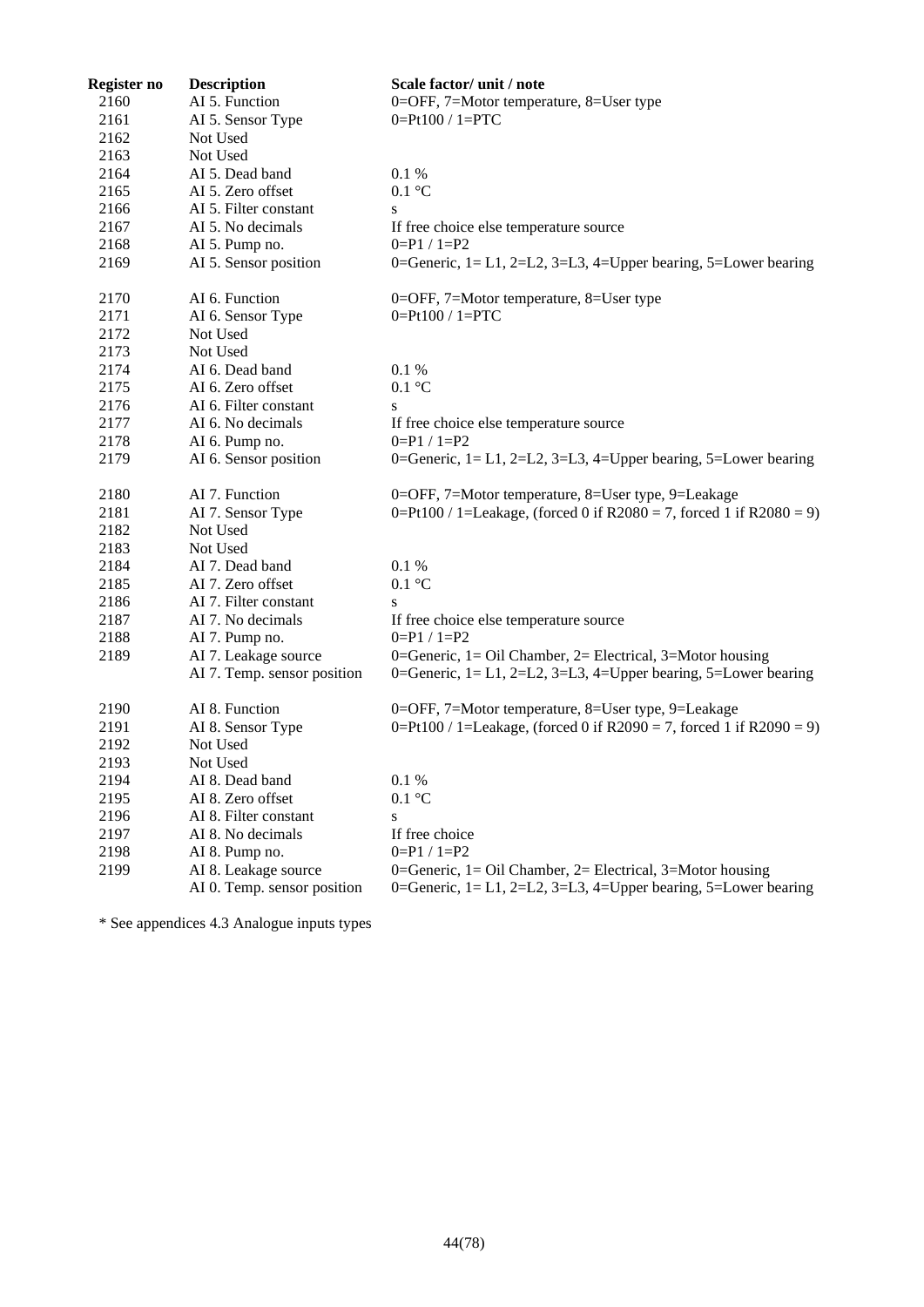| Register no | Description | Scale factor/ unit / note |
|---|---|---|
| 2160 | AI 5. Function | 0=OFF, 7=Motor temperature, 8=User type |
| 2161 | AI 5. Sensor Type | 0=Pt100 / 1=PTC |
| 2162 | Not Used | |
| 2163 | Not Used | |
| 2164 | AI 5. Dead band | 0.1 % |
| 2165 | AI 5. Zero offset | 0.1 °C |
| 2166 | AI 5. Filter constant | s |
| 2167 | AI 5. No decimals | If free choice else temperature source |
| 2168 | AI 5. Pump no. | 0=P1 / 1=P2 |
| 2169 | AI 5. Sensor position | 0=Generic, 1= L1, 2=L2, 3=L3, 4=Upper bearing, 5=Lower bearing |
| | | |
| 2170 | AI 6. Function | 0=OFF, 7=Motor temperature, 8=User type |
| 2171 | AI 6. Sensor Type | 0=Pt100 / 1=PTC |
| 2172 | Not Used | |
| 2173 | Not Used | |
| 2174 | AI 6. Dead band | 0.1 % |
| 2175 | AI 6. Zero offset | 0.1 °C |
| 2176 | AI 6. Filter constant | s |
| 2177 | AI 6. No decimals | If free choice else temperature source |
| 2178 | AI 6. Pump no. | 0=P1 / 1=P2 |
| 2179 | AI 6. Sensor position | 0=Generic, 1= L1, 2=L2, 3=L3, 4=Upper bearing, 5=Lower bearing |
| | | |
| 2180 | AI 7. Function | 0=OFF, 7=Motor temperature, 8=User type, 9=Leakage |
| 2181 | AI 7. Sensor Type | 0=Pt100 / 1=Leakage, (forced 0 if R2080 = 7, forced 1 if R2080 = 9) |
| 2182 | Not Used | |
| 2183 | Not Used | |
| 2184 | AI 7. Dead band | 0.1 % |
| 2185 | AI 7. Zero offset | 0.1 °C |
| 2186 | AI 7. Filter constant | s |
| 2187 | AI 7. No decimals | If free choice else temperature source |
| 2188 | AI 7. Pump no. | 0=P1 / 1=P2 |
| 2189 | AI 7. Leakage source | 0=Generic, 1= Oil Chamber, 2= Electrical, 3=Motor housing |
| | AI 7. Temp. sensor position | 0=Generic, 1= L1, 2=L2, 3=L3, 4=Upper bearing, 5=Lower bearing |
| | | |
| 2190 | AI 8. Function | 0=OFF, 7=Motor temperature, 8=User type, 9=Leakage |
| 2191 | AI 8. Sensor Type | 0=Pt100 / 1=Leakage, (forced 0 if R2090 = 7, forced 1 if R2090 = 9) |
| 2192 | Not Used | |
| 2193 | Not Used | |
| 2194 | AI 8. Dead band | 0.1 % |
| 2195 | AI 8. Zero offset | 0.1 °C |
| 2196 | AI 8. Filter constant | s |
| 2197 | AI 8. No decimals | If free choice |
| 2198 | AI 8. Pump no. | 0=P1 / 1=P2 |
| 2199 | AI 8. Leakage source | 0=Generic, 1= Oil Chamber, 2= Electrical, 3=Motor housing |
| | AI 0. Temp. sensor position | 0=Generic, 1= L1, 2=L2, 3=L3, 4=Upper bearing, 5=Lower bearing |

* See appendices 4.3 Analogue inputs types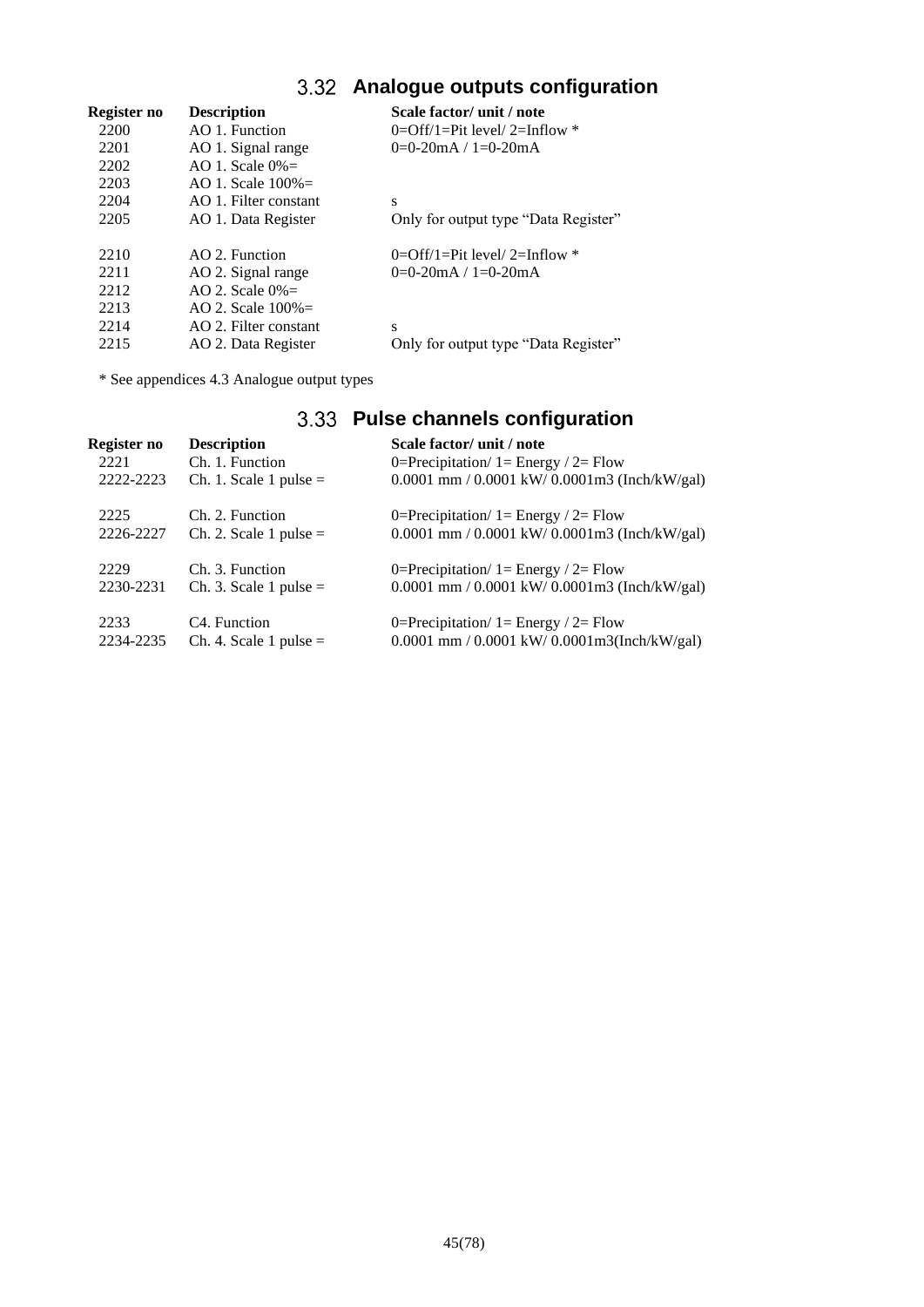## 3.32 Analogue outputs configuration

| Register no | Description | Scale factor/ unit / note |
|---|---|---|
| 2200 | AO 1. Function | 0=Off/1=Pit level/ 2=Inflow * |
| 2201 | AO 1. Signal range | 0=0-20mA / 1=0-20mA |
| 2202 | AO 1. Scale 0%= | |
| 2203 | AO 1. Scale 100%= | |
| 2204 | AO 1. Filter constant | s |
| 2205 | AO 1. Data Register | Only for output type “Data Register” |
| | | |
| 2210 | AO 2. Function | 0=Off/1=Pit level/ 2=Inflow * |
| 2211 | AO 2. Signal range | 0=0-20mA / 1=0-20mA |
| 2212 | AO 2. Scale 0%= | |
| 2213 | AO 2. Scale 100%= | |
| 2214 | AO 2. Filter constant | s |
| 2215 | AO 2. Data Register | Only for output type “Data Register” |

* See appendices 4.3 Analogue output types

## 3.33 Pulse channels configuration

| Register no | Description | Scale factor/ unit / note |
|---|---|---|
| 2221 | Ch. 1. Function | 0=Precipitation/ 1= Energy / 2= Flow |
| 2222-2223 | Ch. 1. Scale 1 pulse = | 0.0001 mm / 0.0001 kW/ 0.0001m3 (Inch/kW/gal) |
| | | |
| 2225 | Ch. 2. Function | 0=Precipitation/ 1= Energy / 2= Flow |
| 2226-2227 | Ch. 2. Scale 1 pulse = | 0.0001 mm / 0.0001 kW/ 0.0001m3 (Inch/kW/gal) |
| | | |
| 2229 | Ch. 3. Function | 0=Precipitation/ 1= Energy / 2= Flow |
| 2230-2231 | Ch. 3. Scale 1 pulse = | 0.0001 mm / 0.0001 kW/ 0.0001m3 (Inch/kW/gal) |
| | | |
| 2233 | C4. Function | 0=Precipitation/ 1= Energy / 2= Flow |
| 2234-2235 | Ch. 4. Scale 1 pulse = | 0.0001 mm / 0.0001 kW/ 0.0001m3(Inch/kW/gal) |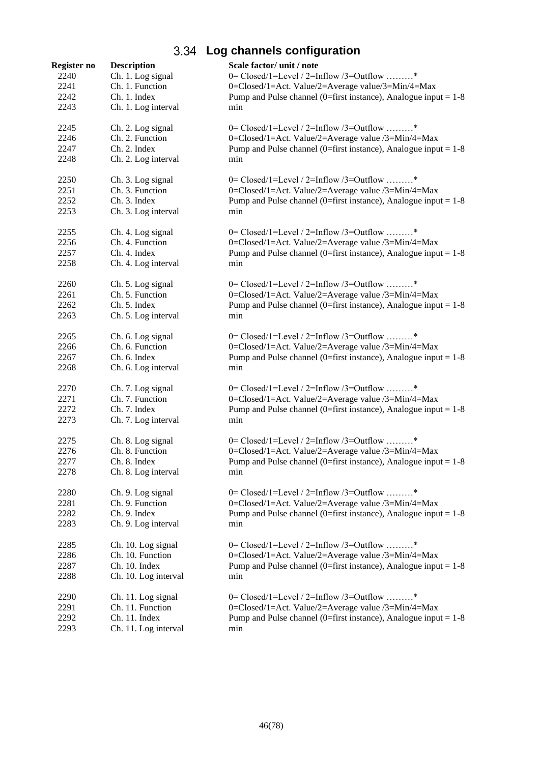## 3.34 Log channels configuration

| Register no | Description | Scale factor/ unit / note |
|---|---|---|
| 2240 | Ch. 1. Log signal | 0= Closed/1=Level / 2=Inflow /3=Outflow ………* |
| 2241 | Ch. 1. Function | 0=Closed/1=Act. Value/2=Average value/3=Min/4=Max |
| 2242 | Ch. 1. Index | Pump and Pulse channel (0=first instance), Analogue input = 1-8 |
| 2243 | Ch. 1. Log interval | min |
| | | |
| 2245 | Ch. 2. Log signal | 0= Closed/1=Level / 2=Inflow /3=Outflow ………* |
| 2246 | Ch. 2. Function | 0=Closed/1=Act. Value/2=Average value /3=Min/4=Max |
| 2247 | Ch. 2. Index | Pump and Pulse channel (0=first instance), Analogue input = 1-8 |
| 2248 | Ch. 2. Log interval | min |
| | | |
| 2250 | Ch. 3. Log signal | 0= Closed/1=Level / 2=Inflow /3=Outflow ………* |
| 2251 | Ch. 3. Function | 0=Closed/1=Act. Value/2=Average value /3=Min/4=Max |
| 2252 | Ch. 3. Index | Pump and Pulse channel (0=first instance), Analogue input = 1-8 |
| 2253 | Ch. 3. Log interval | min |
| | | |
| 2255 | Ch. 4. Log signal | 0= Closed/1=Level / 2=Inflow /3=Outflow ………* |
| 2256 | Ch. 4. Function | 0=Closed/1=Act. Value/2=Average value /3=Min/4=Max |
| 2257 | Ch. 4. Index | Pump and Pulse channel (0=first instance), Analogue input = 1-8 |
| 2258 | Ch. 4. Log interval | min |
| | | |
| 2260 | Ch. 5. Log signal | 0= Closed/1=Level / 2=Inflow /3=Outflow ………* |
| 2261 | Ch. 5. Function | 0=Closed/1=Act. Value/2=Average value /3=Min/4=Max |
| 2262 | Ch. 5. Index | Pump and Pulse channel (0=first instance), Analogue input = 1-8 |
| 2263 | Ch. 5. Log interval | min |
| | | |
| 2265 | Ch. 6. Log signal | 0= Closed/1=Level / 2=Inflow /3=Outflow ………* |
| 2266 | Ch. 6. Function | 0=Closed/1=Act. Value/2=Average value /3=Min/4=Max |
| 2267 | Ch. 6. Index | Pump and Pulse channel (0=first instance), Analogue input = 1-8 |
| 2268 | Ch. 6. Log interval | min |
| | | |
| 2270 | Ch. 7. Log signal | 0= Closed/1=Level / 2=Inflow /3=Outflow ………* |
| 2271 | Ch. 7. Function | 0=Closed/1=Act. Value/2=Average value /3=Min/4=Max |
| 2272 | Ch. 7. Index | Pump and Pulse channel (0=first instance), Analogue input = 1-8 |
| 2273 | Ch. 7. Log interval | min |
| | | |
| 2275 | Ch. 8. Log signal | 0= Closed/1=Level / 2=Inflow /3=Outflow ………* |
| 2276 | Ch. 8. Function | 0=Closed/1=Act. Value/2=Average value /3=Min/4=Max |
| 2277 | Ch. 8. Index | Pump and Pulse channel (0=first instance), Analogue input = 1-8 |
| 2278 | Ch. 8. Log interval | min |
| | | |
| 2280 | Ch. 9. Log signal | 0= Closed/1=Level / 2=Inflow /3=Outflow ………* |
| 2281 | Ch. 9. Function | 0=Closed/1=Act. Value/2=Average value /3=Min/4=Max |
| 2282 | Ch. 9. Index | Pump and Pulse channel (0=first instance), Analogue input = 1-8 |
| 2283 | Ch. 9. Log interval | min |
| | | |
| 2285 | Ch. 10. Log signal | 0= Closed/1=Level / 2=Inflow /3=Outflow ………* |
| 2286 | Ch. 10. Function | 0=Closed/1=Act. Value/2=Average value /3=Min/4=Max |
| 2287 | Ch. 10. Index | Pump and Pulse channel (0=first instance), Analogue input = 1-8 |
| 2288 | Ch. 10. Log interval | min |
| | | |
| 2290 | Ch. 11. Log signal | 0= Closed/1=Level / 2=Inflow /3=Outflow ………* |
| 2291 | Ch. 11. Function | 0=Closed/1=Act. Value/2=Average value /3=Min/4=Max |
| 2292 | Ch. 11. Index | Pump and Pulse channel (0=first instance), Analogue input = 1-8 |
| 2293 | Ch. 11. Log interval | min |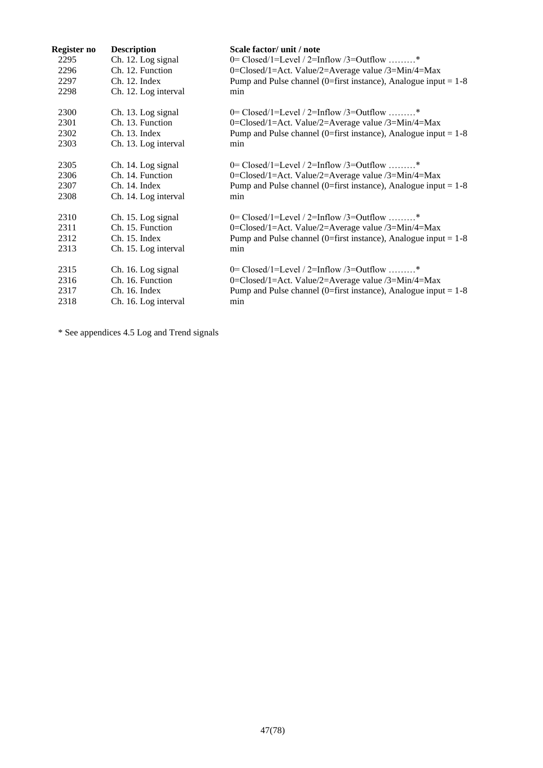| Register no | Description | Scale factor/ unit / note |
|---|---|---|
| 2295 | Ch. 12. Log signal | 0= Closed/1=Level / 2=Inflow /3=Outflow ………* |
| 2296 | Ch. 12. Function | 0=Closed/1=Act. Value/2=Average value /3=Min/4=Max |
| 2297 | Ch. 12. Index | Pump and Pulse channel (0=first instance), Analogue input = 1-8 |
| 2298 | Ch. 12. Log interval | min |
| | | |
| 2300 | Ch. 13. Log signal | 0= Closed/1=Level / 2=Inflow /3=Outflow ………* |
| 2301 | Ch. 13. Function | 0=Closed/1=Act. Value/2=Average value /3=Min/4=Max |
| 2302 | Ch. 13. Index | Pump and Pulse channel (0=first instance), Analogue input = 1-8 |
| 2303 | Ch. 13. Log interval | min |
| | | |
| 2305 | Ch. 14. Log signal | 0= Closed/1=Level / 2=Inflow /3=Outflow ………* |
| 2306 | Ch. 14. Function | 0=Closed/1=Act. Value/2=Average value /3=Min/4=Max |
| 2307 | Ch. 14. Index | Pump and Pulse channel (0=first instance), Analogue input = 1-8 |
| 2308 | Ch. 14. Log interval | min |
| | | |
| 2310 | Ch. 15. Log signal | 0= Closed/1=Level / 2=Inflow /3=Outflow ………* |
| 2311 | Ch. 15. Function | 0=Closed/1=Act. Value/2=Average value /3=Min/4=Max |
| 2312 | Ch. 15. Index | Pump and Pulse channel (0=first instance), Analogue input = 1-8 |
| 2313 | Ch. 15. Log interval | min |
| | | |
| 2315 | Ch. 16. Log signal | 0= Closed/1=Level / 2=Inflow /3=Outflow ………* |
| 2316 | Ch. 16. Function | 0=Closed/1=Act. Value/2=Average value /3=Min/4=Max |
| 2317 | Ch. 16. Index | Pump and Pulse channel (0=first instance), Analogue input = 1-8 |
| 2318 | Ch. 16. Log interval | min |

* See appendices 4.5 Log and Trend signals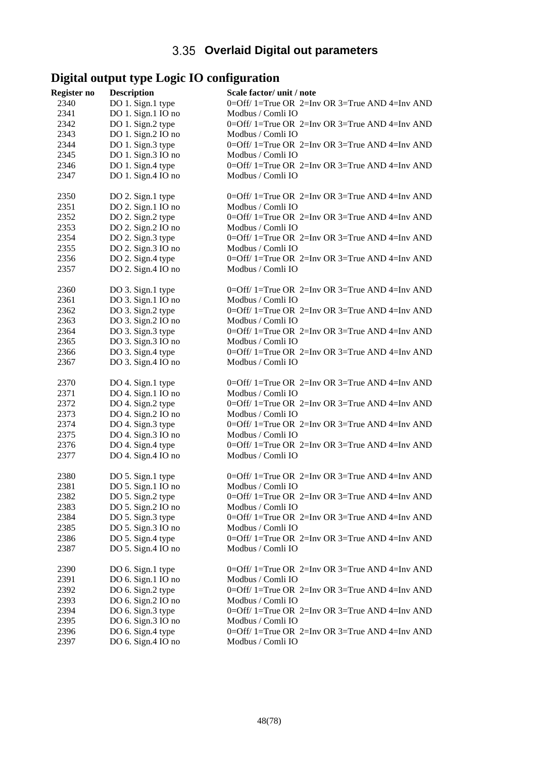## 3.35 Overlaid Digital out parameters

### Digital output type Logic IO configuration

| Register no | Description | Scale factor/ unit / note |
|---|---|---|
| 2340 | DO 1. Sign.1 type | 0=Off/ 1=True OR 2=Inv OR 3=True AND 4=Inv AND |
| 2341 | DO 1. Sign.1 IO no | Modbus / Comli IO |
| 2342 | DO 1. Sign.2 type | 0=Off/ 1=True OR 2=Inv OR 3=True AND 4=Inv AND |
| 2343 | DO 1. Sign.2 IO no | Modbus / Comli IO |
| 2344 | DO 1. Sign.3 type | 0=Off/ 1=True OR 2=Inv OR 3=True AND 4=Inv AND |
| 2345 | DO 1. Sign.3 IO no | Modbus / Comli IO |
| 2346 | DO 1. Sign.4 type | 0=Off/ 1=True OR 2=Inv OR 3=True AND 4=Inv AND |
| 2347 | DO 1. Sign.4 IO no | Modbus / Comli IO |
| | | |
| 2350 | DO 2. Sign.1 type | 0=Off/ 1=True OR 2=Inv OR 3=True AND 4=Inv AND |
| 2351 | DO 2. Sign.1 IO no | Modbus / Comli IO |
| 2352 | DO 2. Sign.2 type | 0=Off/ 1=True OR 2=Inv OR 3=True AND 4=Inv AND |
| 2353 | DO 2. Sign.2 IO no | Modbus / Comli IO |
| 2354 | DO 2. Sign.3 type | 0=Off/ 1=True OR 2=Inv OR 3=True AND 4=Inv AND |
| 2355 | DO 2. Sign.3 IO no | Modbus / Comli IO |
| 2356 | DO 2. Sign.4 type | 0=Off/ 1=True OR 2=Inv OR 3=True AND 4=Inv AND |
| 2357 | DO 2. Sign.4 IO no | Modbus / Comli IO |
| | | |
| 2360 | DO 3. Sign.1 type | 0=Off/ 1=True OR 2=Inv OR 3=True AND 4=Inv AND |
| 2361 | DO 3. Sign.1 IO no | Modbus / Comli IO |
| 2362 | DO 3. Sign.2 type | 0=Off/ 1=True OR 2=Inv OR 3=True AND 4=Inv AND |
| 2363 | DO 3. Sign.2 IO no | Modbus / Comli IO |
| 2364 | DO 3. Sign.3 type | 0=Off/ 1=True OR 2=Inv OR 3=True AND 4=Inv AND |
| 2365 | DO 3. Sign.3 IO no | Modbus / Comli IO |
| 2366 | DO 3. Sign.4 type | 0=Off/ 1=True OR 2=Inv OR 3=True AND 4=Inv AND |
| 2367 | DO 3. Sign.4 IO no | Modbus / Comli IO |
| | | |
| 2370 | DO 4. Sign.1 type | 0=Off/ 1=True OR 2=Inv OR 3=True AND 4=Inv AND |
| 2371 | DO 4. Sign.1 IO no | Modbus / Comli IO |
| 2372 | DO 4. Sign.2 type | 0=Off/ 1=True OR 2=Inv OR 3=True AND 4=Inv AND |
| 2373 | DO 4. Sign.2 IO no | Modbus / Comli IO |
| 2374 | DO 4. Sign.3 type | 0=Off/ 1=True OR 2=Inv OR 3=True AND 4=Inv AND |
| 2375 | DO 4. Sign.3 IO no | Modbus / Comli IO |
| 2376 | DO 4. Sign.4 type | 0=Off/ 1=True OR 2=Inv OR 3=True AND 4=Inv AND |
| 2377 | DO 4. Sign.4 IO no | Modbus / Comli IO |
| | | |
| 2380 | DO 5. Sign.1 type | 0=Off/ 1=True OR 2=Inv OR 3=True AND 4=Inv AND |
| 2381 | DO 5. Sign.1 IO no | Modbus / Comli IO |
| 2382 | DO 5. Sign.2 type | 0=Off/ 1=True OR 2=Inv OR 3=True AND 4=Inv AND |
| 2383 | DO 5. Sign.2 IO no | Modbus / Comli IO |
| 2384 | DO 5. Sign.3 type | 0=Off/ 1=True OR 2=Inv OR 3=True AND 4=Inv AND |
| 2385 | DO 5. Sign.3 IO no | Modbus / Comli IO |
| 2386 | DO 5. Sign.4 type | 0=Off/ 1=True OR 2=Inv OR 3=True AND 4=Inv AND |
| 2387 | DO 5. Sign.4 IO no | Modbus / Comli IO |
| | | |
| 2390 | DO 6. Sign.1 type | 0=Off/ 1=True OR 2=Inv OR 3=True AND 4=Inv AND |
| 2391 | DO 6. Sign.1 IO no | Modbus / Comli IO |
| 2392 | DO 6. Sign.2 type | 0=Off/ 1=True OR 2=Inv OR 3=True AND 4=Inv AND |
| 2393 | DO 6. Sign.2 IO no | Modbus / Comli IO |
| 2394 | DO 6. Sign.3 type | 0=Off/ 1=True OR 2=Inv OR 3=True AND 4=Inv AND |
| 2395 | DO 6. Sign.3 IO no | Modbus / Comli IO |
| 2396 | DO 6. Sign.4 type | 0=Off/ 1=True OR 2=Inv OR 3=True AND 4=Inv AND |
| 2397 | DO 6. Sign.4 IO no | Modbus / Comli IO |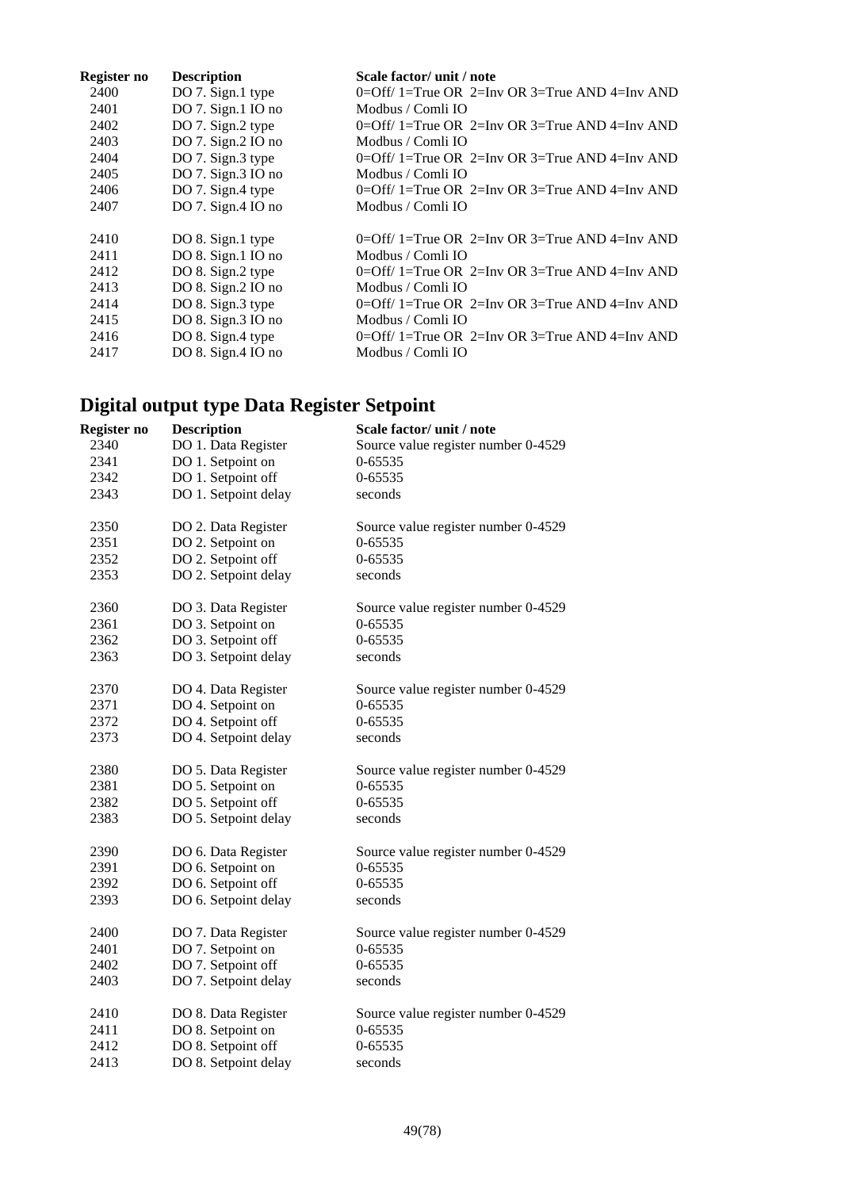| Register no | Description | Scale factor/ unit / note |
|---|---|---|
| 2400 | DO 7. Sign.1 type | 0=Off/ 1=True OR 2=Inv OR 3=True AND 4=Inv AND |
| 2401 | DO 7. Sign.1 IO no | Modbus / Comli IO |
| 2402 | DO 7. Sign.2 type | 0=Off/ 1=True OR 2=Inv OR 3=True AND 4=Inv AND |
| 2403 | DO 7. Sign.2 IO no | Modbus / Comli IO |
| 2404 | DO 7. Sign.3 type | 0=Off/ 1=True OR 2=Inv OR 3=True AND 4=Inv AND |
| 2405 | DO 7. Sign.3 IO no | Modbus / Comli IO |
| 2406 | DO 7. Sign.4 type | 0=Off/ 1=True OR 2=Inv OR 3=True AND 4=Inv AND |
| 2407 | DO 7. Sign.4 IO no | Modbus / Comli IO |
| | | |
| 2410 | DO 8. Sign.1 type | 0=Off/ 1=True OR 2=Inv OR 3=True AND 4=Inv AND |
| 2411 | DO 8. Sign.1 IO no | Modbus / Comli IO |
| 2412 | DO 8. Sign.2 type | 0=Off/ 1=True OR 2=Inv OR 3=True AND 4=Inv AND |
| 2413 | DO 8. Sign.2 IO no | Modbus / Comli IO |
| 2414 | DO 8. Sign.3 type | 0=Off/ 1=True OR 2=Inv OR 3=True AND 4=Inv AND |
| 2415 | DO 8. Sign.3 IO no | Modbus / Comli IO |
| 2416 | DO 8. Sign.4 type | 0=Off/ 1=True OR 2=Inv OR 3=True AND 4=Inv AND |
| 2417 | DO 8. Sign.4 IO no | Modbus / Comli IO |

## Digital output type Data Register Setpoint

| Register no | Description | Scale factor/ unit / note |
|---|---|---|
| 2340 | DO 1. Data Register | Source value register number 0-4529 |
| 2341 | DO 1. Setpoint on | 0-65535 |
| 2342 | DO 1. Setpoint off | 0-65535 |
| 2343 | DO 1. Setpoint delay | seconds |
| | | |
| 2350 | DO 2. Data Register | Source value register number 0-4529 |
| 2351 | DO 2. Setpoint on | 0-65535 |
| 2352 | DO 2. Setpoint off | 0-65535 |
| 2353 | DO 2. Setpoint delay | seconds |
| | | |
| 2360 | DO 3. Data Register | Source value register number 0-4529 |
| 2361 | DO 3. Setpoint on | 0-65535 |
| 2362 | DO 3. Setpoint off | 0-65535 |
| 2363 | DO 3. Setpoint delay | seconds |
| | | |
| 2370 | DO 4. Data Register | Source value register number 0-4529 |
| 2371 | DO 4. Setpoint on | 0-65535 |
| 2372 | DO 4. Setpoint off | 0-65535 |
| 2373 | DO 4. Setpoint delay | seconds |
| | | |
| 2380 | DO 5. Data Register | Source value register number 0-4529 |
| 2381 | DO 5. Setpoint on | 0-65535 |
| 2382 | DO 5. Setpoint off | 0-65535 |
| 2383 | DO 5. Setpoint delay | seconds |
| | | |
| 2390 | DO 6. Data Register | Source value register number 0-4529 |
| 2391 | DO 6. Setpoint on | 0-65535 |
| 2392 | DO 6. Setpoint off | 0-65535 |
| 2393 | DO 6. Setpoint delay | seconds |
| | | |
| 2400 | DO 7. Data Register | Source value register number 0-4529 |
| 2401 | DO 7. Setpoint on | 0-65535 |
| 2402 | DO 7. Setpoint off | 0-65535 |
| 2403 | DO 7. Setpoint delay | seconds |
| | | |
| 2410 | DO 8. Data Register | Source value register number 0-4529 |
| 2411 | DO 8. Setpoint on | 0-65535 |
| 2412 | DO 8. Setpoint off | 0-65535 |
| 2413 | DO 8. Setpoint delay | seconds |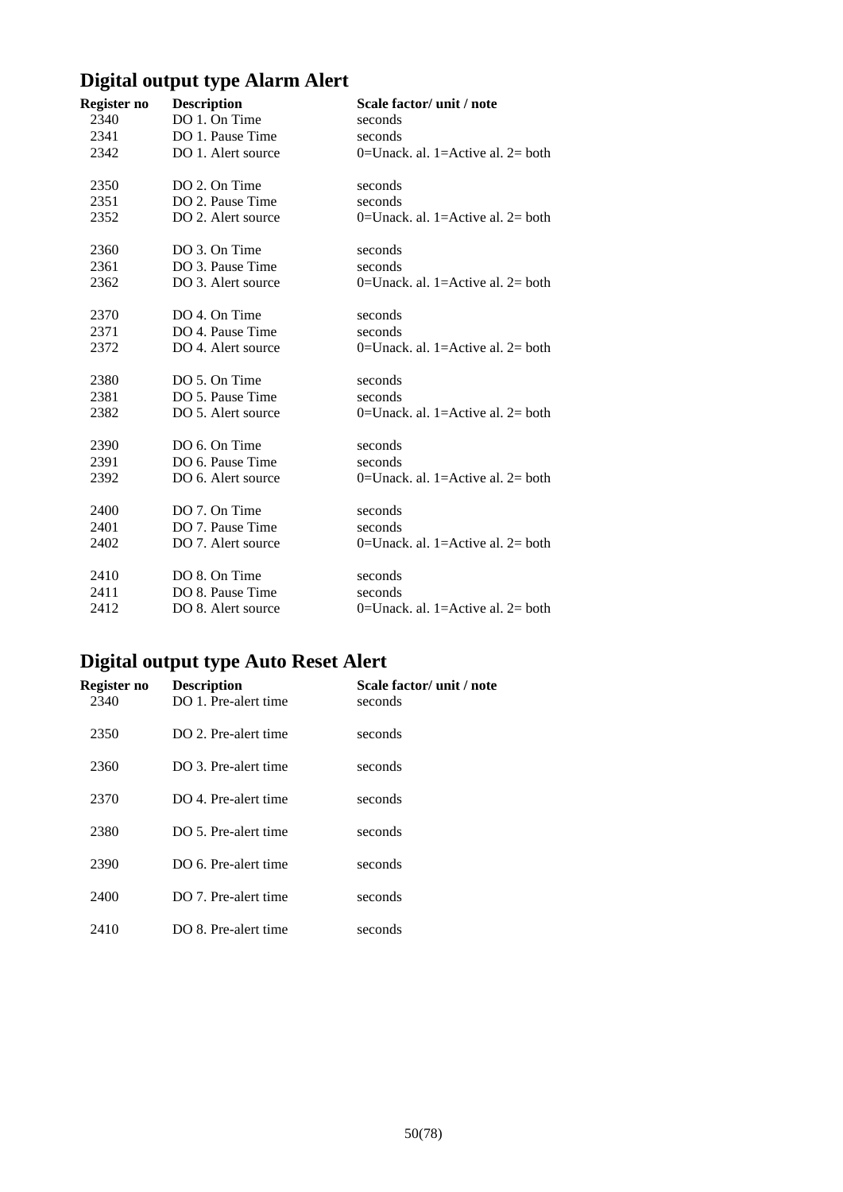## Digital output type Alarm Alert

| Register no | Description | Scale factor/ unit / note |
|---|---|---|
| 2340 | DO 1. On Time | seconds |
| 2341 | DO 1. Pause Time | seconds |
| 2342 | DO 1. Alert source | 0=Unack. al. 1=Active al. 2= both |
| 2350 | DO 2. On Time | seconds |
| 2351 | DO 2. Pause Time | seconds |
| 2352 | DO 2. Alert source | 0=Unack. al. 1=Active al. 2= both |
| 2360 | DO 3. On Time | seconds |
| 2361 | DO 3. Pause Time | seconds |
| 2362 | DO 3. Alert source | 0=Unack. al. 1=Active al. 2= both |
| 2370 | DO 4. On Time | seconds |
| 2371 | DO 4. Pause Time | seconds |
| 2372 | DO 4. Alert source | 0=Unack. al. 1=Active al. 2= both |
| 2380 | DO 5. On Time | seconds |
| 2381 | DO 5. Pause Time | seconds |
| 2382 | DO 5. Alert source | 0=Unack. al. 1=Active al. 2= both |
| 2390 | DO 6. On Time | seconds |
| 2391 | DO 6. Pause Time | seconds |
| 2392 | DO 6. Alert source | 0=Unack. al. 1=Active al. 2= both |
| 2400 | DO 7. On Time | seconds |
| 2401 | DO 7. Pause Time | seconds |
| 2402 | DO 7. Alert source | 0=Unack. al. 1=Active al. 2= both |
| 2410 | DO 8. On Time | seconds |
| 2411 | DO 8. Pause Time | seconds |
| 2412 | DO 8. Alert source | 0=Unack. al. 1=Active al. 2= both |

## Digital output type Auto Reset Alert

| Register no | Description | Scale factor/ unit / note |
|---|---|---|
| 2340 | DO 1. Pre-alert time | seconds |
| 2350 | DO 2. Pre-alert time | seconds |
| 2360 | DO 3. Pre-alert time | seconds |
| 2370 | DO 4. Pre-alert time | seconds |
| 2380 | DO 5. Pre-alert time | seconds |
| 2390 | DO 6. Pre-alert time | seconds |
| 2400 | DO 7. Pre-alert time | seconds |
| 2410 | DO 8. Pre-alert time | seconds |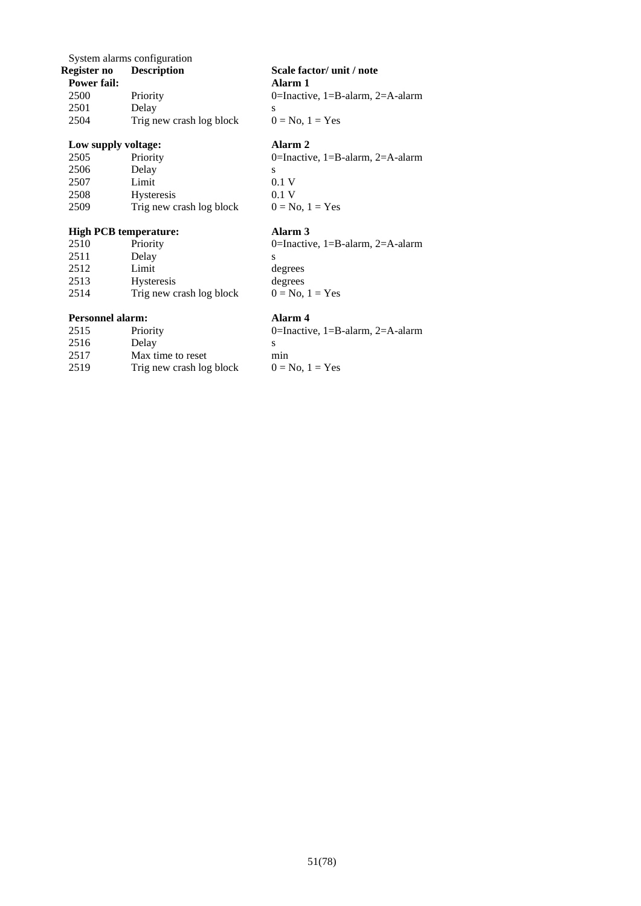System alarms configuration

| Register no | Description | Scale factor/ unit / note |
|---|---|---|
| **Power fail:** | | **Alarm 1** |
| 2500 | Priority | 0=Inactive, 1=B-alarm, 2=A-alarm |
| 2501 | Delay | s |
| 2504 | Trig new crash log block | 0 = No, 1 = Yes |
| **Low supply voltage:** | | **Alarm 2** |
| 2505 | Priority | 0=Inactive, 1=B-alarm, 2=A-alarm |
| 2506 | Delay | s |
| 2507 | Limit | 0.1 V |
| 2508 | Hysteresis | 0.1 V |
| 2509 | Trig new crash log block | 0 = No, 1 = Yes |
| **High PCB temperature:** | | **Alarm 3** |
| 2510 | Priority | 0=Inactive, 1=B-alarm, 2=A-alarm |
| 2511 | Delay | s |
| 2512 | Limit | degrees |
| 2513 | Hysteresis | degrees |
| 2514 | Trig new crash log block | 0 = No, 1 = Yes |
| **Personnel alarm:** | | **Alarm 4** |
| 2515 | Priority | 0=Inactive, 1=B-alarm, 2=A-alarm |
| 2516 | Delay | s |
| 2517 | Max time to reset | min |
| 2519 | Trig new crash log block | 0 = No, 1 = Yes |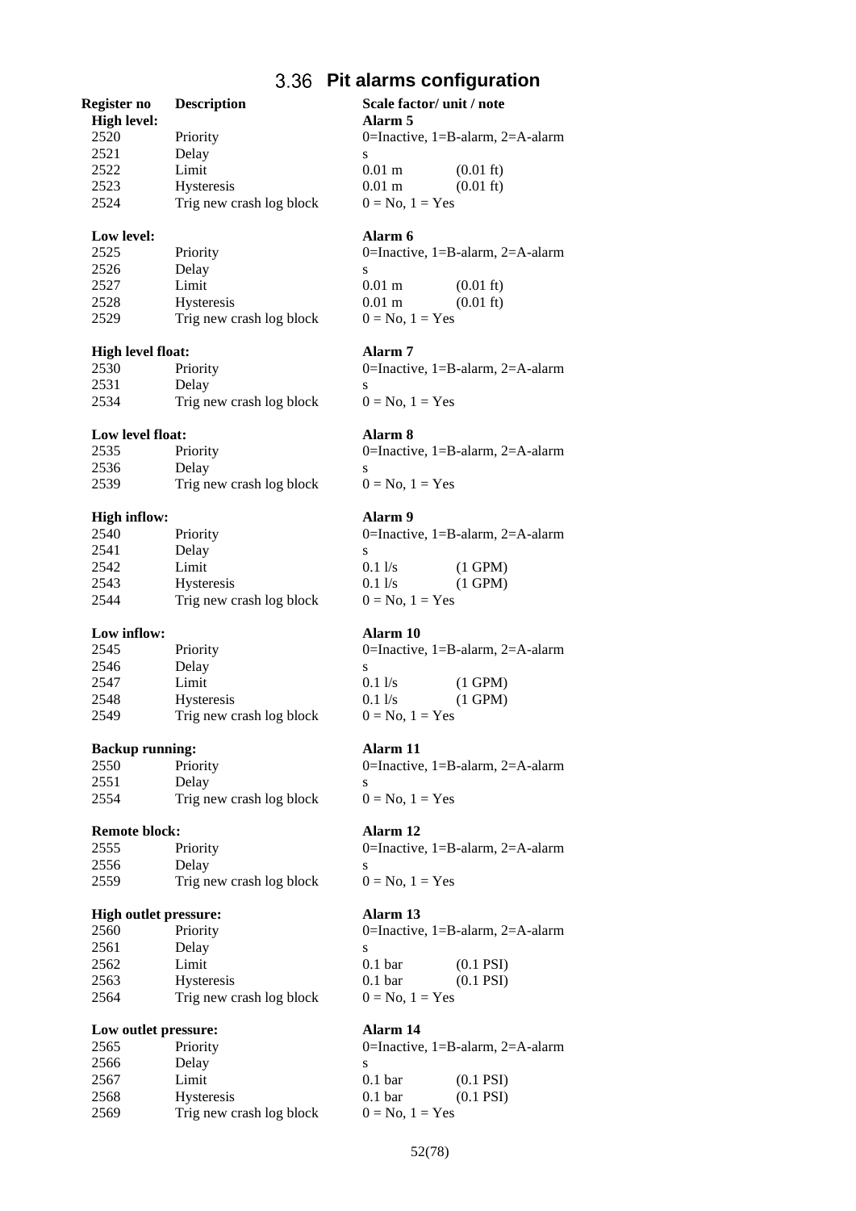## 3.36 Pit alarms configuration

| Register no | Description | Scale factor/ unit / note | |
|---|---|---|---|
| **High level:** | | **Alarm 5** | |
| 2520 | Priority | 0=Inactive, 1=B-alarm, 2=A-alarm | |
| 2521 | Delay | s | |
| 2522 | Limit | 0.01 m | (0.01 ft) |
| 2523 | Hysteresis | 0.01 m | (0.01 ft) |
| 2524 | Trig new crash log block | 0 = No, 1 = Yes | |
| **Low level:** | | **Alarm 6** | |
| 2525 | Priority | 0=Inactive, 1=B-alarm, 2=A-alarm | |
| 2526 | Delay | s | |
| 2527 | Limit | 0.01 m | (0.01 ft) |
| 2528 | Hysteresis | 0.01 m | (0.01 ft) |
| 2529 | Trig new crash log block | 0 = No, 1 = Yes | |
| **High level float:** | | **Alarm 7** | |
| 2530 | Priority | 0=Inactive, 1=B-alarm, 2=A-alarm | |
| 2531 | Delay | s | |
| 2534 | Trig new crash log block | 0 = No, 1 = Yes | |
| **Low level float:** | | **Alarm 8** | |
| 2535 | Priority | 0=Inactive, 1=B-alarm, 2=A-alarm | |
| 2536 | Delay | s | |
| 2539 | Trig new crash log block | 0 = No, 1 = Yes | |
| **High inflow:** | | **Alarm 9** | |
| 2540 | Priority | 0=Inactive, 1=B-alarm, 2=A-alarm | |
| 2541 | Delay | s | |
| 2542 | Limit | 0.1 l/s | (1 GPM) |
| 2543 | Hysteresis | 0.1 l/s | (1 GPM) |
| 2544 | Trig new crash log block | 0 = No, 1 = Yes | |
| **Low inflow:** | | **Alarm 10** | |
| 2545 | Priority | 0=Inactive, 1=B-alarm, 2=A-alarm | |
| 2546 | Delay | s | |
| 2547 | Limit | 0.1 l/s | (1 GPM) |
| 2548 | Hysteresis | 0.1 l/s | (1 GPM) |
| 2549 | Trig new crash log block | 0 = No, 1 = Yes | |
| **Backup running:** | | **Alarm 11** | |
| 2550 | Priority | 0=Inactive, 1=B-alarm, 2=A-alarm | |
| 2551 | Delay | s | |
| 2554 | Trig new crash log block | 0 = No, 1 = Yes | |
| **Remote block:** | | **Alarm 12** | |
| 2555 | Priority | 0=Inactive, 1=B-alarm, 2=A-alarm | |
| 2556 | Delay | s | |
| 2559 | Trig new crash log block | 0 = No, 1 = Yes | |
| **High outlet pressure:** | | **Alarm 13** | |
| 2560 | Priority | 0=Inactive, 1=B-alarm, 2=A-alarm | |
| 2561 | Delay | s | |
| 2562 | Limit | 0.1 bar | (0.1 PSI) |
| 2563 | Hysteresis | 0.1 bar | (0.1 PSI) |
| 2564 | Trig new crash log block | 0 = No, 1 = Yes | |
| **Low outlet pressure:** | | **Alarm 14** | |
| 2565 | Priority | 0=Inactive, 1=B-alarm, 2=A-alarm | |
| 2566 | Delay | s | |
| 2567 | Limit | 0.1 bar | (0.1 PSI) |
| 2568 | Hysteresis | 0.1 bar | (0.1 PSI) |
| 2569 | Trig new crash log block | 0 = No, 1 = Yes | |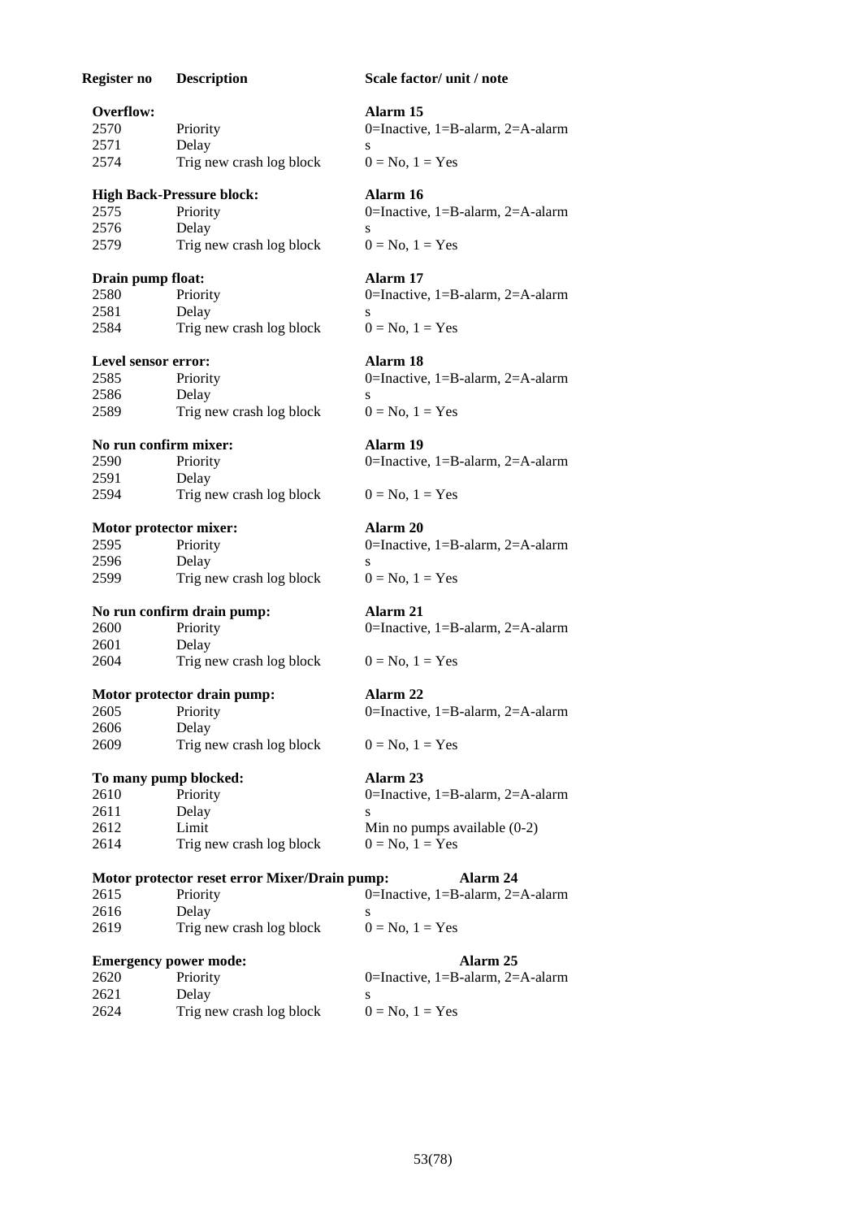| Register no | Description | Scale factor/ unit / note |
|---|---|---|
| **Overflow:** | | **Alarm 15** |
| 2570 | Priority | 0=Inactive, 1=B-alarm, 2=A-alarm |
| 2571 | Delay | s |
| 2574 | Trig new crash log block | 0 = No, 1 = Yes |
| **High Back-Pressure block:** | | **Alarm 16** |
| 2575 | Priority | 0=Inactive, 1=B-alarm, 2=A-alarm |
| 2576 | Delay | s |
| 2579 | Trig new crash log block | 0 = No, 1 = Yes |
| **Drain pump float:** | | **Alarm 17** |
| 2580 | Priority | 0=Inactive, 1=B-alarm, 2=A-alarm |
| 2581 | Delay | s |
| 2584 | Trig new crash log block | 0 = No, 1 = Yes |
| **Level sensor error:** | | **Alarm 18** |
| 2585 | Priority | 0=Inactive, 1=B-alarm, 2=A-alarm |
| 2586 | Delay | s |
| 2589 | Trig new crash log block | 0 = No, 1 = Yes |
| **No run confirm mixer:** | | **Alarm 19** |
| 2590 | Priority | 0=Inactive, 1=B-alarm, 2=A-alarm |
| 2591 | Delay | |
| 2594 | Trig new crash log block | 0 = No, 1 = Yes |
| **Motor protector mixer:** | | **Alarm 20** |
| 2595 | Priority | 0=Inactive, 1=B-alarm, 2=A-alarm |
| 2596 | Delay | s |
| 2599 | Trig new crash log block | 0 = No, 1 = Yes |
| **No run confirm drain pump:** | | **Alarm 21** |
| 2600 | Priority | 0=Inactive, 1=B-alarm, 2=A-alarm |
| 2601 | Delay | |
| 2604 | Trig new crash log block | 0 = No, 1 = Yes |
| **Motor protector drain pump:** | | **Alarm 22** |
| 2605 | Priority | 0=Inactive, 1=B-alarm, 2=A-alarm |
| 2606 | Delay | |
| 2609 | Trig new crash log block | 0 = No, 1 = Yes |
| **To many pump blocked:** | | **Alarm 23** |
| 2610 | Priority | 0=Inactive, 1=B-alarm, 2=A-alarm |
| 2611 | Delay | s |
| 2612 | Limit | Min no pumps available (0-2) |
| 2614 | Trig new crash log block | 0 = No, 1 = Yes |
| **Motor protector reset error Mixer/Drain pump:** | | **Alarm 24** |
| 2615 | Priority | 0=Inactive, 1=B-alarm, 2=A-alarm |
| 2616 | Delay | s |
| 2619 | Trig new crash log block | 0 = No, 1 = Yes |
| **Emergency power mode:** | | **Alarm 25** |
| 2620 | Priority | 0=Inactive, 1=B-alarm, 2=A-alarm |
| 2621 | Delay | s |
| 2624 | Trig new crash log block | 0 = No, 1 = Yes |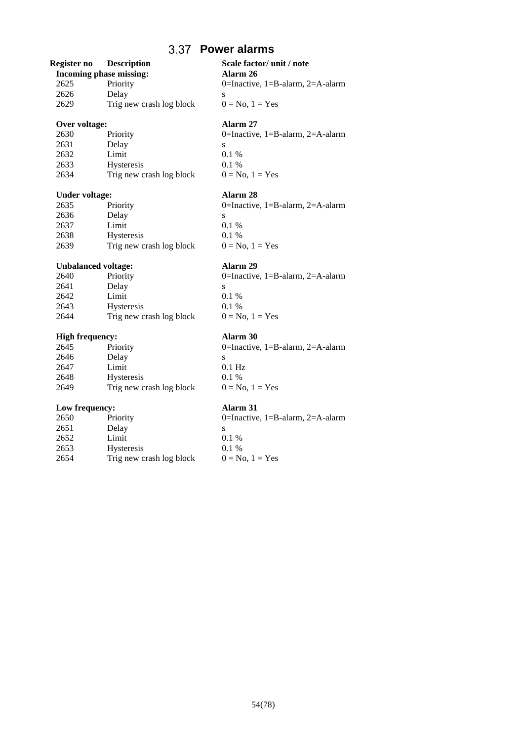## 3.37 Power alarms

| Register no | Description | Scale factor/ unit / note |
|---|---|---|
| **Incoming phase missing:** | | **Alarm 26** |
| 2625 | Priority | 0=Inactive, 1=B-alarm, 2=A-alarm |
| 2626 | Delay | s |
| 2629 | Trig new crash log block | 0 = No, 1 = Yes |
| | | |
| **Over voltage:** | | **Alarm 27** |
| 2630 | Priority | 0=Inactive, 1=B-alarm, 2=A-alarm |
| 2631 | Delay | s |
| 2632 | Limit | 0.1 % |
| 2633 | Hysteresis | 0.1 % |
| 2634 | Trig new crash log block | 0 = No, 1 = Yes |
| | | |
| **Under voltage:** | | **Alarm 28** |
| 2635 | Priority | 0=Inactive, 1=B-alarm, 2=A-alarm |
| 2636 | Delay | s |
| 2637 | Limit | 0.1 % |
| 2638 | Hysteresis | 0.1 % |
| 2639 | Trig new crash log block | 0 = No, 1 = Yes |
| | | |
| **Unbalanced voltage:** | | **Alarm 29** |
| 2640 | Priority | 0=Inactive, 1=B-alarm, 2=A-alarm |
| 2641 | Delay | s |
| 2642 | Limit | 0.1 % |
| 2643 | Hysteresis | 0.1 % |
| 2644 | Trig new crash log block | 0 = No, 1 = Yes |
| | | |
| **High frequency:** | | **Alarm 30** |
| 2645 | Priority | 0=Inactive, 1=B-alarm, 2=A-alarm |
| 2646 | Delay | s |
| 2647 | Limit | 0.1 Hz |
| 2648 | Hysteresis | 0.1 % |
| 2649 | Trig new crash log block | 0 = No, 1 = Yes |
| | | |
| **Low frequency:** | | **Alarm 31** |
| 2650 | Priority | 0=Inactive, 1=B-alarm, 2=A-alarm |
| 2651 | Delay | s |
| 2652 | Limit | 0.1 % |
| 2653 | Hysteresis | 0.1 % |
| 2654 | Trig new crash log block | 0 = No, 1 = Yes |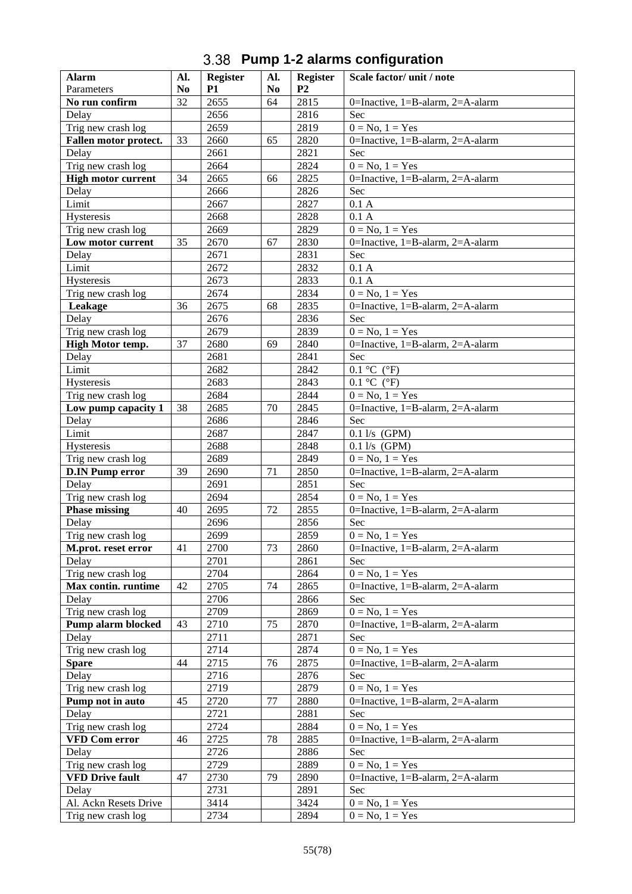## 3.38 Pump 1-2 alarms configuration

| **Alarm** Parameters | **Al. No** | **Register P1** | **Al. No** | **Register P2** | **Scale factor/ unit / note** |
|---|---|---|---|---|---|
| **No run confirm** | 32 | 2655 | 64 | 2815 | 0=Inactive, 1=B-alarm, 2=A-alarm |
| Delay | | 2656 | | 2816 | Sec |
| Trig new crash log | | 2659 | | 2819 | 0 = No, 1 = Yes |
| **Fallen motor protect.** | 33 | 2660 | 65 | 2820 | 0=Inactive, 1=B-alarm, 2=A-alarm |
| Delay | | 2661 | | 2821 | Sec |
| Trig new crash log | | 2664 | | 2824 | 0 = No, 1 = Yes |
| **High motor current** | 34 | 2665 | 66 | 2825 | 0=Inactive, 1=B-alarm, 2=A-alarm |
| Delay | | 2666 | | 2826 | Sec |
| Limit | | 2667 | | 2827 | 0.1 A |
| Hysteresis | | 2668 | | 2828 | 0.1 A |
| Trig new crash log | | 2669 | | 2829 | 0 = No, 1 = Yes |
| **Low motor current** | 35 | 2670 | 67 | 2830 | 0=Inactive, 1=B-alarm, 2=A-alarm |
| Delay | | 2671 | | 2831 | Sec |
| Limit | | 2672 | | 2832 | 0.1 A |
| Hysteresis | | 2673 | | 2833 | 0.1 A |
| Trig new crash log | | 2674 | | 2834 | 0 = No, 1 = Yes |
| **Leakage** | 36 | 2675 | 68 | 2835 | 0=Inactive, 1=B-alarm, 2=A-alarm |
| Delay | | 2676 | | 2836 | Sec |
| Trig new crash log | | 2679 | | 2839 | 0 = No, 1 = Yes |
| **High Motor temp.** | 37 | 2680 | 69 | 2840 | 0=Inactive, 1=B-alarm, 2=A-alarm |
| Delay | | 2681 | | 2841 | Sec |
| Limit | | 2682 | | 2842 | 0.1 °C (°F) |
| Hysteresis | | 2683 | | 2843 | 0.1 °C (°F) |
| Trig new crash log | | 2684 | | 2844 | 0 = No, 1 = Yes |
| **Low pump capacity 1** | 38 | 2685 | 70 | 2845 | 0=Inactive, 1=B-alarm, 2=A-alarm |
| Delay | | 2686 | | 2846 | Sec |
| Limit | | 2687 | | 2847 | 0.1 l/s (GPM) |
| Hysteresis | | 2688 | | 2848 | 0.1 l/s (GPM) |
| Trig new crash log | | 2689 | | 2849 | 0 = No, 1 = Yes |
| **D.IN Pump error** | 39 | 2690 | 71 | 2850 | 0=Inactive, 1=B-alarm, 2=A-alarm |
| Delay | | 2691 | | 2851 | Sec |
| Trig new crash log | | 2694 | | 2854 | 0 = No, 1 = Yes |
| **Phase missing** | 40 | 2695 | 72 | 2855 | 0=Inactive, 1=B-alarm, 2=A-alarm |
| Delay | | 2696 | | 2856 | Sec |
| Trig new crash log | | 2699 | | 2859 | 0 = No, 1 = Yes |
| **M.prot. reset error** | 41 | 2700 | 73 | 2860 | 0=Inactive, 1=B-alarm, 2=A-alarm |
| Delay | | 2701 | | 2861 | Sec |
| Trig new crash log | | 2704 | | 2864 | 0 = No, 1 = Yes |
| **Max contin. runtime** | 42 | 2705 | 74 | 2865 | 0=Inactive, 1=B-alarm, 2=A-alarm |
| Delay | | 2706 | | 2866 | Sec |
| Trig new crash log | | 2709 | | 2869 | 0 = No, 1 = Yes |
| **Pump alarm blocked** | 43 | 2710 | 75 | 2870 | 0=Inactive, 1=B-alarm, 2=A-alarm |
| Delay | | 2711 | | 2871 | Sec |
| Trig new crash log | | 2714 | | 2874 | 0 = No, 1 = Yes |
| **Spare** | 44 | 2715 | 76 | 2875 | 0=Inactive, 1=B-alarm, 2=A-alarm |
| Delay | | 2716 | | 2876 | Sec |
| Trig new crash log | | 2719 | | 2879 | 0 = No, 1 = Yes |
| **Pump not in auto** | 45 | 2720 | 77 | 2880 | 0=Inactive, 1=B-alarm, 2=A-alarm |
| Delay | | 2721 | | 2881 | Sec |
| Trig new crash log | | 2724 | | 2884 | 0 = No, 1 = Yes |
| **VFD Com error** | 46 | 2725 | 78 | 2885 | 0=Inactive, 1=B-alarm, 2=A-alarm |
| Delay | | 2726 | | 2886 | Sec |
| Trig new crash log | | 2729 | | 2889 | 0 = No, 1 = Yes |
| **VFD Drive fault** | 47 | 2730 | 79 | 2890 | 0=Inactive, 1=B-alarm, 2=A-alarm |
| Delay | | 2731 | | 2891 | Sec |
| Al. Ackn Resets Drive | | 3414 | | 3424 | 0 = No, 1 = Yes |
| Trig new crash log | | 2734 | | 2894 | 0 = No, 1 = Yes |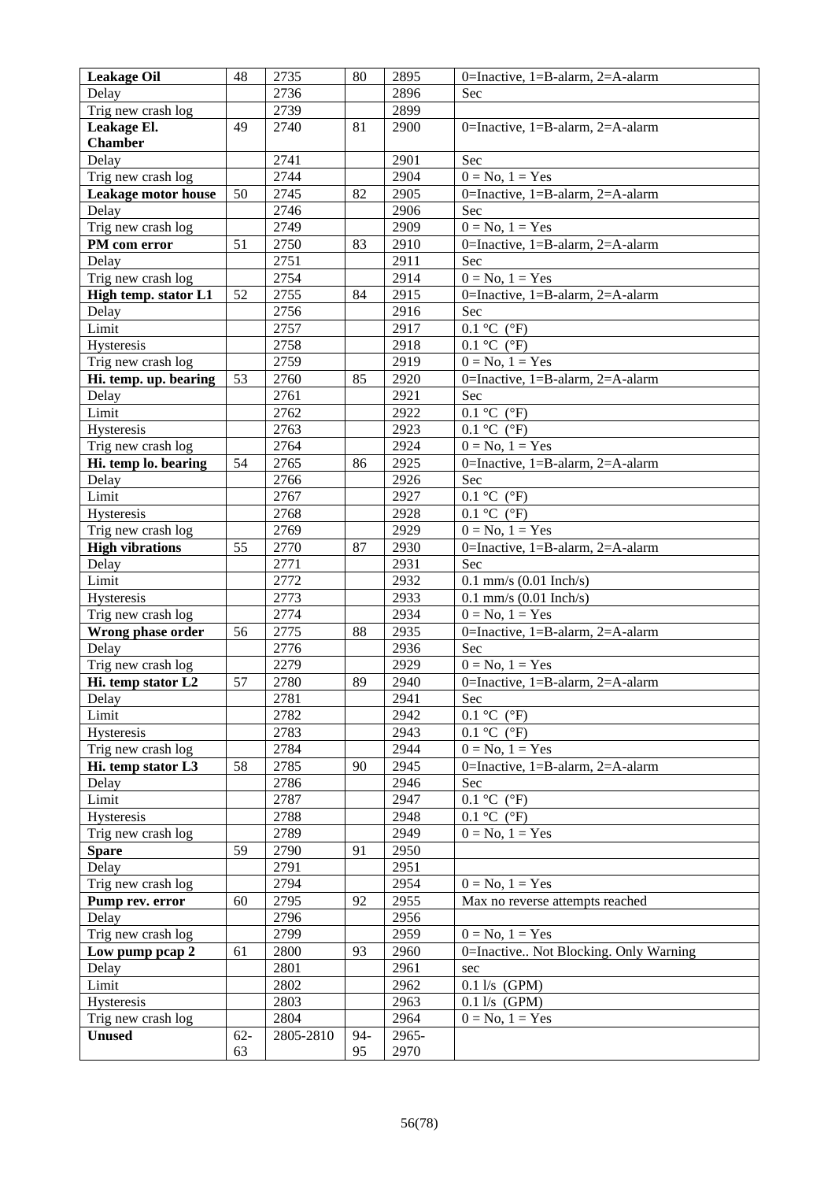| **Leakage Oil** | 48 | 2735 | 80 | 2895 | 0=Inactive, 1=B-alarm, 2=A-alarm |
|---|---|---|---|---|---|
| Delay | | 2736 | | 2896 | Sec |
| Trig new crash log | | 2739 | | 2899 | |
| **Leakage El. Chamber** | 49 | 2740 | 81 | 2900 | 0=Inactive, 1=B-alarm, 2=A-alarm |
| Delay | | 2741 | | 2901 | Sec |
| Trig new crash log | | 2744 | | 2904 | 0 = No, 1 = Yes |
| **Leakage motor house** | 50 | 2745 | 82 | 2905 | 0=Inactive, 1=B-alarm, 2=A-alarm |
| Delay | | 2746 | | 2906 | Sec |
| Trig new crash log | | 2749 | | 2909 | 0 = No, 1 = Yes |
| **PM com error** | 51 | 2750 | 83 | 2910 | 0=Inactive, 1=B-alarm, 2=A-alarm |
| Delay | | 2751 | | 2911 | Sec |
| Trig new crash log | | 2754 | | 2914 | 0 = No, 1 = Yes |
| **High temp. stator L1** | 52 | 2755 | 84 | 2915 | 0=Inactive, 1=B-alarm, 2=A-alarm |
| Delay | | 2756 | | 2916 | Sec |
| Limit | | 2757 | | 2917 | 0.1 °C (°F) |
| Hysteresis | | 2758 | | 2918 | 0.1 °C (°F) |
| Trig new crash log | | 2759 | | 2919 | 0 = No, 1 = Yes |
| **Hi. temp. up. bearing** | 53 | 2760 | 85 | 2920 | 0=Inactive, 1=B-alarm, 2=A-alarm |
| Delay | | 2761 | | 2921 | Sec |
| Limit | | 2762 | | 2922 | 0.1 °C (°F) |
| Hysteresis | | 2763 | | 2923 | 0.1 °C (°F) |
| Trig new crash log | | 2764 | | 2924 | 0 = No, 1 = Yes |
| **Hi. temp lo. bearing** | 54 | 2765 | 86 | 2925 | 0=Inactive, 1=B-alarm, 2=A-alarm |
| Delay | | 2766 | | 2926 | Sec |
| Limit | | 2767 | | 2927 | 0.1 °C (°F) |
| Hysteresis | | 2768 | | 2928 | 0.1 °C (°F) |
| Trig new crash log | | 2769 | | 2929 | 0 = No, 1 = Yes |
| **High vibrations** | 55 | 2770 | 87 | 2930 | 0=Inactive, 1=B-alarm, 2=A-alarm |
| Delay | | 2771 | | 2931 | Sec |
| Limit | | 2772 | | 2932 | 0.1 mm/s (0.01 Inch/s) |
| Hysteresis | | 2773 | | 2933 | 0.1 mm/s (0.01 Inch/s) |
| Trig new crash log | | 2774 | | 2934 | 0 = No, 1 = Yes |
| **Wrong phase order** | 56 | 2775 | 88 | 2935 | 0=Inactive, 1=B-alarm, 2=A-alarm |
| Delay | | 2776 | | 2936 | Sec |
| Trig new crash log | | 2279 | | 2929 | 0 = No, 1 = Yes |
| **Hi. temp stator L2** | 57 | 2780 | 89 | 2940 | 0=Inactive, 1=B-alarm, 2=A-alarm |
| Delay | | 2781 | | 2941 | Sec |
| Limit | | 2782 | | 2942 | 0.1 °C (°F) |
| Hysteresis | | 2783 | | 2943 | 0.1 °C (°F) |
| Trig new crash log | | 2784 | | 2944 | 0 = No, 1 = Yes |
| **Hi. temp stator L3** | 58 | 2785 | 90 | 2945 | 0=Inactive, 1=B-alarm, 2=A-alarm |
| Delay | | 2786 | | 2946 | Sec |
| Limit | | 2787 | | 2947 | 0.1 °C (°F) |
| Hysteresis | | 2788 | | 2948 | 0.1 °C (°F) |
| Trig new crash log | | 2789 | | 2949 | 0 = No, 1 = Yes |
| **Spare** | 59 | 2790 | 91 | 2950 | |
| Delay | | 2791 | | 2951 | |
| Trig new crash log | | 2794 | | 2954 | 0 = No, 1 = Yes |
| **Pump rev. error** | 60 | 2795 | 92 | 2955 | Max no reverse attempts reached |
| Delay | | 2796 | | 2956 | |
| Trig new crash log | | 2799 | | 2959 | 0 = No, 1 = Yes |
| **Low pump pcap 2** | 61 | 2800 | 93 | 2960 | 0=Inactive.. Not Blocking. Only Warning |
| Delay | | 2801 | | 2961 | sec |
| Limit | | 2802 | | 2962 | 0.1 l/s (GPM) |
| Hysteresis | | 2803 | | 2963 | 0.1 l/s (GPM) |
| Trig new crash log | | 2804 | | 2964 | 0 = No, 1 = Yes |
| **Unused** | 62-63 | 2805-2810 | 94-95 | 2965-2970 | |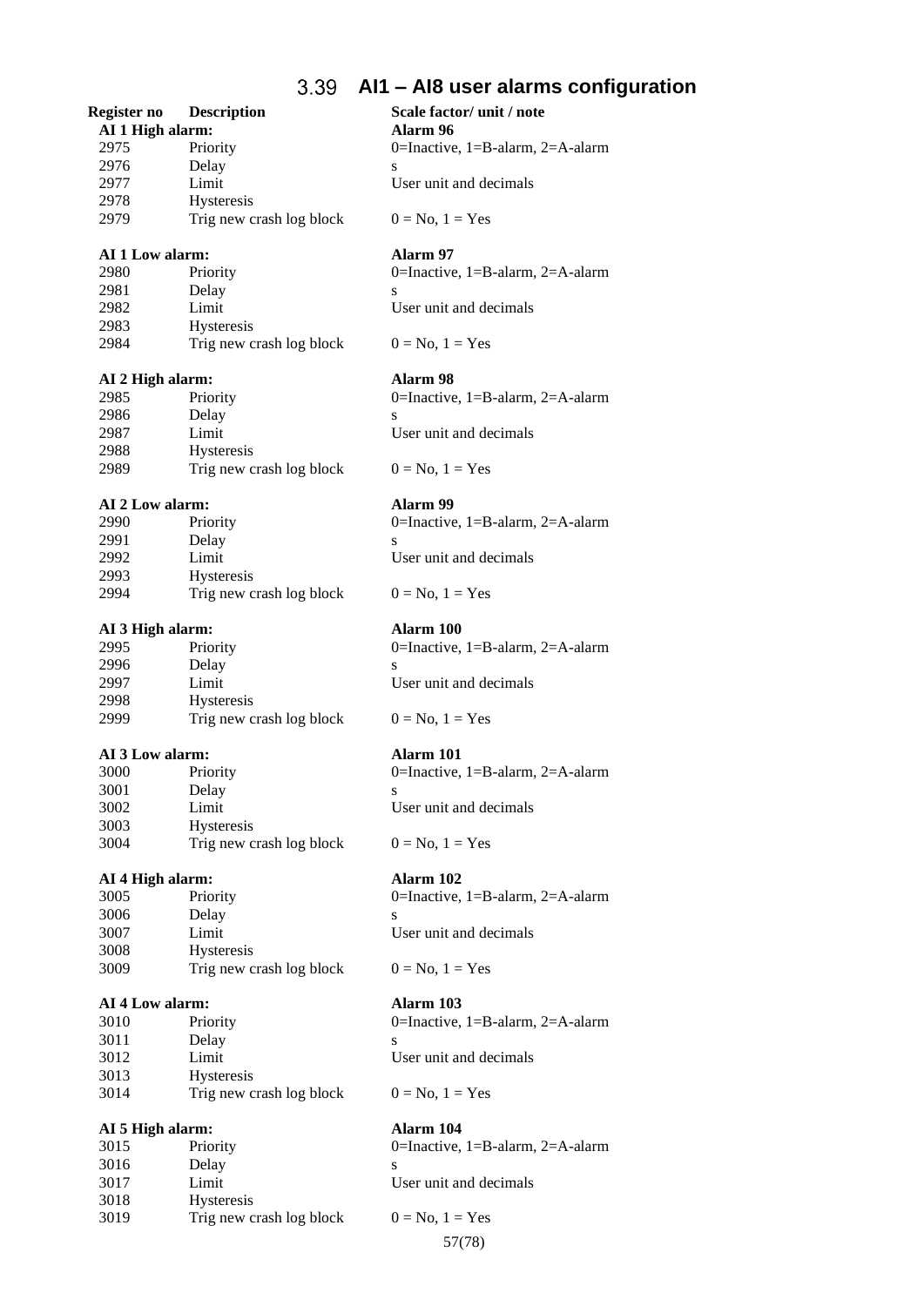## 3.39 AI1 – AI8 user alarms configuration

| Register no | Description | Scale factor/ unit / note |
|---|---|---|
| **AI 1 High alarm:** | | **Alarm 96** |
| 2975 | Priority | 0=Inactive, 1=B-alarm, 2=A-alarm |
| 2976 | Delay | s |
| 2977 | Limit | User unit and decimals |
| 2978 | Hysteresis | |
| 2979 | Trig new crash log block | 0 = No, 1 = Yes |
| **AI 1 Low alarm:** | | **Alarm 97** |
| 2980 | Priority | 0=Inactive, 1=B-alarm, 2=A-alarm |
| 2981 | Delay | s |
| 2982 | Limit | User unit and decimals |
| 2983 | Hysteresis | |
| 2984 | Trig new crash log block | 0 = No, 1 = Yes |
| **AI 2 High alarm:** | | **Alarm 98** |
| 2985 | Priority | 0=Inactive, 1=B-alarm, 2=A-alarm |
| 2986 | Delay | s |
| 2987 | Limit | User unit and decimals |
| 2988 | Hysteresis | |
| 2989 | Trig new crash log block | 0 = No, 1 = Yes |
| **AI 2 Low alarm:** | | **Alarm 99** |
| 2990 | Priority | 0=Inactive, 1=B-alarm, 2=A-alarm |
| 2991 | Delay | s |
| 2992 | Limit | User unit and decimals |
| 2993 | Hysteresis | |
| 2994 | Trig new crash log block | 0 = No, 1 = Yes |
| **AI 3 High alarm:** | | **Alarm 100** |
| 2995 | Priority | 0=Inactive, 1=B-alarm, 2=A-alarm |
| 2996 | Delay | s |
| 2997 | Limit | User unit and decimals |
| 2998 | Hysteresis | |
| 2999 | Trig new crash log block | 0 = No, 1 = Yes |
| **AI 3 Low alarm:** | | **Alarm 101** |
| 3000 | Priority | 0=Inactive, 1=B-alarm, 2=A-alarm |
| 3001 | Delay | s |
| 3002 | Limit | User unit and decimals |
| 3003 | Hysteresis | |
| 3004 | Trig new crash log block | 0 = No, 1 = Yes |
| **AI 4 High alarm:** | | **Alarm 102** |
| 3005 | Priority | 0=Inactive, 1=B-alarm, 2=A-alarm |
| 3006 | Delay | s |
| 3007 | Limit | User unit and decimals |
| 3008 | Hysteresis | |
| 3009 | Trig new crash log block | 0 = No, 1 = Yes |
| **AI 4 Low alarm:** | | **Alarm 103** |
| 3010 | Priority | 0=Inactive, 1=B-alarm, 2=A-alarm |
| 3011 | Delay | s |
| 3012 | Limit | User unit and decimals |
| 3013 | Hysteresis | |
| 3014 | Trig new crash log block | 0 = No, 1 = Yes |
| **AI 5 High alarm:** | | **Alarm 104** |
| 3015 | Priority | 0=Inactive, 1=B-alarm, 2=A-alarm |
| 3016 | Delay | s |
| 3017 | Limit | User unit and decimals |
| 3018 | Hysteresis | |
| 3019 | Trig new crash log block | 0 = No, 1 = Yes |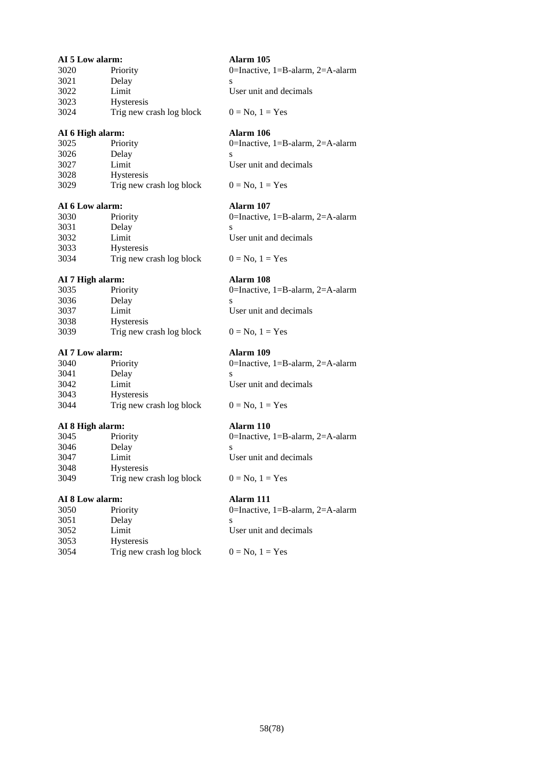**AI 5 Low alarm:** **Alarm 105**

| | | |
|---|---|---|
| 3020 | Priority | 0=Inactive, 1=B-alarm, 2=A-alarm |
| 3021 | Delay | s |
| 3022 | Limit | User unit and decimals |
| 3023 | Hysteresis | |
| 3024 | Trig new crash log block | 0 = No, 1 = Yes |

**AI 6 High alarm:** **Alarm 106**

| | | |
|---|---|---|
| 3025 | Priority | 0=Inactive, 1=B-alarm, 2=A-alarm |
| 3026 | Delay | s |
| 3027 | Limit | User unit and decimals |
| 3028 | Hysteresis | |
| 3029 | Trig new crash log block | 0 = No, 1 = Yes |

**AI 6 Low alarm:** **Alarm 107**

| | | |
|---|---|---|
| 3030 | Priority | 0=Inactive, 1=B-alarm, 2=A-alarm |
| 3031 | Delay | s |
| 3032 | Limit | User unit and decimals |
| 3033 | Hysteresis | |
| 3034 | Trig new crash log block | 0 = No, 1 = Yes |

**AI 7 High alarm:** **Alarm 108**

| | | |
|---|---|---|
| 3035 | Priority | 0=Inactive, 1=B-alarm, 2=A-alarm |
| 3036 | Delay | s |
| 3037 | Limit | User unit and decimals |
| 3038 | Hysteresis | |
| 3039 | Trig new crash log block | 0 = No, 1 = Yes |

**AI 7 Low alarm:** **Alarm 109**

| | | |
|---|---|---|
| 3040 | Priority | 0=Inactive, 1=B-alarm, 2=A-alarm |
| 3041 | Delay | s |
| 3042 | Limit | User unit and decimals |
| 3043 | Hysteresis | |
| 3044 | Trig new crash log block | 0 = No, 1 = Yes |

**AI 8 High alarm:** **Alarm 110**

| | | |
|---|---|---|
| 3045 | Priority | 0=Inactive, 1=B-alarm, 2=A-alarm |
| 3046 | Delay | s |
| 3047 | Limit | User unit and decimals |
| 3048 | Hysteresis | |
| 3049 | Trig new crash log block | 0 = No, 1 = Yes |

**AI 8 Low alarm:** **Alarm 111**

| | | |
|---|---|---|
| 3050 | Priority | 0=Inactive, 1=B-alarm, 2=A-alarm |
| 3051 | Delay | s |
| 3052 | Limit | User unit and decimals |
| 3053 | Hysteresis | |
| 3054 | Trig new crash log block | 0 = No, 1 = Yes |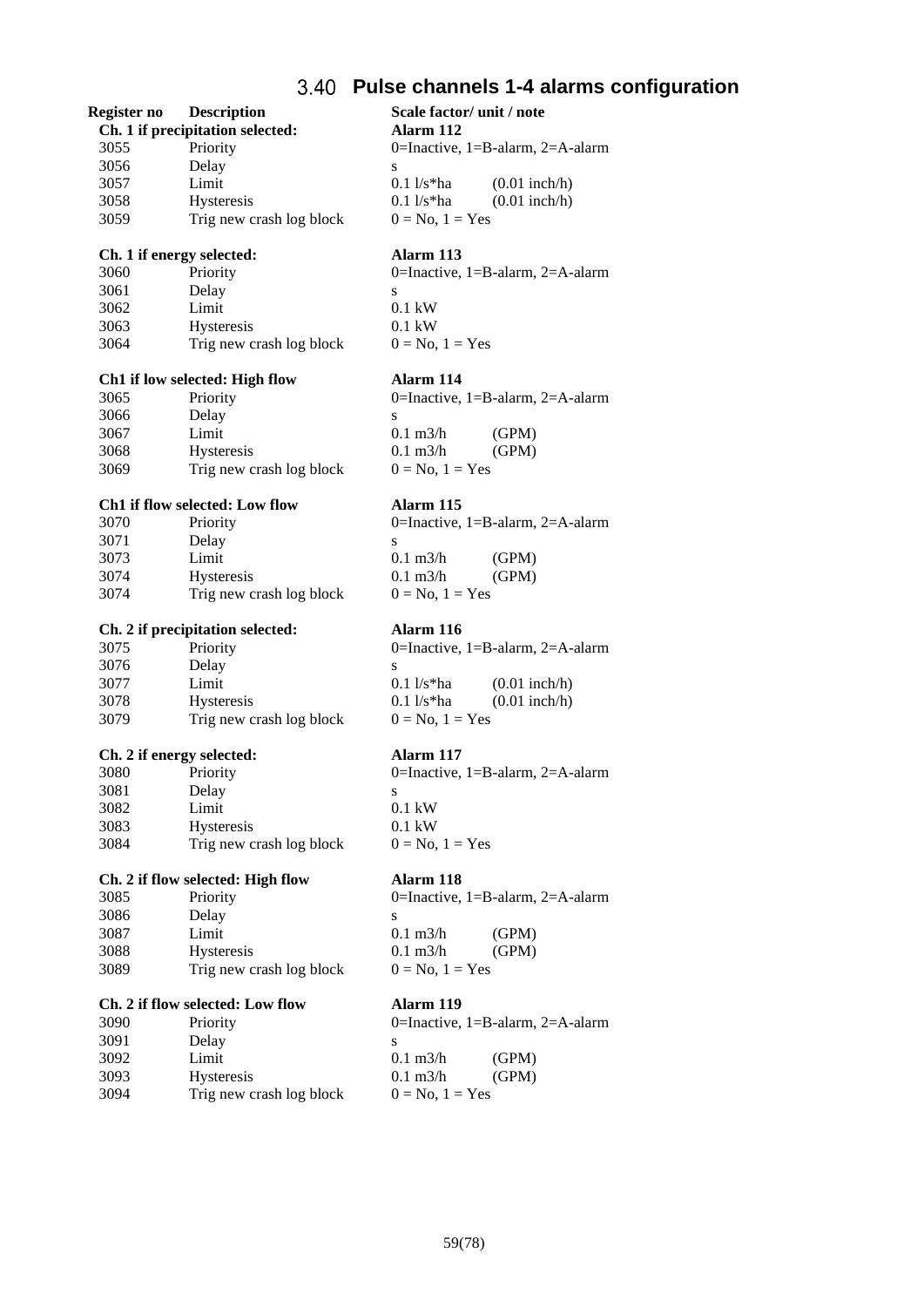## 3.40 Pulse channels 1-4 alarms configuration

| Register no | Description | Scale factor/ unit / note | |
|---|---|---|---|
| **Ch. 1 if precipitation selected:** | | **Alarm 112** | |
| 3055 | Priority | 0=Inactive, 1=B-alarm, 2=A-alarm | |
| 3056 | Delay | s | |
| 3057 | Limit | 0.1 l/s*ha | (0.01 inch/h) |
| 3058 | Hysteresis | 0.1 l/s*ha | (0.01 inch/h) |
| 3059 | Trig new crash log block | 0 = No, 1 = Yes | |
| **Ch. 1 if energy selected:** | | **Alarm 113** | |
| 3060 | Priority | 0=Inactive, 1=B-alarm, 2=A-alarm | |
| 3061 | Delay | s | |
| 3062 | Limit | 0.1 kW | |
| 3063 | Hysteresis | 0.1 kW | |
| 3064 | Trig new crash log block | 0 = No, 1 = Yes | |
| **Ch1 if low selected: High flow** | | **Alarm 114** | |
| 3065 | Priority | 0=Inactive, 1=B-alarm, 2=A-alarm | |
| 3066 | Delay | s | |
| 3067 | Limit | 0.1 m3/h | (GPM) |
| 3068 | Hysteresis | 0.1 m3/h | (GPM) |
| 3069 | Trig new crash log block | 0 = No, 1 = Yes | |
| **Ch1 if flow selected: Low flow** | | **Alarm 115** | |
| 3070 | Priority | 0=Inactive, 1=B-alarm, 2=A-alarm | |
| 3071 | Delay | s | |
| 3073 | Limit | 0.1 m3/h | (GPM) |
| 3074 | Hysteresis | 0.1 m3/h | (GPM) |
| 3074 | Trig new crash log block | 0 = No, 1 = Yes | |
| **Ch. 2 if precipitation selected:** | | **Alarm 116** | |
| 3075 | Priority | 0=Inactive, 1=B-alarm, 2=A-alarm | |
| 3076 | Delay | s | |
| 3077 | Limit | 0.1 l/s*ha | (0.01 inch/h) |
| 3078 | Hysteresis | 0.1 l/s*ha | (0.01 inch/h) |
| 3079 | Trig new crash log block | 0 = No, 1 = Yes | |
| **Ch. 2 if energy selected:** | | **Alarm 117** | |
| 3080 | Priority | 0=Inactive, 1=B-alarm, 2=A-alarm | |
| 3081 | Delay | s | |
| 3082 | Limit | 0.1 kW | |
| 3083 | Hysteresis | 0.1 kW | |
| 3084 | Trig new crash log block | 0 = No, 1 = Yes | |
| **Ch. 2 if flow selected: High flow** | | **Alarm 118** | |
| 3085 | Priority | 0=Inactive, 1=B-alarm, 2=A-alarm | |
| 3086 | Delay | s | |
| 3087 | Limit | 0.1 m3/h | (GPM) |
| 3088 | Hysteresis | 0.1 m3/h | (GPM) |
| 3089 | Trig new crash log block | 0 = No, 1 = Yes | |
| **Ch. 2 if flow selected: Low flow** | | **Alarm 119** | |
| 3090 | Priority | 0=Inactive, 1=B-alarm, 2=A-alarm | |
| 3091 | Delay | s | |
| 3092 | Limit | 0.1 m3/h | (GPM) |
| 3093 | Hysteresis | 0.1 m3/h | (GPM) |
| 3094 | Trig new crash log block | 0 = No, 1 = Yes | |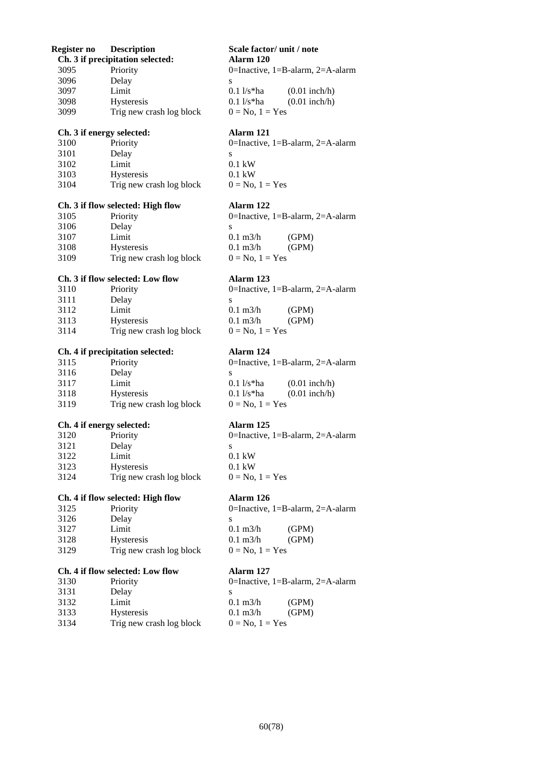| Register no | Description | Scale factor/ unit / note | |
|---|---|---|---|
| **Ch. 3 if precipitation selected:** | | **Alarm 120** | |
| 3095 | Priority | 0=Inactive, 1=B-alarm, 2=A-alarm | |
| 3096 | Delay | s | |
| 3097 | Limit | 0.1 l/s*ha | (0.01 inch/h) |
| 3098 | Hysteresis | 0.1 l/s*ha | (0.01 inch/h) |
| 3099 | Trig new crash log block | 0 = No, 1 = Yes | |
| **Ch. 3 if energy selected:** | | **Alarm 121** | |
| 3100 | Priority | 0=Inactive, 1=B-alarm, 2=A-alarm | |
| 3101 | Delay | s | |
| 3102 | Limit | 0.1 kW | |
| 3103 | Hysteresis | 0.1 kW | |
| 3104 | Trig new crash log block | 0 = No, 1 = Yes | |
| **Ch. 3 if flow selected: High flow** | | **Alarm 122** | |
| 3105 | Priority | 0=Inactive, 1=B-alarm, 2=A-alarm | |
| 3106 | Delay | s | |
| 3107 | Limit | 0.1 m3/h | (GPM) |
| 3108 | Hysteresis | 0.1 m3/h | (GPM) |
| 3109 | Trig new crash log block | 0 = No, 1 = Yes | |
| **Ch. 3 if flow selected: Low flow** | | **Alarm 123** | |
| 3110 | Priority | 0=Inactive, 1=B-alarm, 2=A-alarm | |
| 3111 | Delay | s | |
| 3112 | Limit | 0.1 m3/h | (GPM) |
| 3113 | Hysteresis | 0.1 m3/h | (GPM) |
| 3114 | Trig new crash log block | 0 = No, 1 = Yes | |
| **Ch. 4 if precipitation selected:** | | **Alarm 124** | |
| 3115 | Priority | 0=Inactive, 1=B-alarm, 2=A-alarm | |
| 3116 | Delay | s | |
| 3117 | Limit | 0.1 l/s*ha | (0.01 inch/h) |
| 3118 | Hysteresis | 0.1 l/s*ha | (0.01 inch/h) |
| 3119 | Trig new crash log block | 0 = No, 1 = Yes | |
| **Ch. 4 if energy selected:** | | **Alarm 125** | |
| 3120 | Priority | 0=Inactive, 1=B-alarm, 2=A-alarm | |
| 3121 | Delay | s | |
| 3122 | Limit | 0.1 kW | |
| 3123 | Hysteresis | 0.1 kW | |
| 3124 | Trig new crash log block | 0 = No, 1 = Yes | |
| **Ch. 4 if flow selected: High flow** | | **Alarm 126** | |
| 3125 | Priority | 0=Inactive, 1=B-alarm, 2=A-alarm | |
| 3126 | Delay | s | |
| 3127 | Limit | 0.1 m3/h | (GPM) |
| 3128 | Hysteresis | 0.1 m3/h | (GPM) |
| 3129 | Trig new crash log block | 0 = No, 1 = Yes | |
| **Ch. 4 if flow selected: Low flow** | | **Alarm 127** | |
| 3130 | Priority | 0=Inactive, 1=B-alarm, 2=A-alarm | |
| 3131 | Delay | s | |
| 3132 | Limit | 0.1 m3/h | (GPM) |
| 3133 | Hysteresis | 0.1 m3/h | (GPM) |
| 3134 | Trig new crash log block | 0 = No, 1 = Yes | |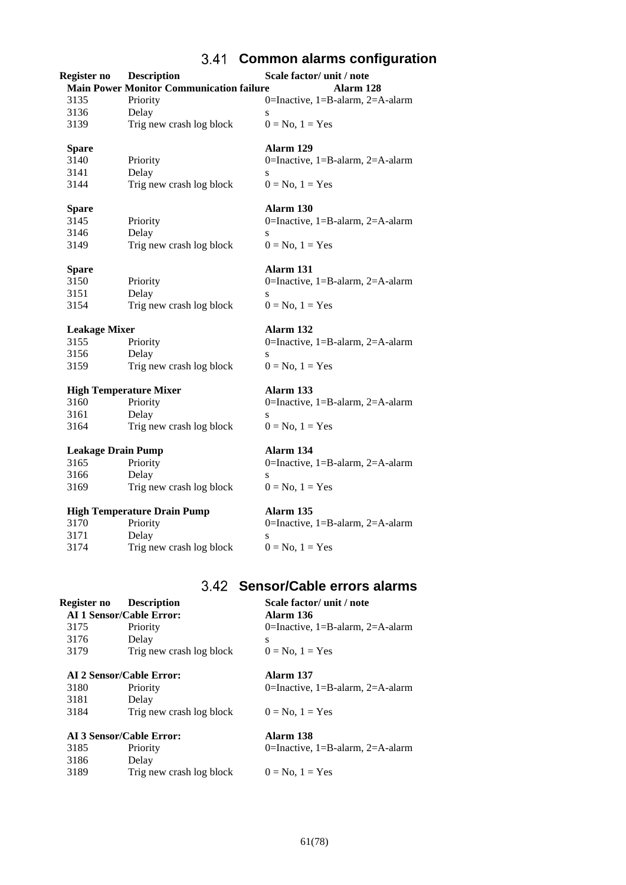## 3.41 Common alarms configuration

| Register no | Description | Scale factor/ unit / note |
|---|---|---|
| **Main Power Monitor Communication failure** | | **Alarm 128** |
| 3135 | Priority | 0=Inactive, 1=B-alarm, 2=A-alarm |
| 3136 | Delay | s |
| 3139 | Trig new crash log block | 0 = No, 1 = Yes |
| **Spare** | | **Alarm 129** |
| 3140 | Priority | 0=Inactive, 1=B-alarm, 2=A-alarm |
| 3141 | Delay | s |
| 3144 | Trig new crash log block | 0 = No, 1 = Yes |
| **Spare** | | **Alarm 130** |
| 3145 | Priority | 0=Inactive, 1=B-alarm, 2=A-alarm |
| 3146 | Delay | s |
| 3149 | Trig new crash log block | 0 = No, 1 = Yes |
| **Spare** | | **Alarm 131** |
| 3150 | Priority | 0=Inactive, 1=B-alarm, 2=A-alarm |
| 3151 | Delay | s |
| 3154 | Trig new crash log block | 0 = No, 1 = Yes |
| **Leakage Mixer** | | **Alarm 132** |
| 3155 | Priority | 0=Inactive, 1=B-alarm, 2=A-alarm |
| 3156 | Delay | s |
| 3159 | Trig new crash log block | 0 = No, 1 = Yes |
| **High Temperature Mixer** | | **Alarm 133** |
| 3160 | Priority | 0=Inactive, 1=B-alarm, 2=A-alarm |
| 3161 | Delay | s |
| 3164 | Trig new crash log block | 0 = No, 1 = Yes |
| **Leakage Drain Pump** | | **Alarm 134** |
| 3165 | Priority | 0=Inactive, 1=B-alarm, 2=A-alarm |
| 3166 | Delay | s |
| 3169 | Trig new crash log block | 0 = No, 1 = Yes |
| **High Temperature Drain Pump** | | **Alarm 135** |
| 3170 | Priority | 0=Inactive, 1=B-alarm, 2=A-alarm |
| 3171 | Delay | s |
| 3174 | Trig new crash log block | 0 = No, 1 = Yes |

## 3.42 Sensor/Cable errors alarms

| Register no | Description | Scale factor/ unit / note |
|---|---|---|
| **AI 1 Sensor/Cable Error:** | | **Alarm 136** |
| 3175 | Priority | 0=Inactive, 1=B-alarm, 2=A-alarm |
| 3176 | Delay | s |
| 3179 | Trig new crash log block | 0 = No, 1 = Yes |
| **AI 2 Sensor/Cable Error:** | | **Alarm 137** |
| 3180 | Priority | 0=Inactive, 1=B-alarm, 2=A-alarm |
| 3181 | Delay | |
| 3184 | Trig new crash log block | 0 = No, 1 = Yes |
| **AI 3 Sensor/Cable Error:** | | **Alarm 138** |
| 3185 | Priority | 0=Inactive, 1=B-alarm, 2=A-alarm |
| 3186 | Delay | |
| 3189 | Trig new crash log block | 0 = No, 1 = Yes |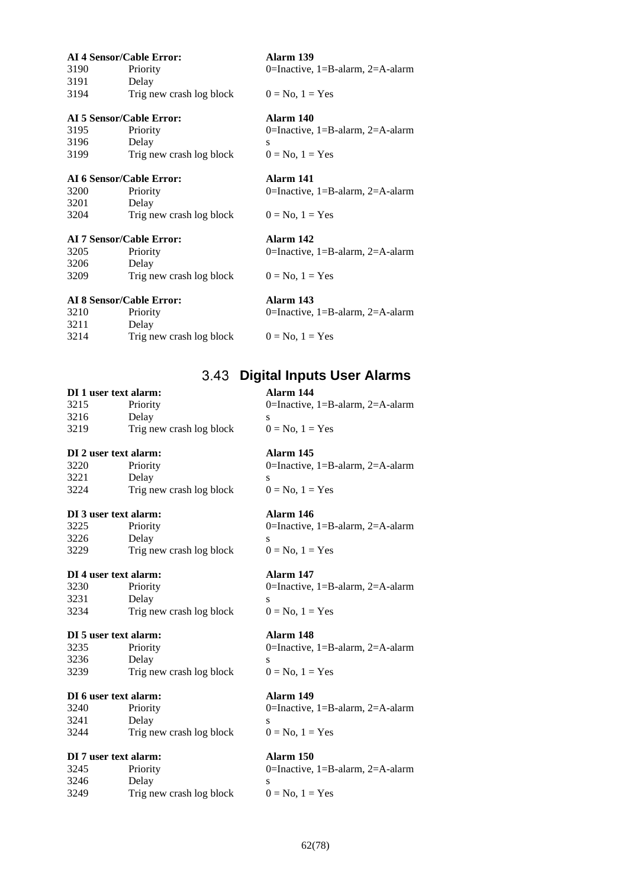**AI 4 Sensor/Cable Error:** **Alarm 139**

| | | |
|---|---|---|
| 3190 | Priority | 0=Inactive, 1=B-alarm, 2=A-alarm |
| 3191 | Delay | |
| 3194 | Trig new crash log block | 0 = No, 1 = Yes |

**AI 5 Sensor/Cable Error:** **Alarm 140**

| | | |
|---|---|---|
| 3195 | Priority | 0=Inactive, 1=B-alarm, 2=A-alarm |
| 3196 | Delay | s |
| 3199 | Trig new crash log block | 0 = No, 1 = Yes |

**AI 6 Sensor/Cable Error:** **Alarm 141**

| | | |
|---|---|---|
| 3200 | Priority | 0=Inactive, 1=B-alarm, 2=A-alarm |
| 3201 | Delay | |
| 3204 | Trig new crash log block | 0 = No, 1 = Yes |

**AI 7 Sensor/Cable Error:** **Alarm 142**

| | | |
|---|---|---|
| 3205 | Priority | 0=Inactive, 1=B-alarm, 2=A-alarm |
| 3206 | Delay | |
| 3209 | Trig new crash log block | 0 = No, 1 = Yes |

**AI 8 Sensor/Cable Error:** **Alarm 143**

| | | |
|---|---|---|
| 3210 | Priority | 0=Inactive, 1=B-alarm, 2=A-alarm |
| 3211 | Delay | |
| 3214 | Trig new crash log block | 0 = No, 1 = Yes |

## 3.43 Digital Inputs User Alarms

**DI 1 user text alarm:** **Alarm 144**

| | | |
|---|---|---|
| 3215 | Priority | 0=Inactive, 1=B-alarm, 2=A-alarm |
| 3216 | Delay | s |
| 3219 | Trig new crash log block | 0 = No, 1 = Yes |

**DI 2 user text alarm:** **Alarm 145**

| | | |
|---|---|---|
| 3220 | Priority | 0=Inactive, 1=B-alarm, 2=A-alarm |
| 3221 | Delay | s |
| 3224 | Trig new crash log block | 0 = No, 1 = Yes |

**DI 3 user text alarm:** **Alarm 146**

| | | |
|---|---|---|
| 3225 | Priority | 0=Inactive, 1=B-alarm, 2=A-alarm |
| 3226 | Delay | s |
| 3229 | Trig new crash log block | 0 = No, 1 = Yes |

**DI 4 user text alarm:** **Alarm 147**

| | | |
|---|---|---|
| 3230 | Priority | 0=Inactive, 1=B-alarm, 2=A-alarm |
| 3231 | Delay | s |
| 3234 | Trig new crash log block | 0 = No, 1 = Yes |

**DI 5 user text alarm:** **Alarm 148**

| | | |
|---|---|---|
| 3235 | Priority | 0=Inactive, 1=B-alarm, 2=A-alarm |
| 3236 | Delay | s |
| 3239 | Trig new crash log block | 0 = No, 1 = Yes |

**DI 6 user text alarm:** **Alarm 149**

| | | |
|---|---|---|
| 3240 | Priority | 0=Inactive, 1=B-alarm, 2=A-alarm |
| 3241 | Delay | s |
| 3244 | Trig new crash log block | 0 = No, 1 = Yes |

**DI 7 user text alarm:** **Alarm 150**

| | | |
|---|---|---|
| 3245 | Priority | 0=Inactive, 1=B-alarm, 2=A-alarm |
| 3246 | Delay | s |
| 3249 | Trig new crash log block | 0 = No, 1 = Yes |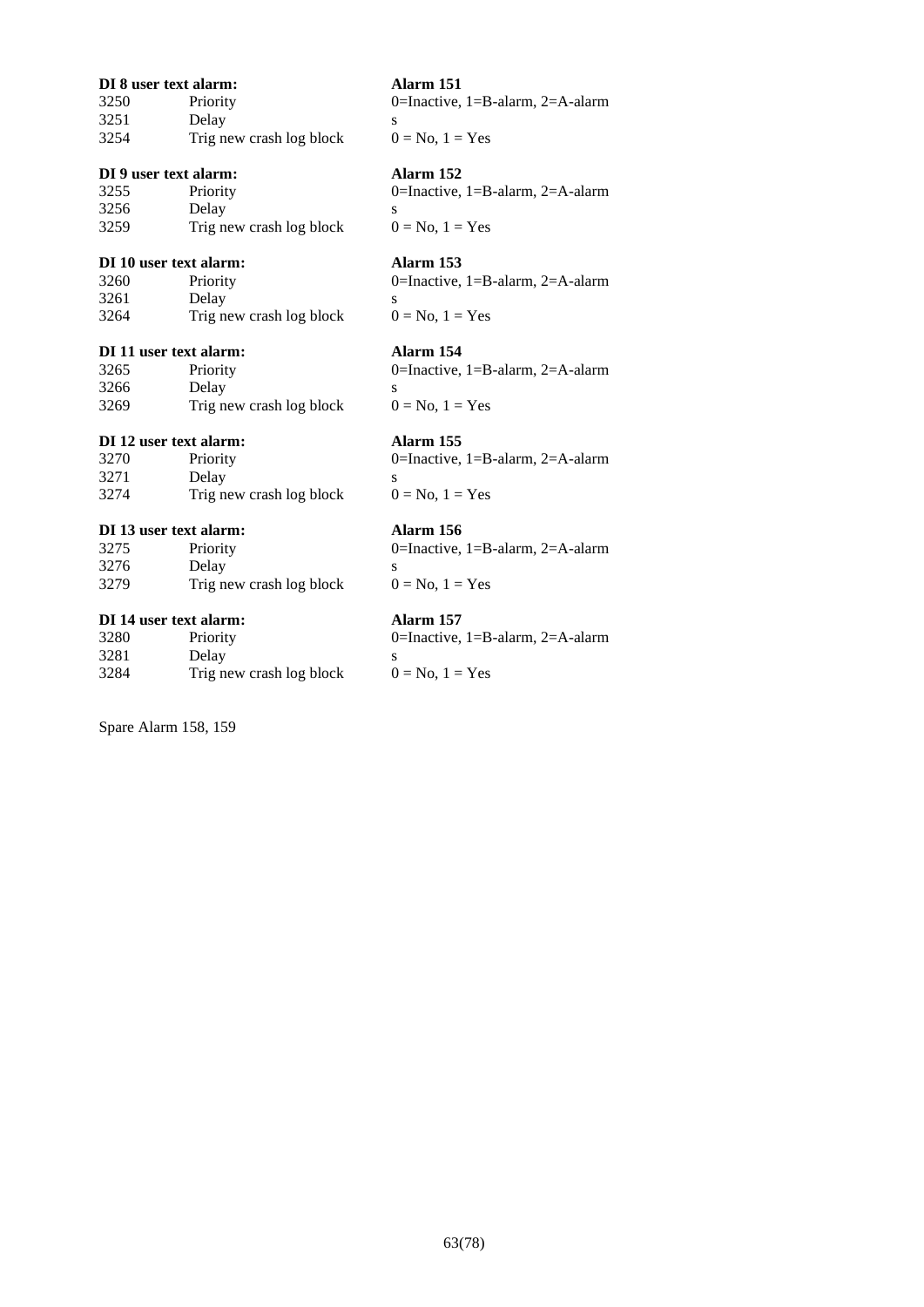| **DI 8 user text alarm:** | | **Alarm 151** |
|---|---|---|
| 3250 | Priority | 0=Inactive, 1=B-alarm, 2=A-alarm |
| 3251 | Delay | s |
| 3254 | Trig new crash log block | 0 = No, 1 = Yes |

| **DI 9 user text alarm:** | | **Alarm 152** |
|---|---|---|
| 3255 | Priority | 0=Inactive, 1=B-alarm, 2=A-alarm |
| 3256 | Delay | s |
| 3259 | Trig new crash log block | 0 = No, 1 = Yes |

| **DI 10 user text alarm:** | | **Alarm 153** |
|---|---|---|
| 3260 | Priority | 0=Inactive, 1=B-alarm, 2=A-alarm |
| 3261 | Delay | s |
| 3264 | Trig new crash log block | 0 = No, 1 = Yes |

| **DI 11 user text alarm:** | | **Alarm 154** |
|---|---|---|
| 3265 | Priority | 0=Inactive, 1=B-alarm, 2=A-alarm |
| 3266 | Delay | s |
| 3269 | Trig new crash log block | 0 = No, 1 = Yes |

| **DI 12 user text alarm:** | | **Alarm 155** |
|---|---|---|
| 3270 | Priority | 0=Inactive, 1=B-alarm, 2=A-alarm |
| 3271 | Delay | s |
| 3274 | Trig new crash log block | 0 = No, 1 = Yes |

| **DI 13 user text alarm:** | | **Alarm 156** |
|---|---|---|
| 3275 | Priority | 0=Inactive, 1=B-alarm, 2=A-alarm |
| 3276 | Delay | s |
| 3279 | Trig new crash log block | 0 = No, 1 = Yes |

| **DI 14 user text alarm:** | | **Alarm 157** |
|---|---|---|
| 3280 | Priority | 0=Inactive, 1=B-alarm, 2=A-alarm |
| 3281 | Delay | s |
| 3284 | Trig new crash log block | 0 = No, 1 = Yes |

Spare Alarm 158, 159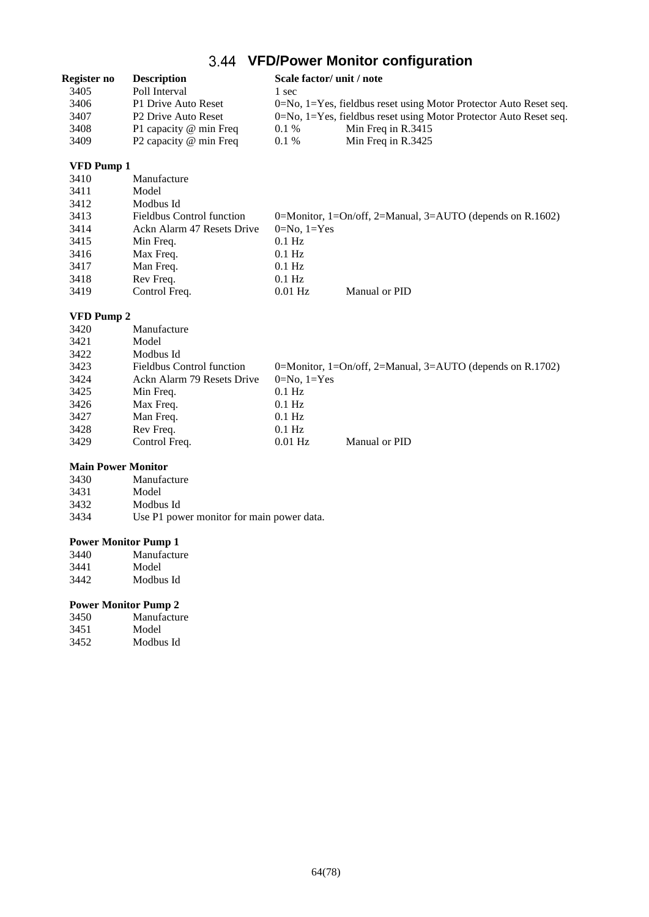## 3.44 VFD/Power Monitor configuration

| Register no | Description | Scale factor/ unit / note | |
|---|---|---|---|
| 3405 | Poll Interval | 1 sec | |
| 3406 | P1 Drive Auto Reset | 0=No, 1=Yes, fieldbus reset using Motor Protector Auto Reset seq. | |
| 3407 | P2 Drive Auto Reset | 0=No, 1=Yes, fieldbus reset using Motor Protector Auto Reset seq. | |
| 3408 | P1 capacity @ min Freq | 0.1 % | Min Freq in R.3415 |
| 3409 | P2 capacity @ min Freq | 0.1 % | Min Freq in R.3425 |
| **VFD Pump 1** | | | |
| 3410 | Manufacture | | |
| 3411 | Model | | |
| 3412 | Modbus Id | | |
| 3413 | Fieldbus Control function | 0=Monitor, 1=On/off, 2=Manual, 3=AUTO (depends on R.1602) | |
| 3414 | Ackn Alarm 47 Resets Drive | 0=No, 1=Yes | |
| 3415 | Min Freq. | 0.1 Hz | |
| 3416 | Max Freq. | 0.1 Hz | |
| 3417 | Man Freq. | 0.1 Hz | |
| 3418 | Rev Freq. | 0.1 Hz | |
| 3419 | Control Freq. | 0.01 Hz | Manual or PID |
| **VFD Pump 2** | | | |
| 3420 | Manufacture | | |
| 3421 | Model | | |
| 3422 | Modbus Id | | |
| 3423 | Fieldbus Control function | 0=Monitor, 1=On/off, 2=Manual, 3=AUTO (depends on R.1702) | |
| 3424 | Ackn Alarm 79 Resets Drive | 0=No, 1=Yes | |
| 3425 | Min Freq. | 0.1 Hz | |
| 3426 | Max Freq. | 0.1 Hz | |
| 3427 | Man Freq. | 0.1 Hz | |
| 3428 | Rev Freq. | 0.1 Hz | |
| 3429 | Control Freq. | 0.01 Hz | Manual or PID |
| **Main Power Monitor** | | | |
| 3430 | Manufacture | | |
| 3431 | Model | | |
| 3432 | Modbus Id | | |
| 3434 | Use P1 power monitor for main power data. | | |
| **Power Monitor Pump 1** | | | |
| 3440 | Manufacture | | |
| 3441 | Model | | |
| 3442 | Modbus Id | | |
| **Power Monitor Pump 2** | | | |
| 3450 | Manufacture | | |
| 3451 | Model | | |
| 3452 | Modbus Id | | |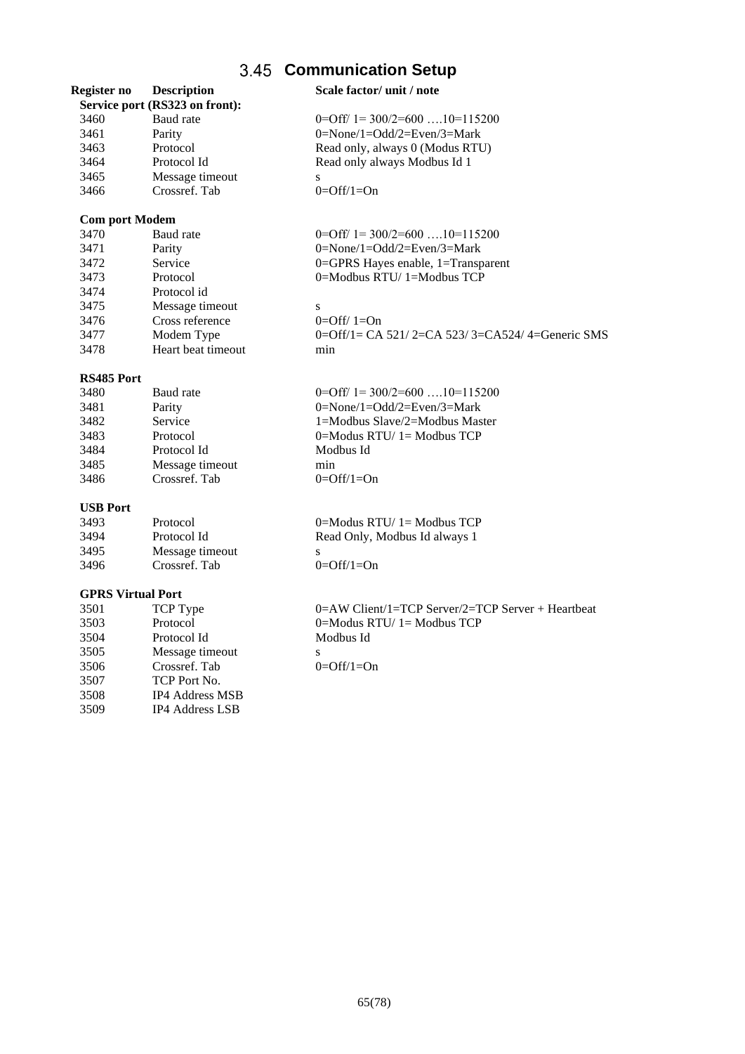## 3.45 Communication Setup

| Register no | Description | Scale factor/ unit / note |
|---|---|---|
| **Service port (RS323 on front):** | | |
| 3460 | Baud rate | 0=Off/ 1= 300/2=600 ….10=115200 |
| 3461 | Parity | 0=None/1=Odd/2=Even/3=Mark |
| 3463 | Protocol | Read only, always 0 (Modus RTU) |
| 3464 | Protocol Id | Read only always Modbus Id 1 |
| 3465 | Message timeout | s |
| 3466 | Crossref. Tab | 0=Off/1=On |
| **Com port Modem** | | |
| 3470 | Baud rate | 0=Off/ 1= 300/2=600 ….10=115200 |
| 3471 | Parity | 0=None/1=Odd/2=Even/3=Mark |
| 3472 | Service | 0=GPRS Hayes enable, 1=Transparent |
| 3473 | Protocol | 0=Modbus RTU/ 1=Modbus TCP |
| 3474 | Protocol id | |
| 3475 | Message timeout | s |
| 3476 | Cross reference | 0=Off/ 1=On |
| 3477 | Modem Type | 0=Off/1= CA 521/ 2=CA 523/ 3=CA524/ 4=Generic SMS |
| 3478 | Heart beat timeout | min |
| **RS485 Port** | | |
| 3480 | Baud rate | 0=Off/ 1= 300/2=600 ….10=115200 |
| 3481 | Parity | 0=None/1=Odd/2=Even/3=Mark |
| 3482 | Service | 1=Modbus Slave/2=Modbus Master |
| 3483 | Protocol | 0=Modus RTU/ 1= Modbus TCP |
| 3484 | Protocol Id | Modbus Id |
| 3485 | Message timeout | min |
| 3486 | Crossref. Tab | 0=Off/1=On |
| **USB Port** | | |
| 3493 | Protocol | 0=Modus RTU/ 1= Modbus TCP |
| 3494 | Protocol Id | Read Only, Modbus Id always 1 |
| 3495 | Message timeout | s |
| 3496 | Crossref. Tab | 0=Off/1=On |
| **GPRS Virtual Port** | | |
| 3501 | TCP Type | 0=AW Client/1=TCP Server/2=TCP Server + Heartbeat |
| 3503 | Protocol | 0=Modus RTU/ 1= Modbus TCP |
| 3504 | Protocol Id | Modbus Id |
| 3505 | Message timeout | s |
| 3506 | Crossref. Tab | 0=Off/1=On |
| 3507 | TCP Port No. | |
| 3508 | IP4 Address MSB | |
| 3509 | IP4 Address LSB | |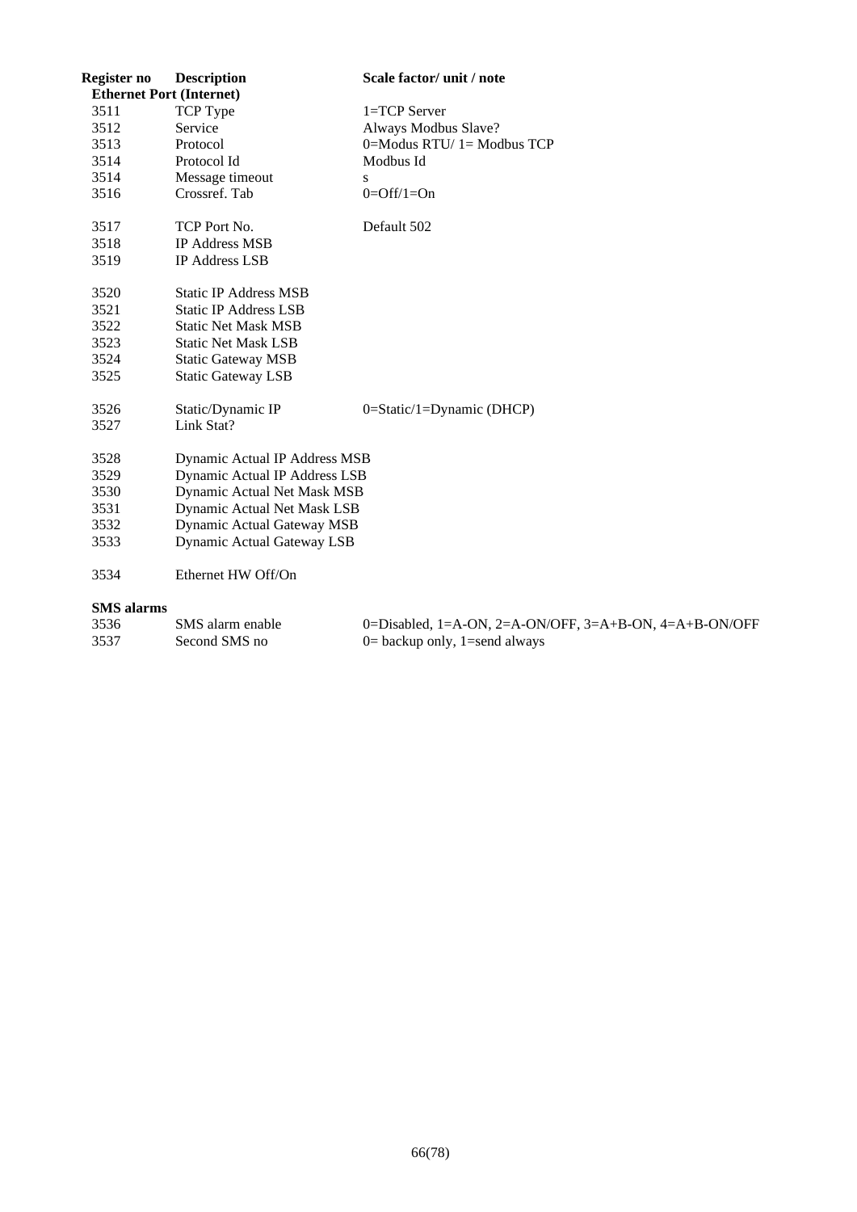| Register no | Description | Scale factor/ unit / note |
|---|---|---|
| **Ethernet Port (Internet)** | | |
| 3511 | TCP Type | 1=TCP Server |
| 3512 | Service | Always Modbus Slave? |
| 3513 | Protocol | 0=Modus RTU/ 1= Modbus TCP |
| 3514 | Protocol Id | Modbus Id |
| 3514 | Message timeout | s |
| 3516 | Crossref. Tab | 0=Off/1=On |
| 3517 | TCP Port No. | Default 502 |
| 3518 | IP Address MSB | |
| 3519 | IP Address LSB | |
| 3520 | Static IP Address MSB | |
| 3521 | Static IP Address LSB | |
| 3522 | Static Net Mask MSB | |
| 3523 | Static Net Mask LSB | |
| 3524 | Static Gateway MSB | |
| 3525 | Static Gateway LSB | |
| 3526 | Static/Dynamic IP | 0=Static/1=Dynamic (DHCP) |
| 3527 | Link Stat? | |
| 3528 | Dynamic Actual IP Address MSB | |
| 3529 | Dynamic Actual IP Address LSB | |
| 3530 | Dynamic Actual Net Mask MSB | |
| 3531 | Dynamic Actual Net Mask LSB | |
| 3532 | Dynamic Actual Gateway MSB | |
| 3533 | Dynamic Actual Gateway LSB | |
| 3534 | Ethernet HW Off/On | |
| **SMS alarms** | | |
| 3536 | SMS alarm enable | 0=Disabled, 1=A-ON, 2=A-ON/OFF, 3=A+B-ON, 4=A+B-ON/OFF |
| 3537 | Second SMS no | 0= backup only, 1=send always |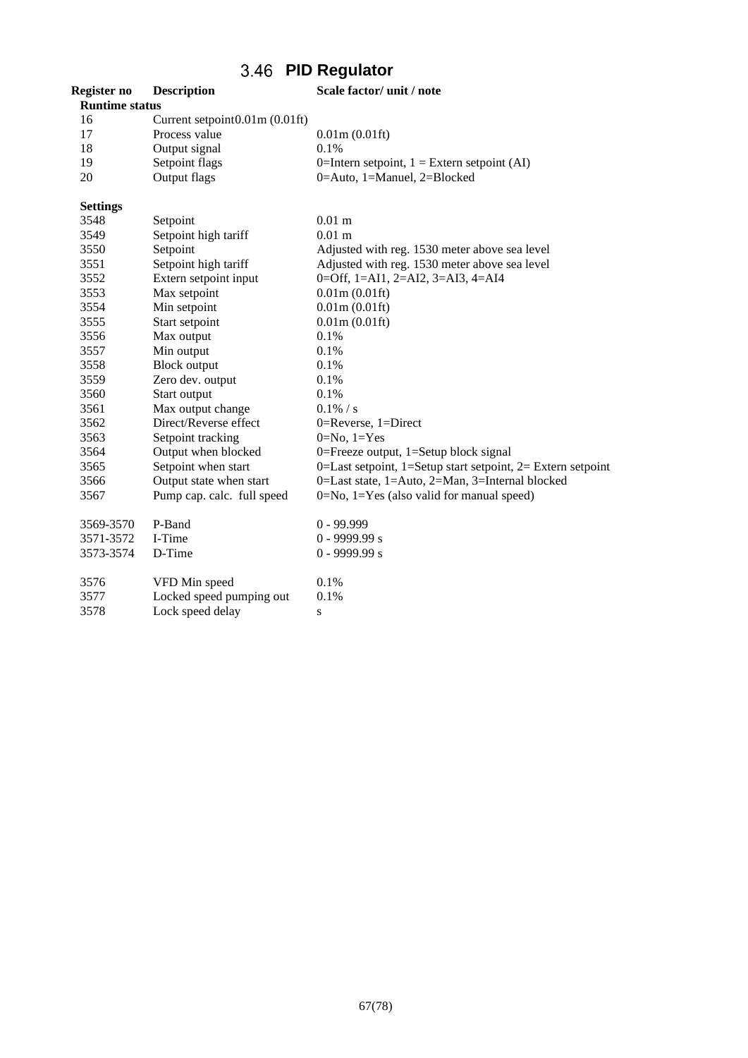## 3.46 PID Regulator

| Register no | Description | Scale factor/ unit / note |
|---|---|---|
| **Runtime status** | | |
| 16 | Current setpoint | 0.01m (0.01ft) |
| 17 | Process value | 0.01m (0.01ft) |
| 18 | Output signal | 0.1% |
| 19 | Setpoint flags | 0=Intern setpoint, 1 = Extern setpoint (AI) |
| 20 | Output flags | 0=Auto, 1=Manuel, 2=Blocked |
| | | |
| **Settings** | | |
| 3548 | Setpoint | 0.01 m |
| 3549 | Setpoint high tariff | 0.01 m |
| 3550 | Setpoint | Adjusted with reg. 1530 meter above sea level |
| 3551 | Setpoint high tariff | Adjusted with reg. 1530 meter above sea level |
| 3552 | Extern setpoint input | 0=Off, 1=AI1, 2=AI2, 3=AI3, 4=AI4 |
| 3553 | Max setpoint | 0.01m (0.01ft) |
| 3554 | Min setpoint | 0.01m (0.01ft) |
| 3555 | Start setpoint | 0.01m (0.01ft) |
| 3556 | Max output | 0.1% |
| 3557 | Min output | 0.1% |
| 3558 | Block output | 0.1% |
| 3559 | Zero dev. output | 0.1% |
| 3560 | Start output | 0.1% |
| 3561 | Max output change | 0.1% / s |
| 3562 | Direct/Reverse effect | 0=Reverse, 1=Direct |
| 3563 | Setpoint tracking | 0=No, 1=Yes |
| 3564 | Output when blocked | 0=Freeze output, 1=Setup block signal |
| 3565 | Setpoint when start | 0=Last setpoint, 1=Setup start setpoint, 2= Extern setpoint |
| 3566 | Output state when start | 0=Last state, 1=Auto, 2=Man, 3=Internal blocked |
| 3567 | Pump cap. calc. full speed | 0=No, 1=Yes (also valid for manual speed) |
| | | |
| 3569-3570 | P-Band | 0 - 99.999 |
| 3571-3572 | I-Time | 0 - 9999.99 s |
| 3573-3574 | D-Time | 0 - 9999.99 s |
| | | |
| 3576 | VFD Min speed | 0.1% |
| 3577 | Locked speed pumping out | 0.1% |
| 3578 | Lock speed delay | s |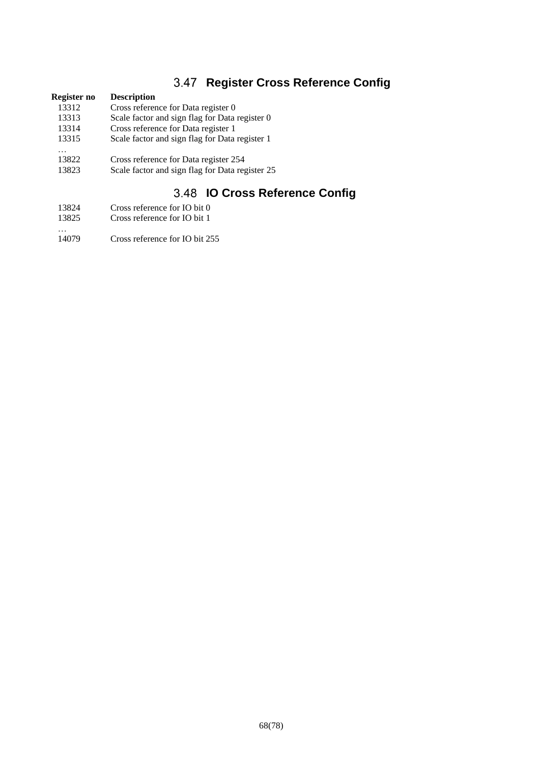## 3.47 Register Cross Reference Config

| Register no | Description |
|---|---|
| 13312 | Cross reference for Data register 0 |
| 13313 | Scale factor and sign flag for Data register 0 |
| 13314 | Cross reference for Data register 1 |
| 13315 | Scale factor and sign flag for Data register 1 |
| … | |
| 13822 | Cross reference for Data register 254 |
| 13823 | Scale factor and sign flag for Data register 25 |

## 3.48 IO Cross Reference Config

| | |
|---|---|
| 13824 | Cross reference for IO bit 0 |
| 13825 | Cross reference for IO bit 1 |
| … | |
| 14079 | Cross reference for IO bit 255 |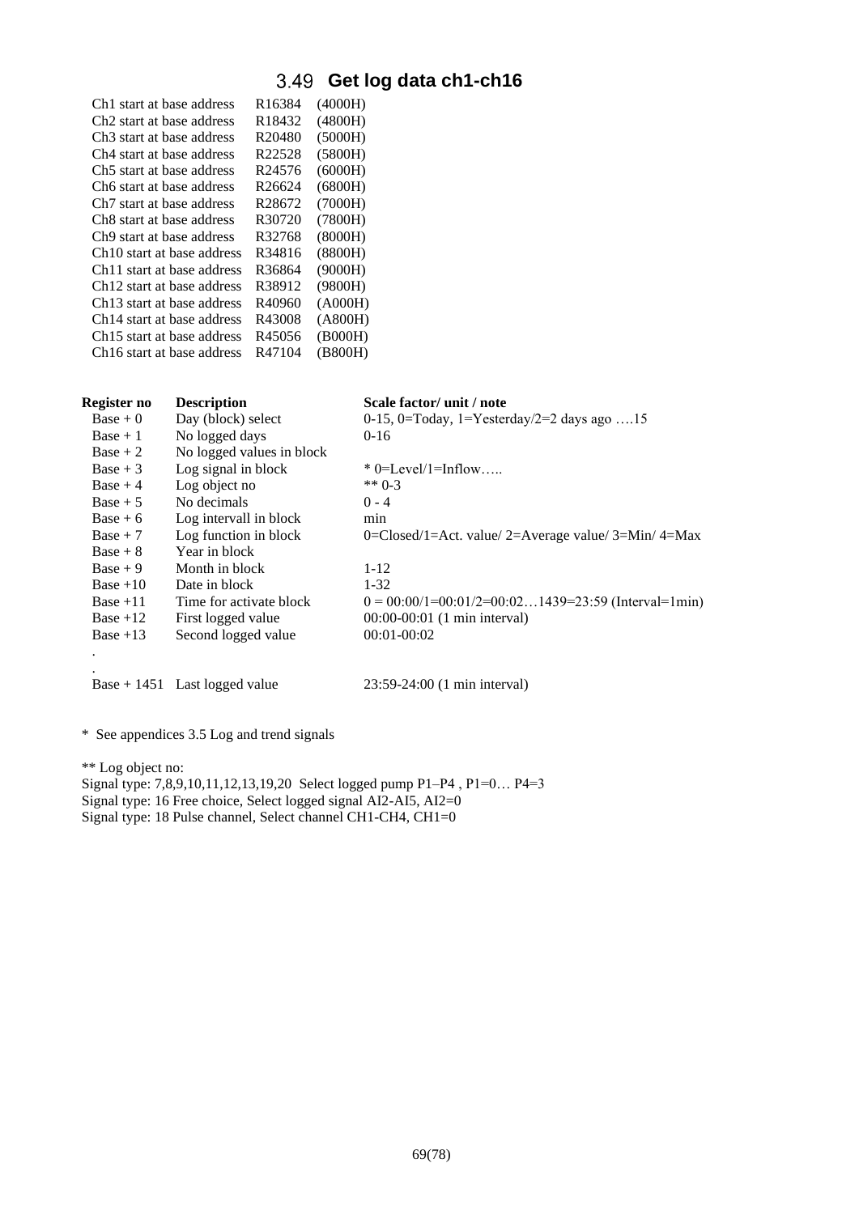## 3.49 Get log data ch1-ch16

| | | |
|---|---|---|
| Ch1 start at base address | R16384 | (4000H) |
| Ch2 start at base address | R18432 | (4800H) |
| Ch3 start at base address | R20480 | (5000H) |
| Ch4 start at base address | R22528 | (5800H) |
| Ch5 start at base address | R24576 | (6000H) |
| Ch6 start at base address | R26624 | (6800H) |
| Ch7 start at base address | R28672 | (7000H) |
| Ch8 start at base address | R30720 | (7800H) |
| Ch9 start at base address | R32768 | (8000H) |
| Ch10 start at base address | R34816 | (8800H) |
| Ch11 start at base address | R36864 | (9000H) |
| Ch12 start at base address | R38912 | (9800H) |
| Ch13 start at base address | R40960 | (A000H) |
| Ch14 start at base address | R43008 | (A800H) |
| Ch15 start at base address | R45056 | (B000H) |
| Ch16 start at base address | R47104 | (B800H) |

| Register no | Description | Scale factor/ unit / note |
|---|---|---|
| Base + 0 | Day (block) select | 0-15, 0=Today, 1=Yesterday/2=2 days ago ….15 |
| Base + 1 | No logged days | 0-16 |
| Base + 2 | No logged values in block | |
| Base + 3 | Log signal in block | * 0=Level/1=Inflow….. |
| Base + 4 | Log object no | ** 0-3 |
| Base + 5 | No decimals | 0 - 4 |
| Base + 6 | Log intervall in block | min |
| Base + 7 | Log function in block | 0=Closed/1=Act. value/ 2=Average value/ 3=Min/ 4=Max |
| Base + 8 | Year in block | |
| Base + 9 | Month in block | 1-12 |
| Base +10 | Date in block | 1-32 |
| Base +11 | Time for activate block | 0 = 00:00/1=00:01/2=00:02…1439=23:59 (Interval=1min) |
| Base +12 | First logged value | 00:00-00:01 (1 min interval) |
| Base +13 | Second logged value | 00:01-00:02 |
| . | | |
| . | | |
| Base + 1451 | Last logged value | 23:59-24:00 (1 min interval) |

* See appendices 3.5 Log and trend signals

** Log object no:
Signal type: 7,8,9,10,11,12,13,19,20 Select logged pump P1–P4 , P1=0… P4=3
Signal type: 16 Free choice, Select logged signal AI2-AI5, AI2=0
Signal type: 18 Pulse channel, Select channel CH1-CH4, CH1=0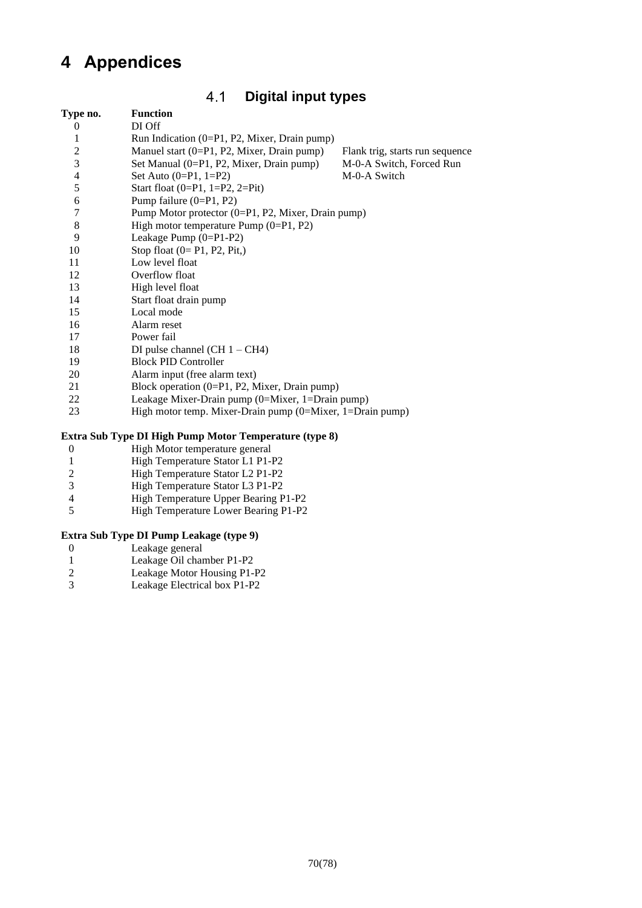# 4 Appendices

## 4.1 Digital input types

| Type no. | Function | |
|---|---|---|
| 0 | DI Off | |
| 1 | Run Indication (0=P1, P2, Mixer, Drain pump) | |
| 2 | Manuel start (0=P1, P2, Mixer, Drain pump) | Flank trig, starts run sequence |
| 3 | Set Manual (0=P1, P2, Mixer, Drain pump) | M-0-A Switch, Forced Run |
| 4 | Set Auto (0=P1, 1=P2) | M-0-A Switch |
| 5 | Start float (0=P1, 1=P2, 2=Pit) | |
| 6 | Pump failure (0=P1, P2) | |
| 7 | Pump Motor protector (0=P1, P2, Mixer, Drain pump) | |
| 8 | High motor temperature Pump (0=P1, P2) | |
| 9 | Leakage Pump (0=P1-P2) | |
| 10 | Stop float (0= P1, P2, Pit,) | |
| 11 | Low level float | |
| 12 | Overflow float | |
| 13 | High level float | |
| 14 | Start float drain pump | |
| 15 | Local mode | |
| 16 | Alarm reset | |
| 17 | Power fail | |
| 18 | DI pulse channel (CH 1 – CH4) | |
| 19 | Block PID Controller | |
| 20 | Alarm input (free alarm text) | |
| 21 | Block operation (0=P1, P2, Mixer, Drain pump) | |
| 22 | Leakage Mixer-Drain pump (0=Mixer, 1=Drain pump) | |
| 23 | High motor temp. Mixer-Drain pump (0=Mixer, 1=Drain pump) | |

**Extra Sub Type DI High Pump Motor Temperature (type 8)**

| | |
|---|---|
| 0 | High Motor temperature general |
| 1 | High Temperature Stator L1 P1-P2 |
| 2 | High Temperature Stator L2 P1-P2 |
| 3 | High Temperature Stator L3 P1-P2 |
| 4 | High Temperature Upper Bearing P1-P2 |
| 5 | High Temperature Lower Bearing P1-P2 |

**Extra Sub Type DI Pump Leakage (type 9)**

| | |
|---|---|
| 0 | Leakage general |
| 1 | Leakage Oil chamber P1-P2 |
| 2 | Leakage Motor Housing P1-P2 |
| 3 | Leakage Electrical box P1-P2 |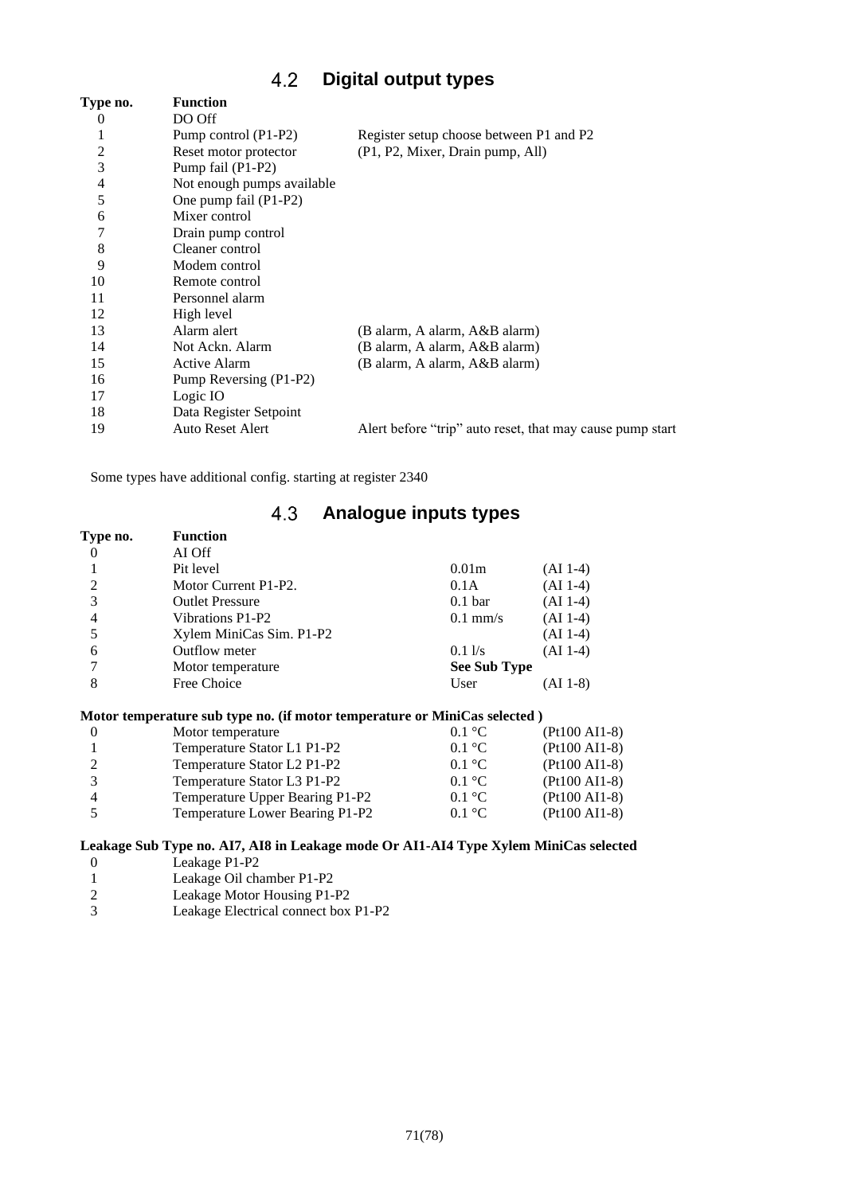## 4.2 Digital output types

| Type no. | Function | |
|---|---|---|
| 0 | DO Off | |
| 1 | Pump control (P1-P2) | Register setup choose between P1 and P2 |
| 2 | Reset motor protector | (P1, P2, Mixer, Drain pump, All) |
| 3 | Pump fail (P1-P2) | |
| 4 | Not enough pumps available | |
| 5 | One pump fail (P1-P2) | |
| 6 | Mixer control | |
| 7 | Drain pump control | |
| 8 | Cleaner control | |
| 9 | Modem control | |
| 10 | Remote control | |
| 11 | Personnel alarm | |
| 12 | High level | |
| 13 | Alarm alert | (B alarm, A alarm, A&B alarm) |
| 14 | Not Ackn. Alarm | (B alarm, A alarm, A&B alarm) |
| 15 | Active Alarm | (B alarm, A alarm, A&B alarm) |
| 16 | Pump Reversing (P1-P2) | |
| 17 | Logic IO | |
| 18 | Data Register Setpoint | |
| 19 | Auto Reset Alert | Alert before “trip” auto reset, that may cause pump start |

Some types have additional config. starting at register 2340

## 4.3 Analogue inputs types

| Type no. | Function | | |
|---|---|---|---|
| 0 | AI Off | | |
| 1 | Pit level | 0.01m | (AI 1-4) |
| 2 | Motor Current P1-P2. | 0.1A | (AI 1-4) |
| 3 | Outlet Pressure | 0.1 bar | (AI 1-4) |
| 4 | Vibrations P1-P2 | 0.1 mm/s | (AI 1-4) |
| 5 | Xylem MiniCas Sim. P1-P2 | | (AI 1-4) |
| 6 | Outflow meter | 0.1 l/s | (AI 1-4) |
| 7 | Motor temperature | **See Sub Type** | |
| 8 | Free Choice | User | (AI 1-8) |

**Motor temperature sub type no. (if motor temperature or MiniCas selected )**

| | | | |
|---|---|---|---|
| 0 | Motor temperature | 0.1 °C | (Pt100 AI1-8) |
| 1 | Temperature Stator L1 P1-P2 | 0.1 °C | (Pt100 AI1-8) |
| 2 | Temperature Stator L2 P1-P2 | 0.1 °C | (Pt100 AI1-8) |
| 3 | Temperature Stator L3 P1-P2 | 0.1 °C | (Pt100 AI1-8) |
| 4 | Temperature Upper Bearing P1-P2 | 0.1 °C | (Pt100 AI1-8) |
| 5 | Temperature Lower Bearing P1-P2 | 0.1 °C | (Pt100 AI1-8) |

**Leakage Sub Type no. AI7, AI8 in Leakage mode Or AI1-AI4 Type Xylem MiniCas selected**

| | |
|---|---|
| 0 | Leakage P1-P2 |
| 1 | Leakage Oil chamber P1-P2 |
| 2 | Leakage Motor Housing P1-P2 |
| 3 | Leakage Electrical connect box P1-P2 |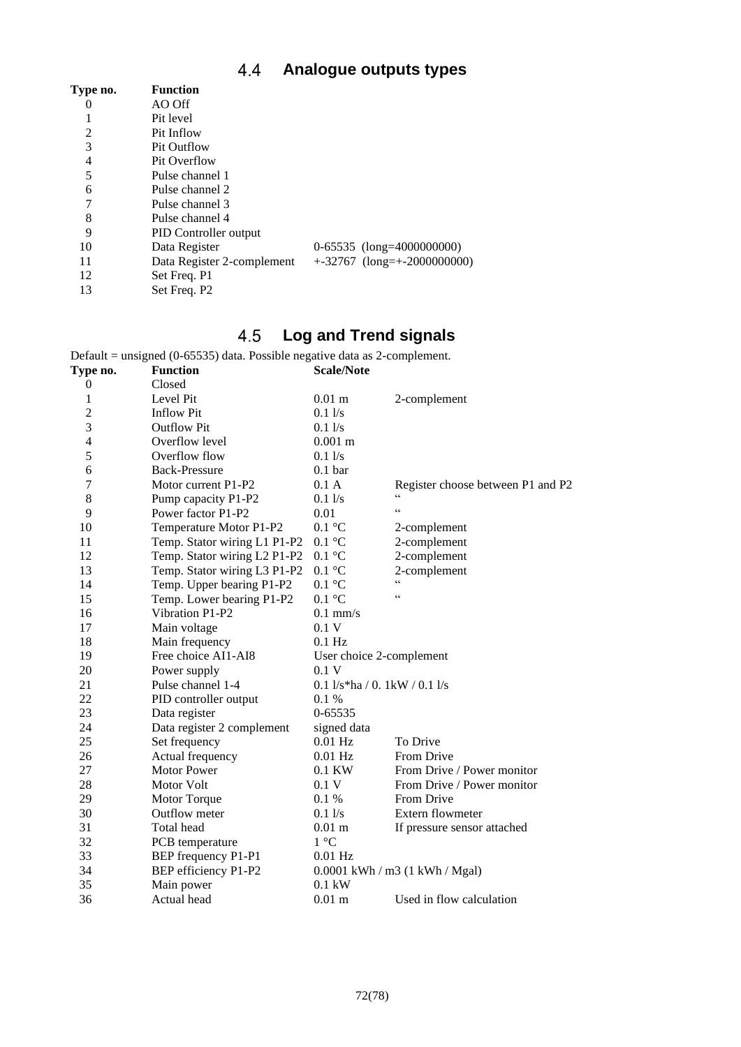## 4.4 Analogue outputs types

| Type no. | Function | |
|---|---|---|
| 0 | AO Off | |
| 1 | Pit level | |
| 2 | Pit Inflow | |
| 3 | Pit Outflow | |
| 4 | Pit Overflow | |
| 5 | Pulse channel 1 | |
| 6 | Pulse channel 2 | |
| 7 | Pulse channel 3 | |
| 8 | Pulse channel 4 | |
| 9 | PID Controller output | |
| 10 | Data Register | 0-65535 (long=4000000000) |
| 11 | Data Register 2-complement | +-32767 (long=+-2000000000) |
| 12 | Set Freq. P1 | |
| 13 | Set Freq. P2 | |

## 4.5 Log and Trend signals

Default = unsigned (0-65535) data. Possible negative data as 2-complement.

| Type no. | Function | Scale/Note | |
|---|---|---|---|
| 0 | Closed | | |
| 1 | Level Pit | 0.01 m | 2-complement |
| 2 | Inflow Pit | 0.1 l/s | |
| 3 | Outflow Pit | 0.1 l/s | |
| 4 | Overflow level | 0.001 m | |
| 5 | Overflow flow | 0.1 l/s | |
| 6 | Back-Pressure | 0.1 bar | |
| 7 | Motor current P1-P2 | 0.1 A | Register choose between P1 and P2 |
| 8 | Pump capacity P1-P2 | 0.1 l/s | “ |
| 9 | Power factor P1-P2 | 0.01 | “ |
| 10 | Temperature Motor P1-P2 | 0.1 °C | 2-complement |
| 11 | Temp. Stator wiring L1 P1-P2 | 0.1 °C | 2-complement |
| 12 | Temp. Stator wiring L2 P1-P2 | 0.1 °C | 2-complement |
| 13 | Temp. Stator wiring L3 P1-P2 | 0.1 °C | 2-complement |
| 14 | Temp. Upper bearing P1-P2 | 0.1 °C | “ |
| 15 | Temp. Lower bearing P1-P2 | 0.1 °C | “ |
| 16 | Vibration P1-P2 | 0.1 mm/s | |
| 17 | Main voltage | 0.1 V | |
| 18 | Main frequency | 0.1 Hz | |
| 19 | Free choice AI1-AI8 | User choice 2-complement | |
| 20 | Power supply | 0.1 V | |
| 21 | Pulse channel 1-4 | 0.1 l/s*ha / 0. 1kW / 0.1 l/s | |
| 22 | PID controller output | 0.1 % | |
| 23 | Data register | 0-65535 | |
| 24 | Data register 2 complement | signed data | |
| 25 | Set frequency | 0.01 Hz | To Drive |
| 26 | Actual frequency | 0.01 Hz | From Drive |
| 27 | Motor Power | 0.1 KW | From Drive / Power monitor |
| 28 | Motor Volt | 0.1 V | From Drive / Power monitor |
| 29 | Motor Torque | 0.1 % | From Drive |
| 30 | Outflow meter | 0.1 l/s | Extern flowmeter |
| 31 | Total head | 0.01 m | If pressure sensor attached |
| 32 | PCB temperature | 1 °C | |
| 33 | BEP frequency P1-P1 | 0.01 Hz | |
| 34 | BEP efficiency P1-P2 | 0.0001 kWh / m3 (1 kWh / Mgal) | |
| 35 | Main power | 0.1 kW | |
| 36 | Actual head | 0.01 m | Used in flow calculation |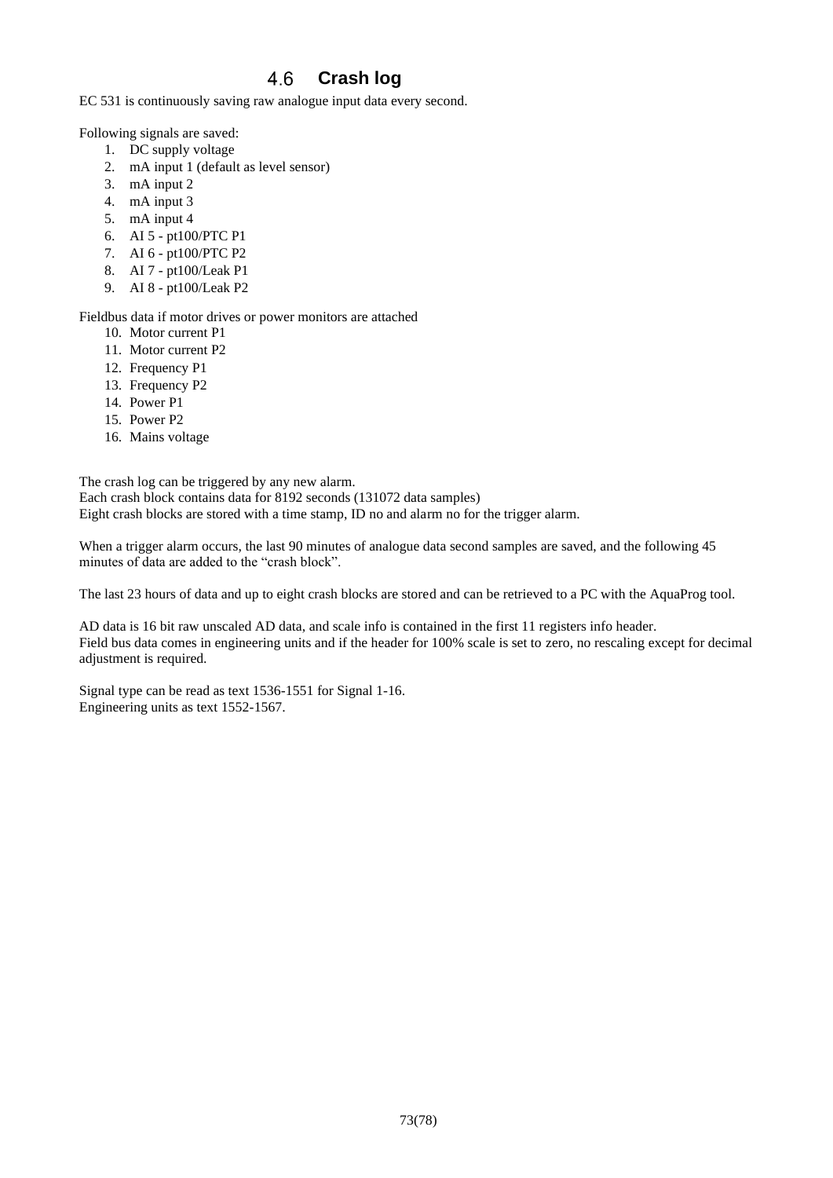## 4.6 Crash log

EC 531 is continuously saving raw analogue input data every second.

Following signals are saved:

1. DC supply voltage
2. mA input 1 (default as level sensor)
3. mA input 2
4. mA input 3
5. mA input 4
6. AI 5 - pt100/PTC P1
7. AI 6 - pt100/PTC P2
8. AI 7 - pt100/Leak P1
9. AI 8 - pt100/Leak P2

Fieldbus data if motor drives or power monitors are attached

10. Motor current P1
11. Motor current P2
12. Frequency P1
13. Frequency P2
14. Power P1
15. Power P2
16. Mains voltage

The crash log can be triggered by any new alarm.
Each crash block contains data for 8192 seconds (131072 data samples)
Eight crash blocks are stored with a time stamp, ID no and alarm no for the trigger alarm.

When a trigger alarm occurs, the last 90 minutes of analogue data second samples are saved, and the following 45 minutes of data are added to the "crash block".

The last 23 hours of data and up to eight crash blocks are stored and can be retrieved to a PC with the AquaProg tool.

AD data is 16 bit raw unscaled AD data, and scale info is contained in the first 11 registers info header.
Field bus data comes in engineering units and if the header for 100% scale is set to zero, no rescaling except for decimal adjustment is required.

Signal type can be read as text 1536-1551 for Signal 1-16.
Engineering units as text 1552-1567.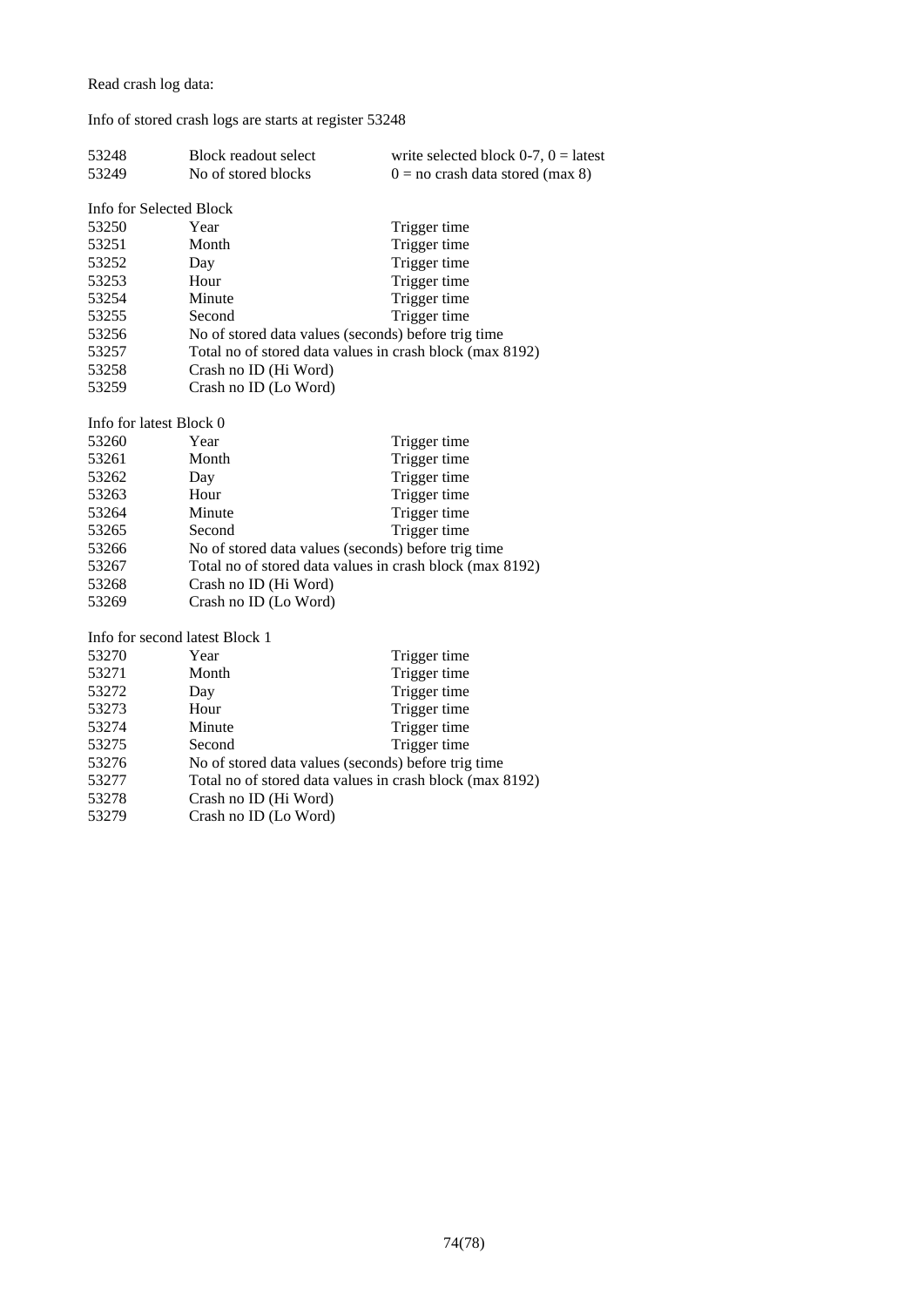Read crash log data:

Info of stored crash logs are starts at register 53248

| | | |
|---|---|---|
| 53248 | Block readout select | write selected block 0-7, 0 = latest |
| 53249 | No of stored blocks | 0 = no crash data stored (max 8) |

Info for Selected Block

| | | |
|---|---|---|
| 53250 | Year | Trigger time |
| 53251 | Month | Trigger time |
| 53252 | Day | Trigger time |
| 53253 | Hour | Trigger time |
| 53254 | Minute | Trigger time |
| 53255 | Second | Trigger time |
| 53256 | No of stored data values (seconds) before trig time | |
| 53257 | Total no of stored data values in crash block (max 8192) | |
| 53258 | Crash no ID (Hi Word) | |
| 53259 | Crash no ID (Lo Word) | |

Info for latest Block 0

| | | |
|---|---|---|
| 53260 | Year | Trigger time |
| 53261 | Month | Trigger time |
| 53262 | Day | Trigger time |
| 53263 | Hour | Trigger time |
| 53264 | Minute | Trigger time |
| 53265 | Second | Trigger time |
| 53266 | No of stored data values (seconds) before trig time | |
| 53267 | Total no of stored data values in crash block (max 8192) | |
| 53268 | Crash no ID (Hi Word) | |
| 53269 | Crash no ID (Lo Word) | |

Info for second latest Block 1

| | | |
|---|---|---|
| 53270 | Year | Trigger time |
| 53271 | Month | Trigger time |
| 53272 | Day | Trigger time |
| 53273 | Hour | Trigger time |
| 53274 | Minute | Trigger time |
| 53275 | Second | Trigger time |
| 53276 | No of stored data values (seconds) before trig time | |
| 53277 | Total no of stored data values in crash block (max 8192) | |
| 53278 | Crash no ID (Hi Word) | |
| 53279 | Crash no ID (Lo Word) | |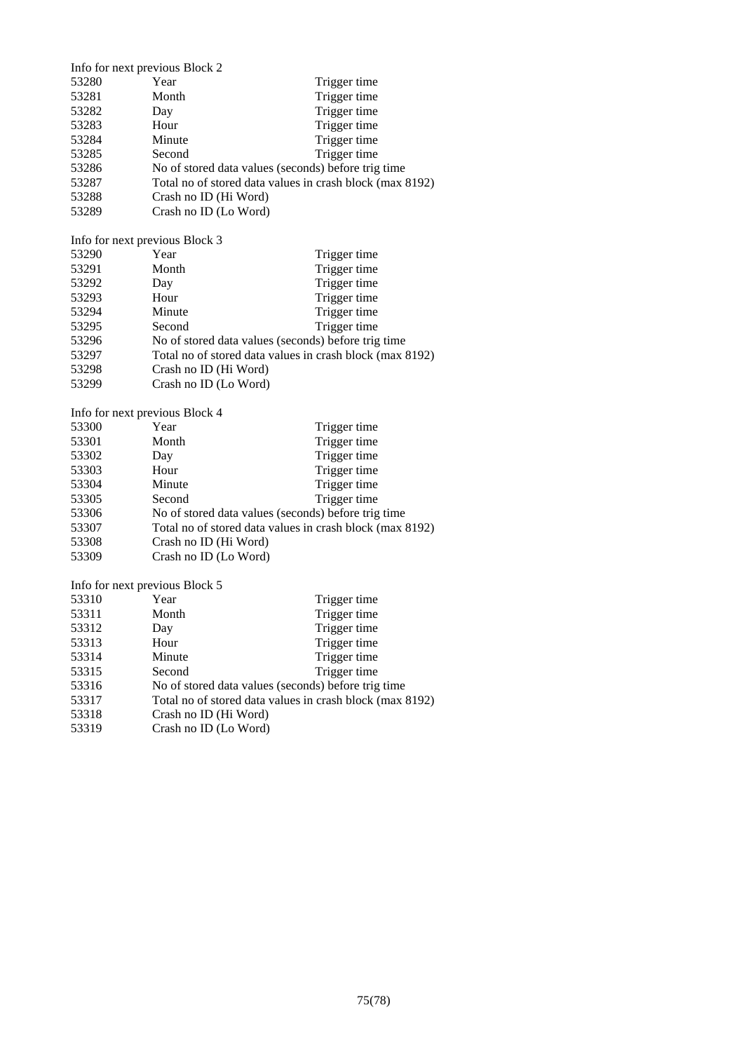Info for next previous Block 2

| | | |
|---|---|---|
| 53280 | Year | Trigger time |
| 53281 | Month | Trigger time |
| 53282 | Day | Trigger time |
| 53283 | Hour | Trigger time |
| 53284 | Minute | Trigger time |
| 53285 | Second | Trigger time |
| 53286 | No of stored data values (seconds) before trig time | |
| 53287 | Total no of stored data values in crash block (max 8192) | |
| 53288 | Crash no ID (Hi Word) | |
| 53289 | Crash no ID (Lo Word) | |

Info for next previous Block 3

| | | |
|---|---|---|
| 53290 | Year | Trigger time |
| 53291 | Month | Trigger time |
| 53292 | Day | Trigger time |
| 53293 | Hour | Trigger time |
| 53294 | Minute | Trigger time |
| 53295 | Second | Trigger time |
| 53296 | No of stored data values (seconds) before trig time | |
| 53297 | Total no of stored data values in crash block (max 8192) | |
| 53298 | Crash no ID (Hi Word) | |
| 53299 | Crash no ID (Lo Word) | |

Info for next previous Block 4

| | | |
|---|---|---|
| 53300 | Year | Trigger time |
| 53301 | Month | Trigger time |
| 53302 | Day | Trigger time |
| 53303 | Hour | Trigger time |
| 53304 | Minute | Trigger time |
| 53305 | Second | Trigger time |
| 53306 | No of stored data values (seconds) before trig time | |
| 53307 | Total no of stored data values in crash block (max 8192) | |
| 53308 | Crash no ID (Hi Word) | |
| 53309 | Crash no ID (Lo Word) | |

Info for next previous Block 5

| | | |
|---|---|---|
| 53310 | Year | Trigger time |
| 53311 | Month | Trigger time |
| 53312 | Day | Trigger time |
| 53313 | Hour | Trigger time |
| 53314 | Minute | Trigger time |
| 53315 | Second | Trigger time |
| 53316 | No of stored data values (seconds) before trig time | |
| 53317 | Total no of stored data values in crash block (max 8192) | |
| 53318 | Crash no ID (Hi Word) | |
| 53319 | Crash no ID (Lo Word) | |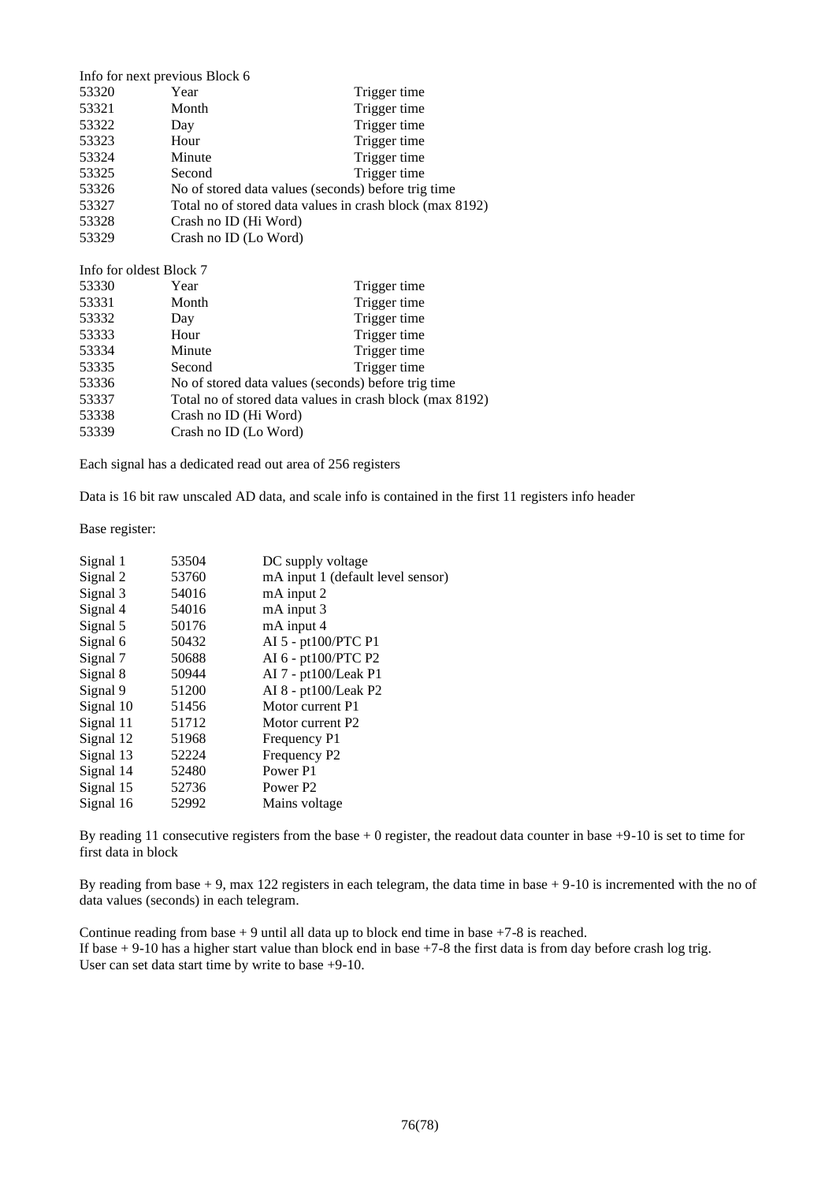Info for next previous Block 6

| | | |
|---|---|---|
| 53320 | Year | Trigger time |
| 53321 | Month | Trigger time |
| 53322 | Day | Trigger time |
| 53323 | Hour | Trigger time |
| 53324 | Minute | Trigger time |
| 53325 | Second | Trigger time |
| 53326 | No of stored data values (seconds) before trig time | |
| 53327 | Total no of stored data values in crash block (max 8192) | |
| 53328 | Crash no ID (Hi Word) | |
| 53329 | Crash no ID (Lo Word) | |

Info for oldest Block 7

| | | |
|---|---|---|
| 53330 | Year | Trigger time |
| 53331 | Month | Trigger time |
| 53332 | Day | Trigger time |
| 53333 | Hour | Trigger time |
| 53334 | Minute | Trigger time |
| 53335 | Second | Trigger time |
| 53336 | No of stored data values (seconds) before trig time | |
| 53337 | Total no of stored data values in crash block (max 8192) | |
| 53338 | Crash no ID (Hi Word) | |
| 53339 | Crash no ID (Lo Word) | |

Each signal has a dedicated read out area of 256 registers

Data is 16 bit raw unscaled AD data, and scale info is contained in the first 11 registers info header

Base register:

| | | |
|---|---|---|
| Signal 1 | 53504 | DC supply voltage |
| Signal 2 | 53760 | mA input 1 (default level sensor) |
| Signal 3 | 54016 | mA input 2 |
| Signal 4 | 54016 | mA input 3 |
| Signal 5 | 50176 | mA input 4 |
| Signal 6 | 50432 | AI 5 - pt100/PTC P1 |
| Signal 7 | 50688 | AI 6 - pt100/PTC P2 |
| Signal 8 | 50944 | AI 7 - pt100/Leak P1 |
| Signal 9 | 51200 | AI 8 - pt100/Leak P2 |
| Signal 10 | 51456 | Motor current P1 |
| Signal 11 | 51712 | Motor current P2 |
| Signal 12 | 51968 | Frequency P1 |
| Signal 13 | 52224 | Frequency P2 |
| Signal 14 | 52480 | Power P1 |
| Signal 15 | 52736 | Power P2 |
| Signal 16 | 52992 | Mains voltage |

By reading 11 consecutive registers from the base + 0 register, the readout data counter in base +9-10 is set to time for first data in block

By reading from base + 9, max 122 registers in each telegram, the data time in base + 9-10 is incremented with the no of data values (seconds) in each telegram.

Continue reading from base + 9 until all data up to block end time in base +7-8 is reached.
If base + 9-10 has a higher start value than block end in base +7-8 the first data is from day before crash log trig.
User can set data start time by write to base +9-10.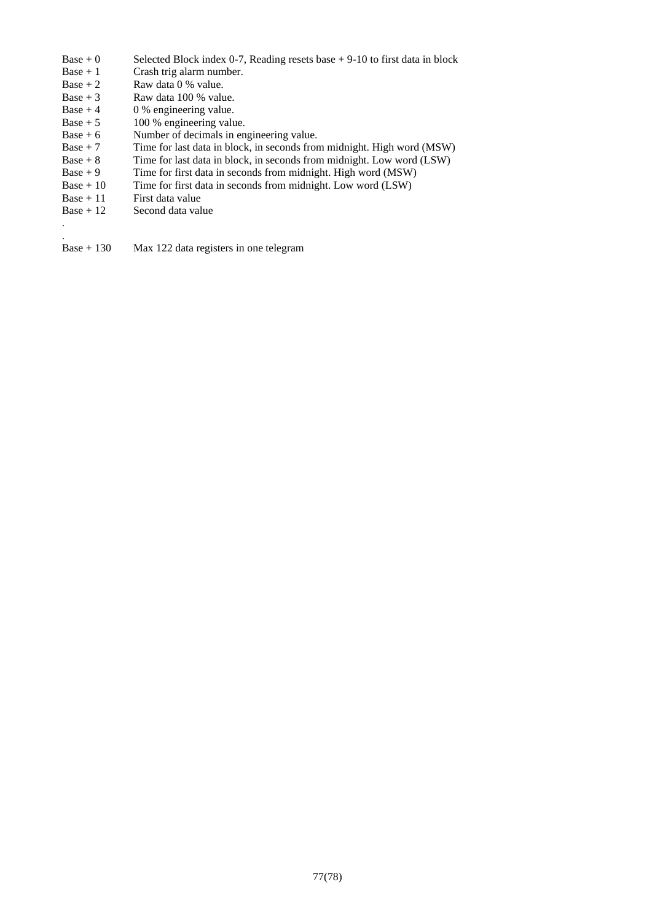| | |
|---|---|
| Base + 0 | Selected Block index 0-7, Reading resets base + 9-10 to first data in block |
| Base + 1 | Crash trig alarm number. |
| Base + 2 | Raw data 0 % value. |
| Base + 3 | Raw data 100 % value. |
| Base + 4 | 0 % engineering value. |
| Base + 5 | 100 % engineering value. |
| Base + 6 | Number of decimals in engineering value. |
| Base + 7 | Time for last data in block, in seconds from midnight. High word (MSW) |
| Base + 8 | Time for last data in block, in seconds from midnight. Low word (LSW) |
| Base + 9 | Time for first data in seconds from midnight. High word (MSW) |
| Base + 10 | Time for first data in seconds from midnight. Low word (LSW) |
| Base + 11 | First data value |
| Base + 12 | Second data value |
| . | |
| . | |
| Base + 130 | Max 122 data registers in one telegram |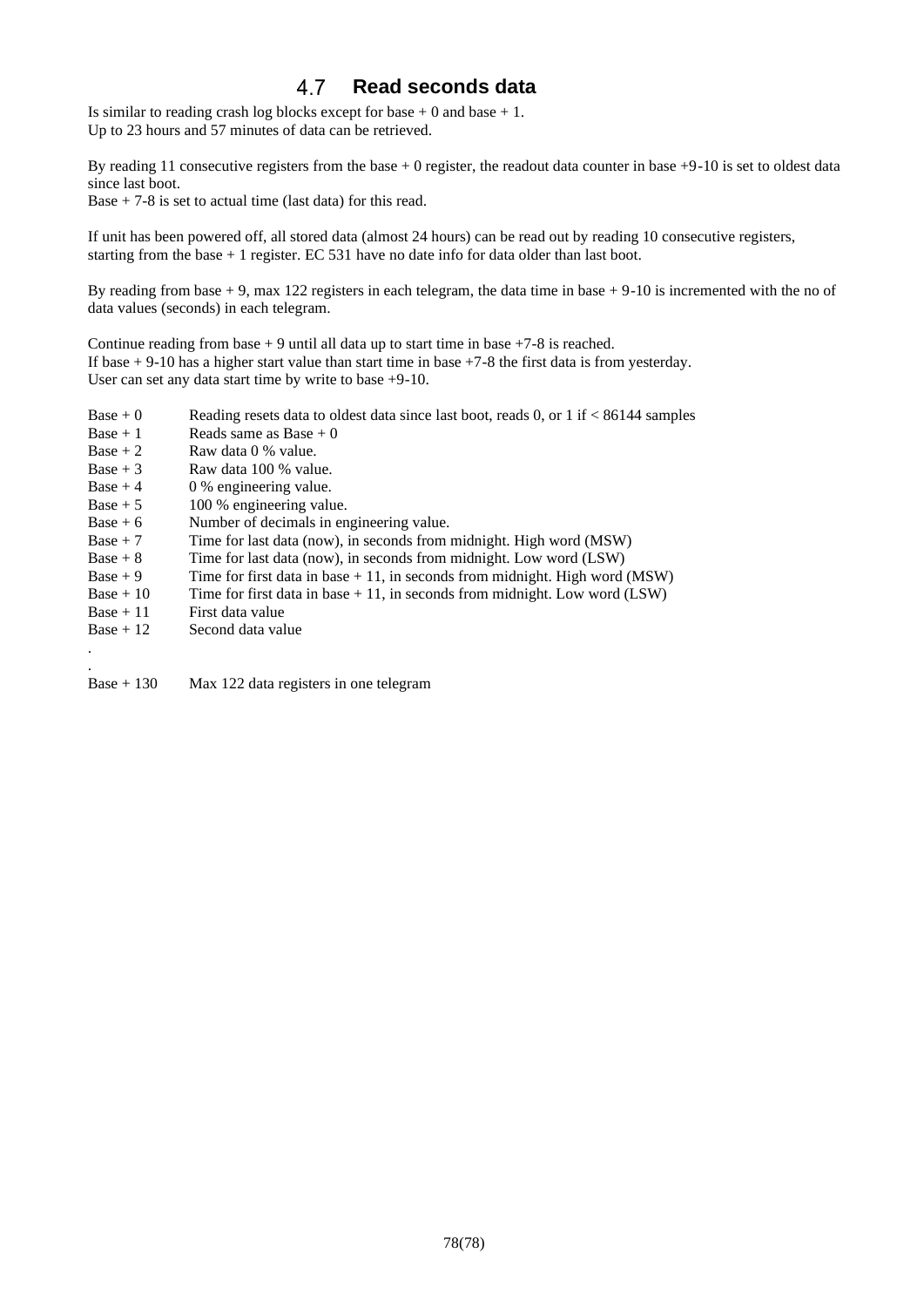## 4.7 Read seconds data

Is similar to reading crash log blocks except for base + 0 and base + 1.
Up to 23 hours and 57 minutes of data can be retrieved.

By reading 11 consecutive registers from the base + 0 register, the readout data counter in base +9-10 is set to oldest data since last boot.
Base + 7-8 is set to actual time (last data) for this read.

If unit has been powered off, all stored data (almost 24 hours) can be read out by reading 10 consecutive registers, starting from the base + 1 register. EC 531 have no date info for data older than last boot.

By reading from base + 9, max 122 registers in each telegram, the data time in base + 9-10 is incremented with the no of data values (seconds) in each telegram.

Continue reading from base + 9 until all data up to start time in base +7-8 is reached.
If base + 9-10 has a higher start value than start time in base +7-8 the first data is from yesterday.
User can set any data start time by write to base +9-10.

| | |
|---|---|
| Base + 0 | Reading resets data to oldest data since last boot, reads 0, or 1 if < 86144 samples |
| Base + 1 | Reads same as Base + 0 |
| Base + 2 | Raw data 0 % value. |
| Base + 3 | Raw data 100 % value. |
| Base + 4 | 0 % engineering value. |
| Base + 5 | 100 % engineering value. |
| Base + 6 | Number of decimals in engineering value. |
| Base + 7 | Time for last data (now), in seconds from midnight. High word (MSW) |
| Base + 8 | Time for last data (now), in seconds from midnight. Low word (LSW) |
| Base + 9 | Time for first data in base + 11, in seconds from midnight. High word (MSW) |
| Base + 10 | Time for first data in base + 11, in seconds from midnight. Low word (LSW) |
| Base + 11 | First data value |
| Base + 12 | Second data value |
| . | |
| . | |
| Base + 130 | Max 122 data registers in one telegram |